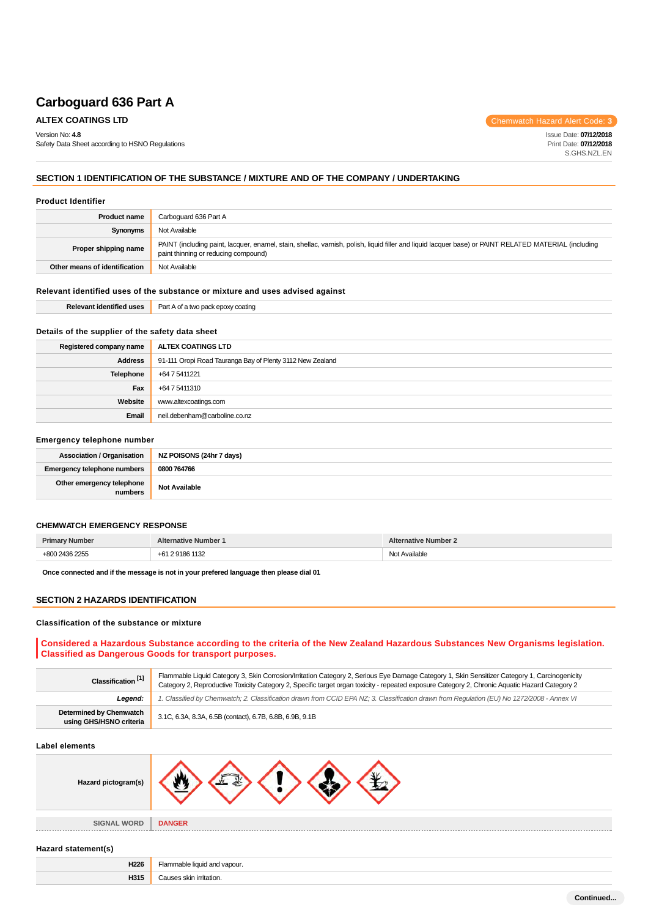# Carboguard 636 Part A

**ALTEX COATINGS LTD**

Chemwatch Hazard Alert Code: **3**

Version No: **4.8**
Safety Data Sheet according to HSNO Regulations

Issue Date: **07/12/2018**
Print Date: **07/12/2018**
S.GHS.NZL.EN

## SECTION 1 IDENTIFICATION OF THE SUBSTANCE / MIXTURE AND OF THE COMPANY / UNDERTAKING

### Product Identifier

| | |
|---|---|
| **Product name** | Carboguard 636 Part A |
| **Synonyms** | Not Available |
| **Proper shipping name** | PAINT (including paint, lacquer, enamel, stain, shellac, varnish, polish, liquid filler and liquid lacquer base) or PAINT RELATED MATERIAL (including paint thinning or reducing compound) |
| **Other means of identification** | Not Available |

### Relevant identified uses of the substance or mixture and uses advised against

| | |
|---|---|
| **Relevant identified uses** | Part A of a two pack epoxy coating |

### Details of the supplier of the safety data sheet

| | |
|---|---|
| **Registered company name** | **ALTEX COATINGS LTD** |
| **Address** | 91-111 Oropi Road Tauranga Bay of Plenty 3112 New Zealand |
| **Telephone** | +64 7 5411221 |
| **Fax** | +64 7 5411310 |
| **Website** | www.altexcoatings.com |
| **Email** | neil.debenham@carboline.co.nz |

### Emergency telephone number

| | |
|---|---|
| **Association / Organisation** | **NZ POISONS (24hr 7 days)** |
| **Emergency telephone numbers** | **0800 764766** |
| **Other emergency telephone numbers** | **Not Available** |

### CHEMWATCH EMERGENCY RESPONSE

| Primary Number | Alternative Number 1 | Alternative Number 2 |
|---|---|---|
| +800 2436 2255 | +61 2 9186 1132 | Not Available |

**Once connected and if the message is not in your prefered language then please dial 01**

## SECTION 2 HAZARDS IDENTIFICATION

### Classification of the substance or mixture

**Considered a Hazardous Substance according to the criteria of the New Zealand Hazardous Substances New Organisms legislation. Classified as Dangerous Goods for transport purposes.**

| | |
|---|---|
| **Classification** [1] | Flammable Liquid Category 3, Skin Corrosion/Irritation Category 2, Serious Eye Damage Category 1, Skin Sensitizer Category 1, Carcinogenicity Category 2, Reproductive Toxicity Category 2, Specific target organ toxicity - repeated exposure Category 2, Chronic Aquatic Hazard Category 2 |
| ***Legend:*** | *1. Classified by Chemwatch; 2. Classification drawn from CCID EPA NZ; 3. Classification drawn from Regulation (EU) No 1272/2008 - Annex VI* |
| **Determined by Chemwatch using GHS/HSNO criteria** | 3.1C, 6.3A, 8.3A, 6.5B (contact), 6.7B, 6.8B, 6.9B, 9.1B |

### Label elements

| | |
|---|---|
| **Hazard pictogram(s)** | |
| **SIGNAL WORD** | **DANGER** |

### Hazard statement(s)

| | |
|---|---|
| **H226** | Flammable liquid and vapour. |
| **H315** | Causes skin irritation. |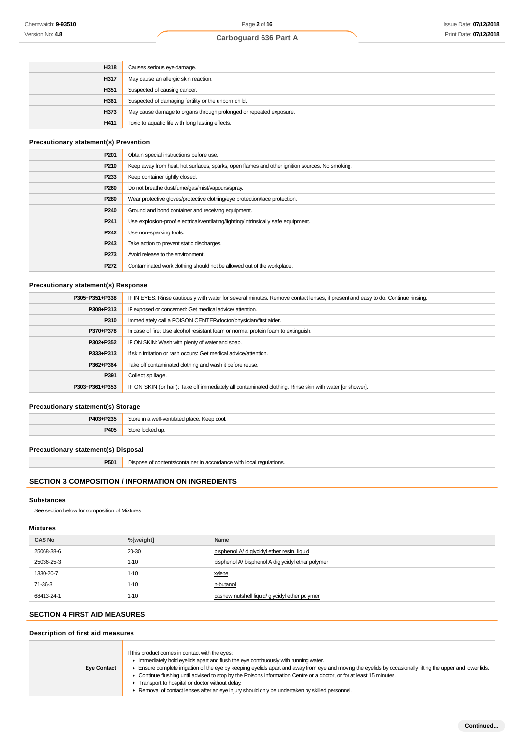| | |
|---|---|
| H318 | Causes serious eye damage. |
| H317 | May cause an allergic skin reaction. |
| H351 | Suspected of causing cancer. |
| H361 | Suspected of damaging fertility or the unborn child. |
| H373 | May cause damage to organs through prolonged or repeated exposure. |
| H411 | Toxic to aquatic life with long lasting effects. |

### Precautionary statement(s) Prevention

| | |
|---|---|
| P201 | Obtain special instructions before use. |
| P210 | Keep away from heat, hot surfaces, sparks, open flames and other ignition sources. No smoking. |
| P233 | Keep container tightly closed. |
| P260 | Do not breathe dust/fume/gas/mist/vapours/spray. |
| P280 | Wear protective gloves/protective clothing/eye protection/face protection. |
| P240 | Ground and bond container and receiving equipment. |
| P241 | Use explosion-proof electrical/ventilating/lighting/intrinsically safe equipment. |
| P242 | Use non-sparking tools. |
| P243 | Take action to prevent static discharges. |
| P273 | Avoid release to the environment. |
| P272 | Contaminated work clothing should not be allowed out of the workplace. |

### Precautionary statement(s) Response

| | |
|---|---|
| P305+P351+P338 | IF IN EYES: Rinse cautiously with water for several minutes. Remove contact lenses, if present and easy to do. Continue rinsing. |
| P308+P313 | IF exposed or concerned: Get medical advice/ attention. |
| P310 | Immediately call a POISON CENTER/doctor/physician/first aider. |
| P370+P378 | In case of fire: Use alcohol resistant foam or normal protein foam to extinguish. |
| P302+P352 | IF ON SKIN: Wash with plenty of water and soap. |
| P333+P313 | If skin irritation or rash occurs: Get medical advice/attention. |
| P362+P364 | Take off contaminated clothing and wash it before reuse. |
| P391 | Collect spillage. |
| P303+P361+P353 | IF ON SKIN (or hair): Take off immediately all contaminated clothing. Rinse skin with water [or shower]. |

### Precautionary statement(s) Storage

| | |
|---|---|
| P403+P235 | Store in a well-ventilated place. Keep cool. |
| P405 | Store locked up. |

### Precautionary statement(s) Disposal

| | |
|---|---|
| P501 | Dispose of contents/container in accordance with local regulations. |

## SECTION 3 COMPOSITION / INFORMATION ON INGREDIENTS

### Substances

See section below for composition of Mixtures

### Mixtures

| CAS No | %[weight] | Name |
|---|---|---|
| 25068-38-6 | 20-30 | bisphenol A/ diglycidyl ether resin, liquid |
| 25036-25-3 | 1-10 | bisphenol A/ bisphenol A diglycidyl ether polymer |
| 1330-20-7 | 1-10 | xylene |
| 71-36-3 | 1-10 | n-butanol |
| 68413-24-1 | 1-10 | cashew nutshell liquid/ glycidyl ether polymer |

## SECTION 4 FIRST AID MEASURES

### Description of first aid measures

| | |
|---|---|
| Eye Contact | If this product comes in contact with the eyes:<br>▸ Immediately hold eyelids apart and flush the eye continuously with running water.<br>▸ Ensure complete irrigation of the eye by keeping eyelids apart and away from eye and moving the eyelids by occasionally lifting the upper and lower lids.<br>▸ Continue flushing until advised to stop by the Poisons Information Centre or a doctor, or for at least 15 minutes.<br>▸ Transport to hospital or doctor without delay.<br>▸ Removal of contact lenses after an eye injury should only be undertaken by skilled personnel. |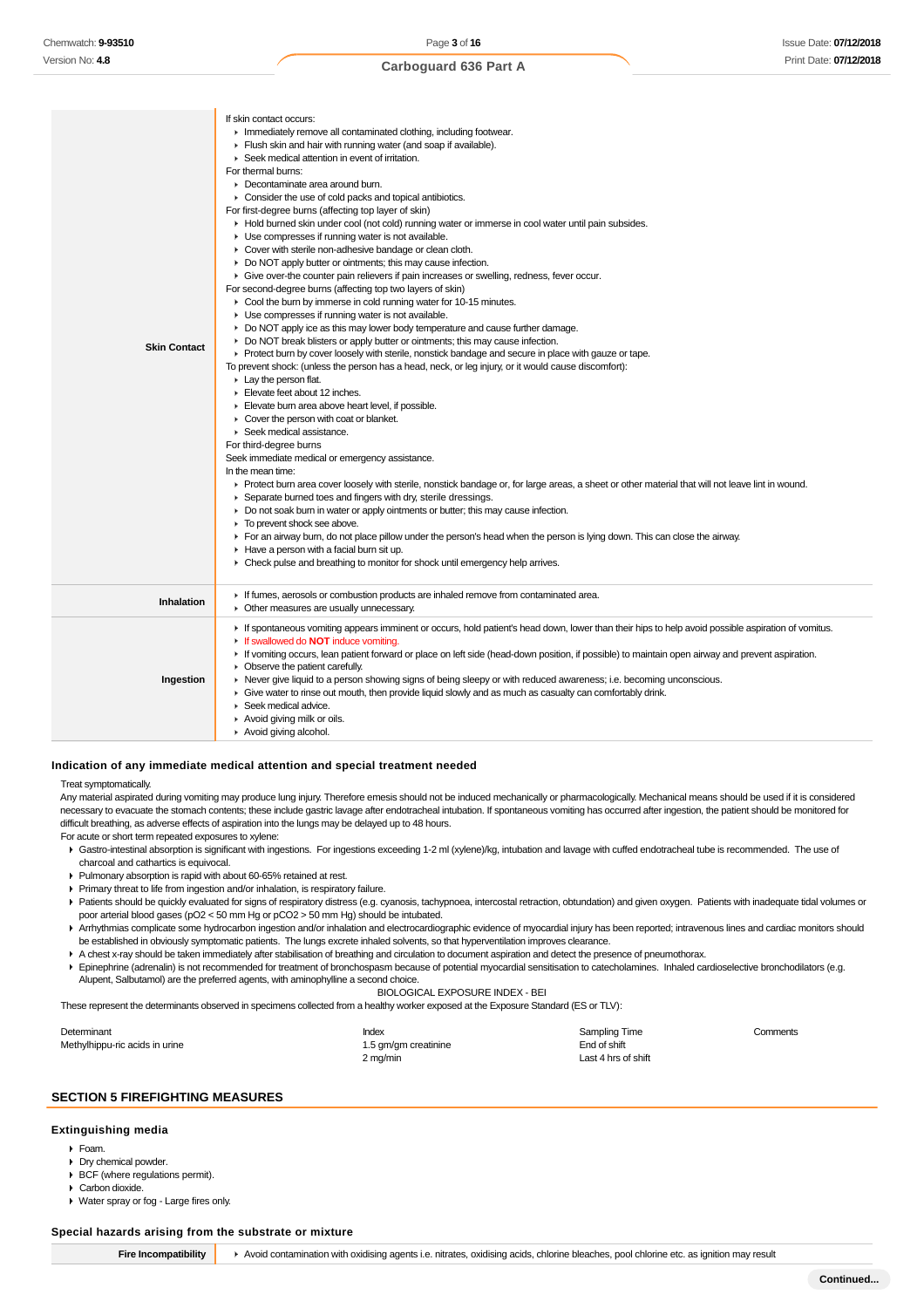| | |
|---|---|
| **Skin Contact** | If skin contact occurs:<br>▸ Immediately remove all contaminated clothing, including footwear.<br>▸ Flush skin and hair with running water (and soap if available).<br>▸ Seek medical attention in event of irritation.<br>For thermal burns:<br>▸ Decontaminate area around burn.<br>▸ Consider the use of cold packs and topical antibiotics.<br>For first-degree burns (affecting top layer of skin)<br>▸ Hold burned skin under cool (not cold) running water or immerse in cool water until pain subsides.<br>▸ Use compresses if running water is not available.<br>▸ Cover with sterile non-adhesive bandage or clean cloth.<br>▸ Do NOT apply butter or ointments; this may cause infection.<br>▸ Give over-the counter pain relievers if pain increases or swelling, redness, fever occur.<br>For second-degree burns (affecting top two layers of skin)<br>▸ Cool the burn by immerse in cold running water for 10-15 minutes.<br>▸ Use compresses if running water is not available.<br>▸ Do NOT apply ice as this may lower body temperature and cause further damage.<br>▸ Do NOT break blisters or apply butter or ointments; this may cause infection.<br>▸ Protect burn by cover loosely with sterile, nonstick bandage and secure in place with gauze or tape.<br>To prevent shock: (unless the person has a head, neck, or leg injury, or it would cause discomfort):<br>▸ Lay the person flat.<br>▸ Elevate feet about 12 inches.<br>▸ Elevate burn area above heart level, if possible.<br>▸ Cover the person with coat or blanket.<br>▸ Seek medical assistance.<br>For third-degree burns<br>Seek immediate medical or emergency assistance.<br>In the mean time:<br>▸ Protect burn area cover loosely with sterile, nonstick bandage or, for large areas, a sheet or other material that will not leave lint in wound.<br>▸ Separate burned toes and fingers with dry, sterile dressings.<br>▸ Do not soak burn in water or apply ointments or butter; this may cause infection.<br>▸ To prevent shock see above.<br>▸ For an airway burn, do not place pillow under the person's head when the person is lying down. This can close the airway.<br>▸ Have a person with a facial burn sit up.<br>▸ Check pulse and breathing to monitor for shock until emergency help arrives. |
| **Inhalation** | ▸ If fumes, aerosols or combustion products are inhaled remove from contaminated area.<br>▸ Other measures are usually unnecessary. |
| **Ingestion** | ▸ If spontaneous vomiting appears imminent or occurs, hold patient's head down, lower than their hips to help avoid possible aspiration of vomitus.<br>▸ If swallowed do **NOT** induce vomiting.<br>▸ If vomiting occurs, lean patient forward or place on left side (head-down position, if possible) to maintain open airway and prevent aspiration.<br>▸ Observe the patient carefully.<br>▸ Never give liquid to a person showing signs of being sleepy or with reduced awareness; i.e. becoming unconscious.<br>▸ Give water to rinse out mouth, then provide liquid slowly and as much as casualty can comfortably drink.<br>▸ Seek medical advice.<br>▸ Avoid giving milk or oils.<br>▸ Avoid giving alcohol. |

### Indication of any immediate medical attention and special treatment needed

Treat symptomatically.

Any material aspirated during vomiting may produce lung injury. Therefore emesis should not be induced mechanically or pharmacologically. Mechanical means should be used if it is considered necessary to evacuate the stomach contents; these include gastric lavage after endotracheal intubation. If spontaneous vomiting has occurred after ingestion, the patient should be monitored for difficult breathing, as adverse effects of aspiration into the lungs may be delayed up to 48 hours.

For acute or short term repeated exposures to xylene:

- Gastro-intestinal absorption is significant with ingestions. For ingestions exceeding 1-2 ml (xylene)/kg, intubation and lavage with cuffed endotracheal tube is recommended. The use of charcoal and cathartics is equivocal.
- Pulmonary absorption is rapid with about 60-65% retained at rest.
- Primary threat to life from ingestion and/or inhalation, is respiratory failure.
- Patients should be quickly evaluated for signs of respiratory distress (e.g. cyanosis, tachypnoea, intercostal retraction, obtundation) and given oxygen. Patients with inadequate tidal volumes or poor arterial blood gases ($pO_2$ < 50 mm Hg or $pCO_2$ > 50 mm Hg) should be intubated.
- Arrhythmias complicate some hydrocarbon ingestion and/or inhalation and electrocardiographic evidence of myocardial injury has been reported; intravenous lines and cardiac monitors should be established in obviously symptomatic patients. The lungs excrete inhaled solvents, so that hyperventilation improves clearance.
- A chest x-ray should be taken immediately after stabilisation of breathing and circulation to document aspiration and detect the presence of pneumothorax.
- Epinephrine (adrenalin) is not recommended for treatment of bronchospasm because of potential myocardial sensitisation to catecholamines. Inhaled cardioselective bronchodilators (e.g. Alupent, Salbutamol) are the preferred agents, with aminophylline a second choice.

BIOLOGICAL EXPOSURE INDEX - BEI

These represent the determinants observed in specimens collected from a healthy worker exposed at the Exposure Standard (ES or TLV):

| Determinant | Index | Sampling Time | Comments |
|---|---|---|---|
| Methylhippu-ric acids in urine | 1.5 gm/gm creatinine | End of shift | |
| | 2 mg/min | Last 4 hrs of shift | |

## SECTION 5 FIREFIGHTING MEASURES

### Extinguishing media

- Foam.
- Dry chemical powder.
- BCF (where regulations permit).
- Carbon dioxide.
- Water spray or fog - Large fires only.

### Special hazards arising from the substrate or mixture

| | |
|---|---|
| **Fire Incompatibility** | ▸ Avoid contamination with oxidising agents i.e. nitrates, oxidising acids, chlorine bleaches, pool chlorine etc. as ignition may result |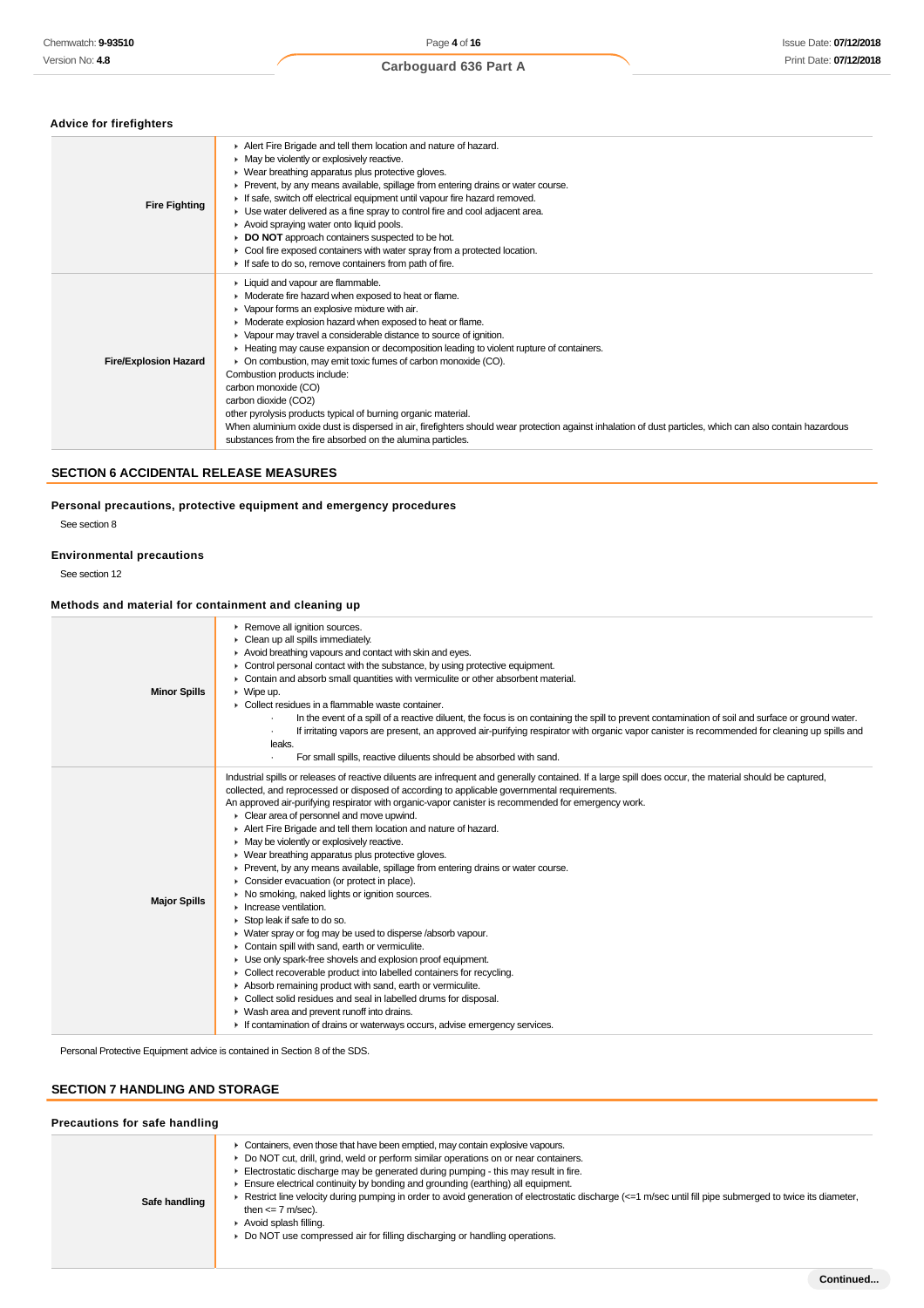### Advice for firefighters

| | |
|---|---|
| **Fire Fighting** | ▸ Alert Fire Brigade and tell them location and nature of hazard.<br>▸ May be violently or explosively reactive.<br>▸ Wear breathing apparatus plus protective gloves.<br>▸ Prevent, by any means available, spillage from entering drains or water course.<br>▸ If safe, switch off electrical equipment until vapour fire hazard removed.<br>▸ Use water delivered as a fine spray to control fire and cool adjacent area.<br>▸ Avoid spraying water onto liquid pools.<br>▸ **DO NOT** approach containers suspected to be hot.<br>▸ Cool fire exposed containers with water spray from a protected location.<br>▸ If safe to do so, remove containers from path of fire. |
| **Fire/Explosion Hazard** | ▸ Liquid and vapour are flammable.<br>▸ Moderate fire hazard when exposed to heat or flame.<br>▸ Vapour forms an explosive mixture with air.<br>▸ Moderate explosion hazard when exposed to heat or flame.<br>▸ Vapour may travel a considerable distance to source of ignition.<br>▸ Heating may cause expansion or decomposition leading to violent rupture of containers.<br>▸ On combustion, may emit toxic fumes of carbon monoxide (CO).<br>Combustion products include:<br>carbon monoxide (CO)<br>carbon dioxide ($CO_2$)<br>other pyrolysis products typical of burning organic material.<br>When aluminium oxide dust is dispersed in air, firefighters should wear protection against inhalation of dust particles, which can also contain hazardous substances from the fire absorbed on the alumina particles. |

## SECTION 6 ACCIDENTAL RELEASE MEASURES

### Personal precautions, protective equipment and emergency procedures

See section 8

### Environmental precautions

See section 12

### Methods and material for containment and cleaning up

| | |
|---|---|
| **Minor Spills** | ▸ Remove all ignition sources.<br>▸ Clean up all spills immediately.<br>▸ Avoid breathing vapours and contact with skin and eyes.<br>▸ Control personal contact with the substance, by using protective equipment.<br>▸ Contain and absorb small quantities with vermiculite or other absorbent material.<br>▸ Wipe up.<br>▸ Collect residues in a flammable waste container.<br>· In the event of a spill of a reactive diluent, the focus is on containing the spill to prevent contamination of soil and surface or ground water.<br>· If irritating vapors are present, an approved air-purifying respirator with organic vapor canister is recommended for cleaning up spills and leaks.<br>· For small spills, reactive diluents should be absorbed with sand. |
| **Major Spills** | Industrial spills or releases of reactive diluents are infrequent and generally contained. If a large spill does occur, the material should be captured, collected, and reprocessed or disposed of according to applicable governmental requirements.<br>An approved air-purifying respirator with organic-vapor canister is recommended for emergency work.<br>▸ Clear area of personnel and move upwind.<br>▸ Alert Fire Brigade and tell them location and nature of hazard.<br>▸ May be violently or explosively reactive.<br>▸ Wear breathing apparatus plus protective gloves.<br>▸ Prevent, by any means available, spillage from entering drains or water course.<br>▸ Consider evacuation (or protect in place).<br>▸ No smoking, naked lights or ignition sources.<br>▸ Increase ventilation.<br>▸ Stop leak if safe to do so.<br>▸ Water spray or fog may be used to disperse /absorb vapour.<br>▸ Contain spill with sand, earth or vermiculite.<br>▸ Use only spark-free shovels and explosion proof equipment.<br>▸ Collect recoverable product into labelled containers for recycling.<br>▸ Absorb remaining product with sand, earth or vermiculite.<br>▸ Collect solid residues and seal in labelled drums for disposal.<br>▸ Wash area and prevent runoff into drains.<br>▸ If contamination of drains or waterways occurs, advise emergency services. |

Personal Protective Equipment advice is contained in Section 8 of the SDS.

## SECTION 7 HANDLING AND STORAGE

### Precautions for safe handling

| | |
|---|---|
| **Safe handling** | ▸ Containers, even those that have been emptied, may contain explosive vapours.<br>▸ Do NOT cut, drill, grind, weld or perform similar operations on or near containers.<br>▸ Electrostatic discharge may be generated during pumping - this may result in fire.<br>▸ Ensure electrical continuity by bonding and grounding (earthing) all equipment.<br>▸ Restrict line velocity during pumping in order to avoid generation of electrostatic discharge (<=1 m/sec until fill pipe submerged to twice its diameter, then <= 7 m/sec).<br>▸ Avoid splash filling.<br>▸ Do NOT use compressed air for filling discharging or handling operations. |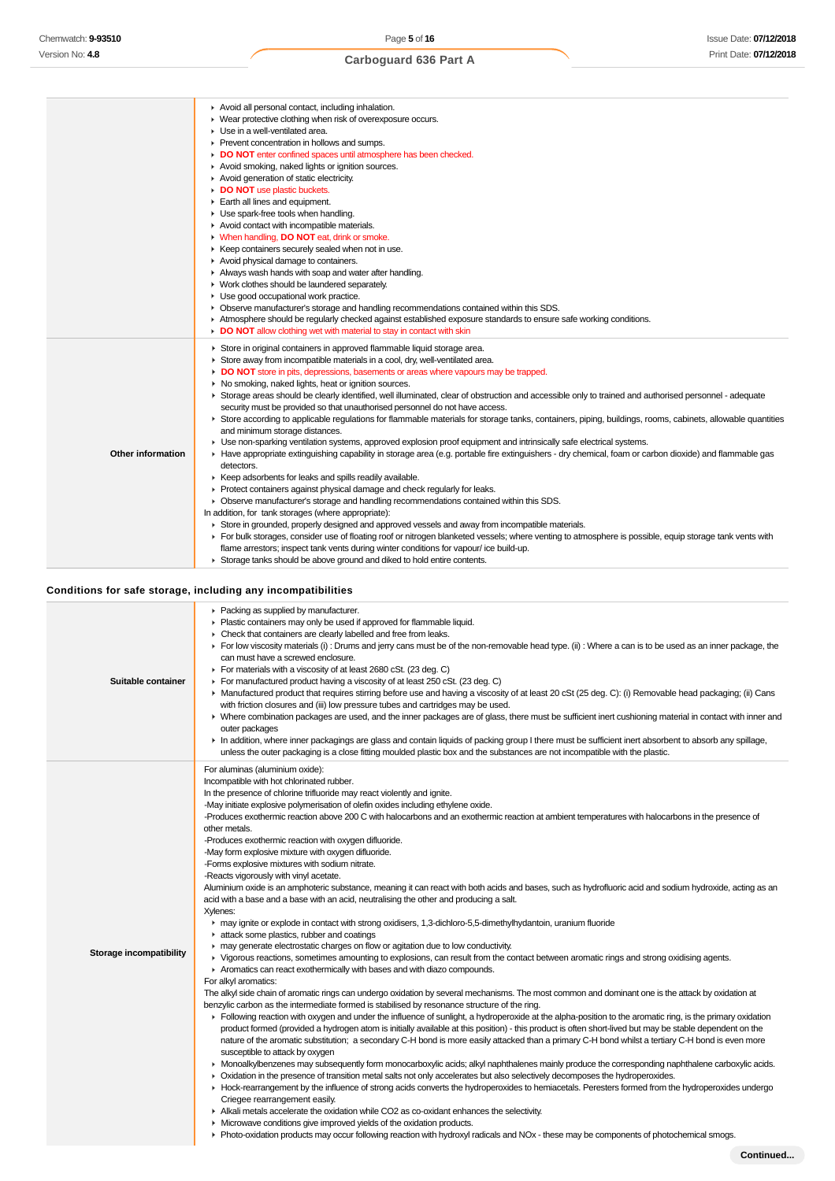| | |
|---|---|
| | - Avoid all personal contact, including inhalation.<br>- Wear protective clothing when risk of overexposure occurs.<br>- Use in a well-ventilated area.<br>- Prevent concentration in hollows and sumps.<br>- **DO NOT** enter confined spaces until atmosphere has been checked.<br>- Avoid smoking, naked lights or ignition sources.<br>- Avoid generation of static electricity.<br>- **DO NOT** use plastic buckets.<br>- Earth all lines and equipment.<br>- Use spark-free tools when handling.<br>- Avoid contact with incompatible materials.<br>- When handling, **DO NOT** eat, drink or smoke.<br>- Keep containers securely sealed when not in use.<br>- Avoid physical damage to containers.<br>- Always wash hands with soap and water after handling.<br>- Work clothes should be laundered separately.<br>- Use good occupational work practice.<br>- Observe manufacturer's storage and handling recommendations contained within this SDS.<br>- Atmosphere should be regularly checked against established exposure standards to ensure safe working conditions.<br>- **DO NOT** allow clothing wet with material to stay in contact with skin |
| **Other information** | - Store in original containers in approved flammable liquid storage area.<br>- Store away from incompatible materials in a cool, dry, well-ventilated area.<br>- **DO NOT** store in pits, depressions, basements or areas where vapours may be trapped.<br>- No smoking, naked lights, heat or ignition sources.<br>- Storage areas should be clearly identified, well illuminated, clear of obstruction and accessible only to trained and authorised personnel - adequate security must be provided so that unauthorised personnel do not have access.<br>- Store according to applicable regulations for flammable materials for storage tanks, containers, piping, buildings, rooms, cabinets, allowable quantities and minimum storage distances.<br>- Use non-sparking ventilation systems, approved explosion proof equipment and intrinsically safe electrical systems.<br>- Have appropriate extinguishing capability in storage area (e.g. portable fire extinguishers - dry chemical, foam or carbon dioxide) and flammable gas detectors.<br>- Keep adsorbents for leaks and spills readily available.<br>- Protect containers against physical damage and check regularly for leaks.<br>- Observe manufacturer's storage and handling recommendations contained within this SDS.<br>In addition, for tank storages (where appropriate):<br>- Store in grounded, properly designed and approved vessels and away from incompatible materials.<br>- For bulk storages, consider use of floating roof or nitrogen blanketed vessels; where venting to atmosphere is possible, equip storage tank vents with flame arrestors; inspect tank vents during winter conditions for vapour/ ice build-up.<br>- Storage tanks should be above ground and diked to hold entire contents. |

### Conditions for safe storage, including any incompatibilities

| | |
|---|---|
| **Suitable container** | - Packing as supplied by manufacturer.<br>- Plastic containers may only be used if approved for flammable liquid.<br>- Check that containers are clearly labelled and free from leaks.<br>- For low viscosity materials (i) : Drums and jerry cans must be of the non-removable head type. (ii) : Where a can is to be used as an inner package, the can must have a screwed enclosure.<br>- For materials with a viscosity of at least 2680 cSt. (23 deg. C)<br>- For manufactured product having a viscosity of at least 250 cSt. (23 deg. C)<br>- Manufactured product that requires stirring before use and having a viscosity of at least 20 cSt (25 deg. C): (i) Removable head packaging; (ii) Cans with friction closures and (iii) low pressure tubes and cartridges may be used.<br>- Where combination packages are used, and the inner packages are of glass, there must be sufficient inert cushioning material in contact with inner and outer packages<br>- In addition, where inner packagings are glass and contain liquids of packing group I there must be sufficient inert absorbent to absorb any spillage, unless the outer packaging is a close fitting moulded plastic box and the substances are not incompatible with the plastic. |
| **Storage incompatibility** | For aluminas (aluminium oxide):<br>Incompatible with hot chlorinated rubber.<br>In the presence of chlorine trifluoride may react violently and ignite.<br>-May initiate explosive polymerisation of olefin oxides including ethylene oxide.<br>-Produces exothermic reaction above 200 C with halocarbons and an exothermic reaction at ambient temperatures with halocarbons in the presence of other metals.<br>-Produces exothermic reaction with oxygen difluoride.<br>-May form explosive mixture with oxygen difluoride.<br>-Forms explosive mixtures with sodium nitrate.<br>-Reacts vigorously with vinyl acetate.<br>Aluminium oxide is an amphoteric substance, meaning it can react with both acids and bases, such as hydrofluoric acid and sodium hydroxide, acting as an acid with a base and a base with an acid, neutralising the other and producing a salt.<br>Xylenes:<br>- may ignite or explode in contact with strong oxidisers, 1,3-dichloro-5,5-dimethylhydantoin, uranium fluoride<br>- attack some plastics, rubber and coatings<br>- may generate electrostatic charges on flow or agitation due to low conductivity.<br>- Vigorous reactions, sometimes amounting to explosions, can result from the contact between aromatic rings and strong oxidising agents.<br>- Aromatics can react exothermically with bases and with diazo compounds.<br>For alkyl aromatics:<br>The alkyl side chain of aromatic rings can undergo oxidation by several mechanisms. The most common and dominant one is the attack by oxidation at benzylic carbon as the intermediate formed is stabilised by resonance structure of the ring.<br>- Following reaction with oxygen and under the influence of sunlight, a hydroperoxide at the alpha-position to the aromatic ring, is the primary oxidation product formed (provided a hydrogen atom is initially available at this position) - this product is often short-lived but may be stable dependent on the nature of the aromatic substitution; a secondary C-H bond is more easily attacked than a primary C-H bond whilst a tertiary C-H bond is even more susceptible to attack by oxygen<br>- Monoalkylbenzenes may subsequently form monocarboxylic acids; alkyl naphthalenes mainly produce the corresponding naphthalene carboxylic acids.<br>- Oxidation in the presence of transition metal salts not only accelerates but also selectively decomposes the hydroperoxides.<br>- Hock-rearrangement by the influence of strong acids converts the hydroperoxides to hemiacetals. Peresters formed from the hydroperoxides undergo Criegee rearrangement easily.<br>- Alkali metals accelerate the oxidation while $CO_2$ as co-oxidant enhances the selectivity.<br>- Microwave conditions give improved yields of the oxidation products.<br>- Photo-oxidation products may occur following reaction with hydroxyl radicals and NOx - these may be components of photochemical smogs. |

Continued...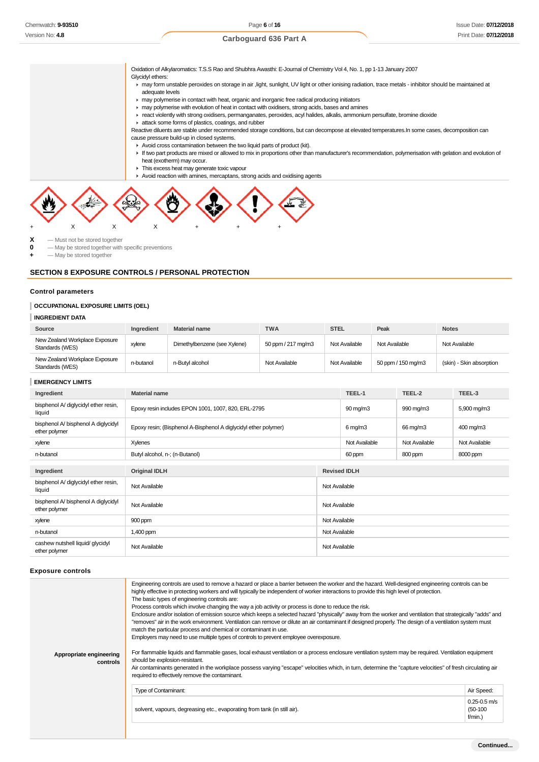Oxidation of Alkylaromatics: T.S.S Rao and Shubhra Awasthi: E-Journal of Chemistry Vol 4, No. 1, pp 1-13 January 2007
Glycidyl ethers:

- may form unstable peroxides on storage in air ,light, sunlight, UV light or other ionising radiation, trace metals - inhibitor should be maintained at adequate levels
- may polymerise in contact with heat, organic and inorganic free radical producing initiators
- may polymerise with evolution of heat in contact with oxidisers, strong acids, bases and amines
- react violently with strong oxidisers, permanganates, peroxides, acyl halides, alkalis, ammonium persulfate, bromine dioxide
- attack some forms of plastics, coatings, and rubber

Reactive diluents are stable under recommended storage conditions, but can decompose at elevated temperatures.In some cases, decomposition can cause pressure build-up in closed systems.

- Avoid cross contamination between the two liquid parts of product (kit).
- If two part products are mixed or allowed to mix in proportions other than manufacturer's recommendation, polymerisation with gelation and evolution of heat (exotherm) may occur.
- This excess heat may generate toxic vapour
- Avoid reaction with amines, mercaptans, strong acids and oxidising agents

\+ X X X + + +

**X** — Must not be stored together
**0** — May be stored together with specific preventions
**+** — May be stored together

## SECTION 8 EXPOSURE CONTROLS / PERSONAL PROTECTION

### Control parameters

#### OCCUPATIONAL EXPOSURE LIMITS (OEL)

#### INGREDIENT DATA

| Source | Ingredient | Material name | TWA | STEL | Peak | Notes |
|---|---|---|---|---|---|---|
| New Zealand Workplace Exposure Standards (WES) | xylene | Dimethylbenzene (see Xylene) | 50 ppm / 217 mg/m3 | Not Available | Not Available | Not Available |
| New Zealand Workplace Exposure Standards (WES) | n-butanol | n-Butyl alcohol | Not Available | Not Available | 50 ppm / 150 mg/m3 | (skin) - Skin absorption |

#### EMERGENCY LIMITS

| Ingredient | Material name | TEEL-1 | TEEL-2 | TEEL-3 |
|---|---|---|---|---|
| bisphenol A/ diglycidyl ether resin, liquid | Epoxy resin includes EPON 1001, 1007, 820, ERL-2795 | 90 mg/m3 | 990 mg/m3 | 5,900 mg/m3 |
| bisphenol A/ bisphenol A diglycidyl ether polymer | Epoxy resin; (Bisphenol A-Bisphenol A diglycidyl ether polymer) | 6 mg/m3 | 66 mg/m3 | 400 mg/m3 |
| xylene | Xylenes | Not Available | Not Available | Not Available |
| n-butanol | Butyl alcohol, n-; (n-Butanol) | 60 ppm | 800 ppm | 8000 ppm |

| Ingredient | Original IDLH | Revised IDLH |
|---|---|---|
| bisphenol A/ diglycidyl ether resin, liquid | Not Available | Not Available |
| bisphenol A/ bisphenol A diglycidyl ether polymer | Not Available | Not Available |
| xylene | 900 ppm | Not Available |
| n-butanol | 1,400 ppm | Not Available |
| cashew nutshell liquid/ glycidyl ether polymer | Not Available | Not Available |

### Exposure controls

**Appropriate engineering controls**

Engineering controls are used to remove a hazard or place a barrier between the worker and the hazard. Well-designed engineering controls can be highly effective in protecting workers and will typically be independent of worker interactions to provide this high level of protection.
The basic types of engineering controls are:
Process controls which involve changing the way a job activity or process is done to reduce the risk.
Enclosure and/or isolation of emission source which keeps a selected hazard "physically" away from the worker and ventilation that strategically "adds" and "removes" air in the work environment. Ventilation can remove or dilute an air contaminant if designed properly. The design of a ventilation system must match the particular process and chemical or contaminant in use.
Employers may need to use multiple types of controls to prevent employee overexposure.

For flammable liquids and flammable gases, local exhaust ventilation or a process enclosure ventilation system may be required. Ventilation equipment should be explosion-resistant.
Air contaminants generated in the workplace possess varying "escape" velocities which, in turn, determine the "capture velocities" of fresh circulating air required to effectively remove the contaminant.

| Type of Contaminant: | Air Speed: |
|---|---|
| solvent, vapours, degreasing etc., evaporating from tank (in still air). | 0.25-0.5 m/s (50-100 f/min.) |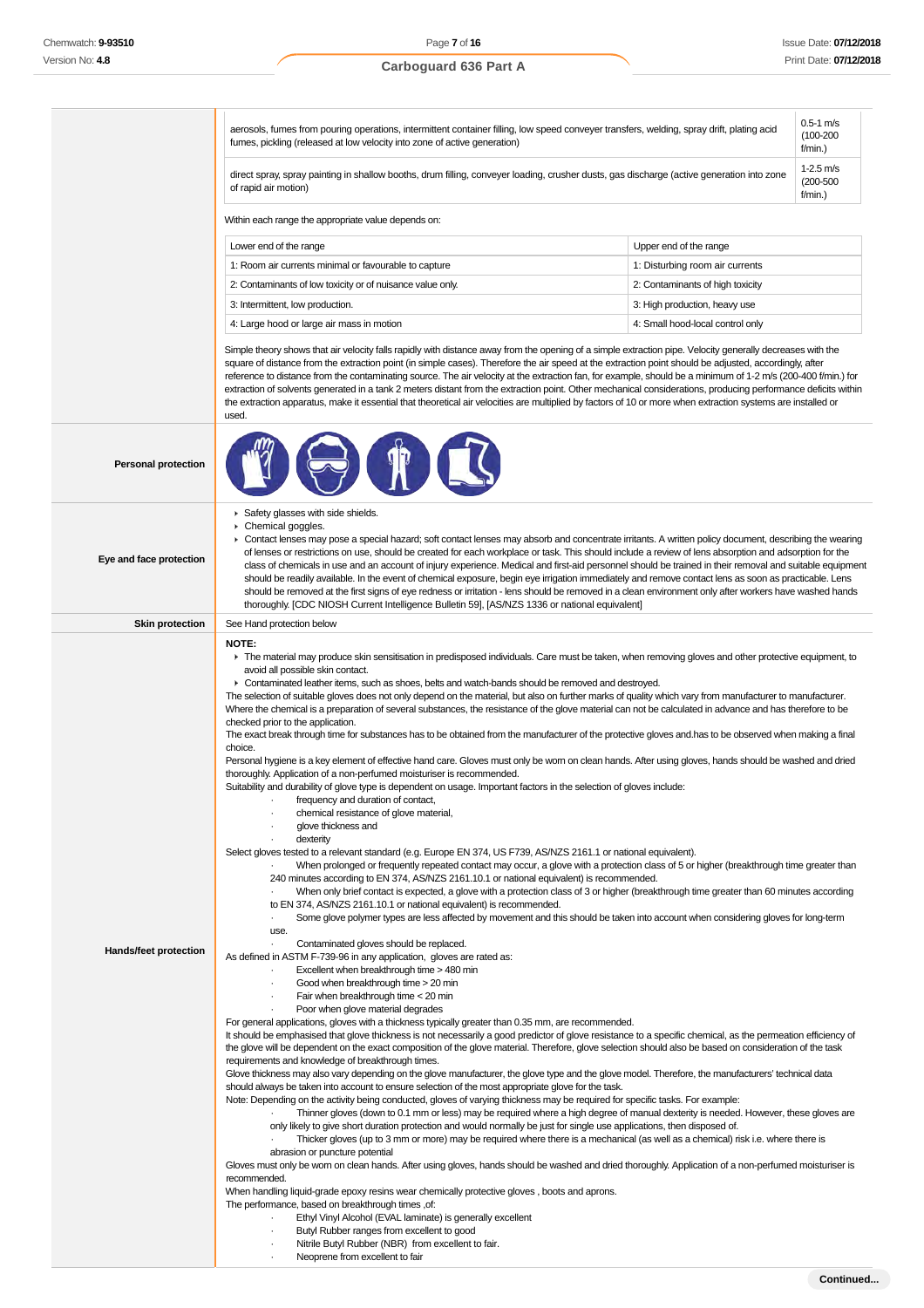| | |
|---|---|
| aerosols, fumes from pouring operations, intermittent container filling, low speed conveyer transfers, welding, spray drift, plating acid fumes, pickling (released at low velocity into zone of active generation) | 0.5-1 m/s (100-200 f/min.) |
| direct spray, spray painting in shallow booths, drum filling, conveyer loading, crusher dusts, gas discharge (active generation into zone of rapid air motion) | 1-2.5 m/s (200-500 f/min.) |

Within each range the appropriate value depends on:

| Lower end of the range | Upper end of the range |
|---|---|
| 1: Room air currents minimal or favourable to capture | 1: Disturbing room air currents |
| 2: Contaminants of low toxicity or of nuisance value only. | 2: Contaminants of high toxicity |
| 3: Intermittent, low production. | 3: High production, heavy use |
| 4: Large hood or large air mass in motion | 4: Small hood-local control only |

Simple theory shows that air velocity falls rapidly with distance away from the opening of a simple extraction pipe. Velocity generally decreases with the square of distance from the extraction point (in simple cases). Therefore the air speed at the extraction point should be adjusted, accordingly, after reference to distance from the contaminating source. The air velocity at the extraction fan, for example, should be a minimum of 1-2 m/s (200-400 f/min.) for extraction of solvents generated in a tank 2 meters distant from the extraction point. Other mechanical considerations, producing performance deficits within the extraction apparatus, make it essential that theoretical air velocities are multiplied by factors of 10 or more when extraction systems are installed or used.

**Personal protection**

**Eye and face protection**

- Safety glasses with side shields.
- Chemical goggles.
- Contact lenses may pose a special hazard; soft contact lenses may absorb and concentrate irritants. A written policy document, describing the wearing of lenses or restrictions on use, should be created for each workplace or task. This should include a review of lens absorption and adsorption for the class of chemicals in use and an account of injury experience. Medical and first-aid personnel should be trained in their removal and suitable equipment should be readily available. In the event of chemical exposure, begin eye irrigation immediately and remove contact lens as soon as practicable. Lens should be removed at the first signs of eye redness or irritation - lens should be removed in a clean environment only after workers have washed hands thoroughly. [CDC NIOSH Current Intelligence Bulletin 59], [AS/NZS 1336 or national equivalent]

**Skin protection**

See Hand protection below

**Hands/feet protection**

**NOTE:**

- The material may produce skin sensitisation in predisposed individuals. Care must be taken, when removing gloves and other protective equipment, to avoid all possible skin contact.
- Contaminated leather items, such as shoes, belts and watch-bands should be removed and destroyed.

The selection of suitable gloves does not only depend on the material, but also on further marks of quality which vary from manufacturer to manufacturer. Where the chemical is a preparation of several substances, the resistance of the glove material can not be calculated in advance and has therefore to be checked prior to the application.

The exact break through time for substances has to be obtained from the manufacturer of the protective gloves and.has to be observed when making a final choice.

Personal hygiene is a key element of effective hand care. Gloves must only be worn on clean hands. After using gloves, hands should be washed and dried thoroughly. Application of a non-perfumed moisturiser is recommended.

Suitability and durability of glove type is dependent on usage. Important factors in the selection of gloves include:

- frequency and duration of contact,
- chemical resistance of glove material,
- glove thickness and
- dexterity

Select gloves tested to a relevant standard (e.g. Europe EN 374, US F739, AS/NZS 2161.1 or national equivalent).

- When prolonged or frequently repeated contact may occur, a glove with a protection class of 5 or higher (breakthrough time greater than 240 minutes according to EN 374, AS/NZS 2161.10.1 or national equivalent) is recommended.
- When only brief contact is expected, a glove with a protection class of 3 or higher (breakthrough time greater than 60 minutes according to EN 374, AS/NZS 2161.10.1 or national equivalent) is recommended.
- Some glove polymer types are less affected by movement and this should be taken into account when considering gloves for long-term use.
- Contaminated gloves should be replaced.

As defined in ASTM F-739-96 in any application, gloves are rated as:

- Excellent when breakthrough time > 480 min
- Good when breakthrough time > 20 min
- Fair when breakthrough time < 20 min
- Poor when glove material degrades

For general applications, gloves with a thickness typically greater than 0.35 mm, are recommended.

It should be emphasised that glove thickness is not necessarily a good predictor of glove resistance to a specific chemical, as the permeation efficiency of the glove will be dependent on the exact composition of the glove material. Therefore, glove selection should also be based on consideration of the task requirements and knowledge of breakthrough times.

Glove thickness may also vary depending on the glove manufacturer, the glove type and the glove model. Therefore, the manufacturers' technical data should always be taken into account to ensure selection of the most appropriate glove for the task.

Note: Depending on the activity being conducted, gloves of varying thickness may be required for specific tasks. For example:

- Thinner gloves (down to 0.1 mm or less) may be required where a high degree of manual dexterity is needed. However, these gloves are only likely to give short duration protection and would normally be just for single use applications, then disposed of.
- Thicker gloves (up to 3 mm or more) may be required where there is a mechanical (as well as a chemical) risk i.e. where there is abrasion or puncture potential

Gloves must only be worn on clean hands. After using gloves, hands should be washed and dried thoroughly. Application of a non-perfumed moisturiser is recommended.

When handling liquid-grade epoxy resins wear chemically protective gloves , boots and aprons.

The performance, based on breakthrough times ,of:

- Ethyl Vinyl Alcohol (EVAL laminate) is generally excellent
- Butyl Rubber ranges from excellent to good
- Nitrile Butyl Rubber (NBR) from excellent to fair.
- Neoprene from excellent to fair

Continued...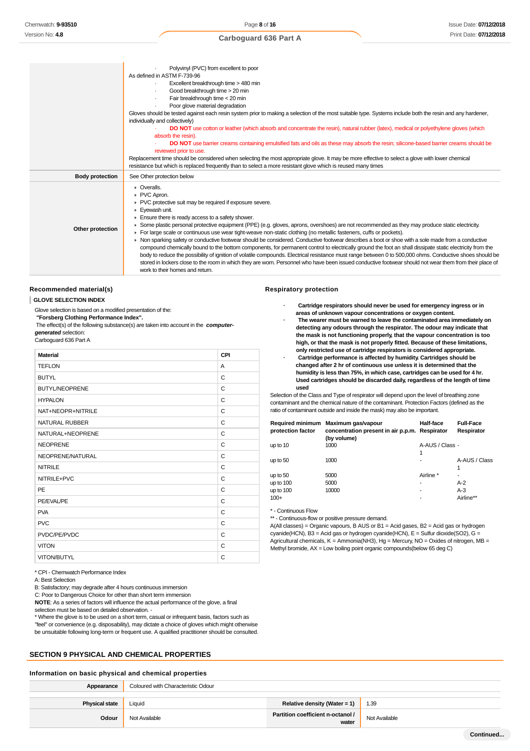| | |
|---|---|
| | · Polyvinyl (PVC) from excellent to poor<br>As defined in ASTM F-739-96<br>· Excellent breakthrough time > 480 min<br>· Good breakthrough time > 20 min<br>· Fair breakthrough time < 20 min<br>· Poor glove material degradation<br>Gloves should be tested against each resin system prior to making a selection of the most suitable type. Systems include both the resin and any hardener, individually and collectively)<br>· **DO NOT** use cotton or leather (which absorb and concentrate the resin), natural rubber (latex), medical or polyethylene gloves (which absorb the resin).<br>· **DO NOT** use barrier creams containing emulsified fats and oils as these may absorb the resin; silicone-based barrier creams should be reviewed prior to use.<br>Replacement time should be considered when selecting the most appropriate glove. It may be more effective to select a glove with lower chemical resistance but which is replaced frequently than to select a more resistant glove which is reused many times |
| **Body protection** | See Other protection below |
| **Other protection** | ▸ Overalls.<br>▸ PVC Apron.<br>▸ PVC protective suit may be required if exposure severe.<br>▸ Eyewash unit.<br>▸ Ensure there is ready access to a safety shower.<br>▸ Some plastic personal protective equipment (PPE) (e.g. gloves, aprons, overshoes) are not recommended as they may produce static electricity.<br>▸ For large scale or continuous use wear tight-weave non-static clothing (no metallic fasteners, cuffs or pockets).<br>▸ Non sparking safety or conductive footwear should be considered. Conductive footwear describes a boot or shoe with a sole made from a conductive compound chemically bound to the bottom components, for permanent control to electrically ground the foot an shall dissipate static electricity from the body to reduce the possibility of ignition of volatile compounds. Electrical resistance must range between 0 to 500,000 ohms. Conductive shoes should be stored in lockers close to the room in which they are worn. Personnel who have been issued conductive footwear should not wear them from their place of work to their homes and return. |

### Recommended material(s)

**GLOVE SELECTION INDEX**

Glove selection is based on a modified presentation of the:
**"Forsberg Clothing Performance Index".**
The effect(s) of the following substance(s) are taken into account in the ***computer-generated*** selection:
Carboguard 636 Part A

| Material | CPI |
|---|---|
| TEFLON | A |
| BUTYL | C |
| BUTYL/NEOPRENE | C |
| HYPALON | C |
| NAT+NEOPR+NITRILE | C |
| NATURAL RUBBER | C |
| NATURAL+NEOPRENE | C |
| NEOPRENE | C |
| NEOPRENE/NATURAL | C |
| NITRILE | C |
| NITRILE+PVC | C |
| PE | C |
| PE/EVAL/PE | C |
| PVA | C |
| PVC | C |
| PVDC/PE/PVDC | C |
| VITON | C |
| VITON/BUTYL | C |

\* CPI - Chemwatch Performance Index
A: Best Selection
B: Satisfactory; may degrade after 4 hours continuous immersion
C: Poor to Dangerous Choice for other than short term immersion
**NOTE**: As a series of factors will influence the actual performance of the glove, a final selection must be based on detailed observation. -
\* Where the glove is to be used on a short term, casual or infrequent basis, factors such as "feel" or convenience (e.g. disposability), may dictate a choice of gloves which might otherwise be unsuitable following long-term or frequent use. A qualified practitioner should be consulted.

### Respiratory protection

- **Cartridge respirators should never be used for emergency ingress or in areas of unknown vapour concentrations or oxygen content.**
- **The wearer must be warned to leave the contaminated area immediately on detecting any odours through the respirator. The odour may indicate that the mask is not functioning properly, that the vapour concentration is too high, or that the mask is not properly fitted. Because of these limitations, only restricted use of cartridge respirators is considered appropriate.**
- **Cartridge performance is affected by humidity. Cartridges should be changed after 2 hr of continuous use unless it is determined that the humidity is less than 75%, in which case, cartridges can be used for 4 hr. Used cartridges should be discarded daily, regardless of the length of time used**

Selection of the Class and Type of respirator will depend upon the level of breathing zone contaminant and the chemical nature of the contaminant. Protection Factors (defined as the ratio of contaminant outside and inside the mask) may also be important.

| Required minimum protection factor | Maximum gas/vapour concentration present in air p.p.m. (by volume) | Half-face Respirator | Full-Face Respirator |
|---|---|---|---|
| up to 10 | 1000 | A-AUS / Class 1 | - |
| up to 50 | 1000 | - | A-AUS / Class 1 |
| up to 50 | 5000 | Airline * | - |
| up to 100 | 5000 | - | A-2 |
| up to 100 | 10000 | - | A-3 |
| 100+ | | - | Airline** |

\* - Continuous Flow
\*\* - Continuous-flow or positive pressure demand.
A(All classes) = Organic vapours, B AUS or B1 = Acid gases, B2 = Acid gas or hydrogen cyanide(HCN), B3 = Acid gas or hydrogen cyanide(HCN), E = Sulfur dioxide(SO2), G = Agricultural chemicals, K = Ammonia(NH3), Hg = Mercury, NO = Oxides of nitrogen, MB = Methyl bromide, AX = Low boiling point organic compounds(below 65 deg C)

## SECTION 9 PHYSICAL AND CHEMICAL PROPERTIES

### Information on basic physical and chemical properties

| | | | |
|---|---|---|---|
| **Appearance** | Coloured with Characteristic Odour | | |
| **Physical state** | Liquid | **Relative density (Water = 1)** | 1.39 |
| **Odour** | Not Available | **Partition coefficient n-octanol / water** | Not Available |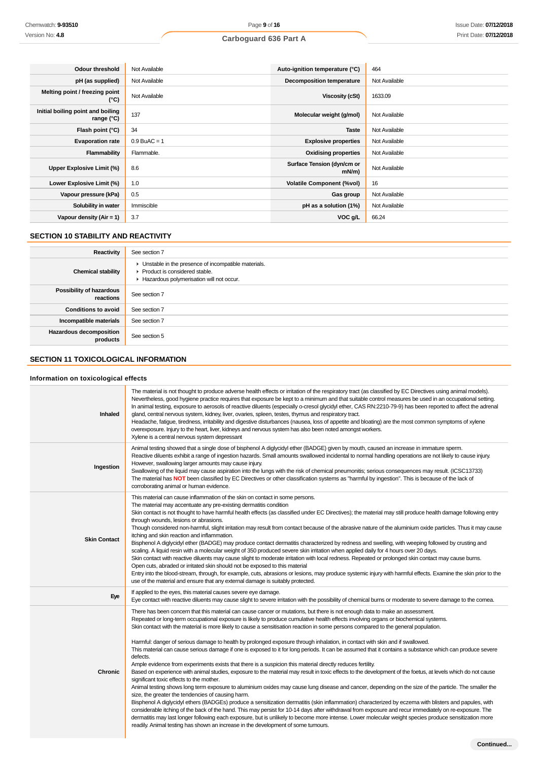| | | | |
|---|---|---|---|
| **Odour threshold** | Not Available | **Auto-ignition temperature (°C)** | 464 |
| **pH (as supplied)** | Not Available | **Decomposition temperature** | Not Available |
| **Melting point / freezing point (°C)** | Not Available | **Viscosity (cSt)** | 1633.09 |
| **Initial boiling point and boiling range (°C)** | 137 | **Molecular weight (g/mol)** | Not Available |
| **Flash point (°C)** | 34 | **Taste** | Not Available |
| **Evaporation rate** | 0.9 BuAC = 1 | **Explosive properties** | Not Available |
| **Flammability** | Flammable. | **Oxidising properties** | Not Available |
| **Upper Explosive Limit (%)** | 8.6 | **Surface Tension (dyn/cm or mN/m)** | Not Available |
| **Lower Explosive Limit (%)** | 1.0 | **Volatile Component (%vol)** | 16 |
| **Vapour pressure (kPa)** | 0.5 | **Gas group** | Not Available |
| **Solubility in water** | Immiscible | **pH as a solution (1%)** | Not Available |
| **Vapour density (Air = 1)** | 3.7 | **VOC g/L** | 66.24 |

## SECTION 10 STABILITY AND REACTIVITY

| | |
|---|---|
| **Reactivity** | See section 7 |
| **Chemical stability** | ▸ Unstable in the presence of incompatible materials.<br>▸ Product is considered stable.<br>▸ Hazardous polymerisation will not occur. |
| **Possibility of hazardous reactions** | See section 7 |
| **Conditions to avoid** | See section 7 |
| **Incompatible materials** | See section 7 |
| **Hazardous decomposition products** | See section 5 |

## SECTION 11 TOXICOLOGICAL INFORMATION

### Information on toxicological effects

| | |
|---|---|
| **Inhaled** | The material is not thought to produce adverse health effects or irritation of the respiratory tract (as classified by EC Directives using animal models). Nevertheless, good hygiene practice requires that exposure be kept to a minimum and that suitable control measures be used in an occupational setting.<br>In animal testing, exposure to aerosols of reactive diluents (especially o-cresol glycidyl ether, CAS RN:2210-79-9) has been reported to affect the adrenal gland, central nervous system, kidney, liver, ovaries, spleen, testes, thymus and respiratory tract.<br>Headache, fatigue, tiredness, irritability and digestive disturbances (nausea, loss of appetite and bloating) are the most common symptoms of xylene overexposure. Injury to the heart, liver, kidneys and nervous system has also been noted amongst workers.<br>Xylene is a central nervous system depressant |
| **Ingestion** | Animal testing showed that a single dose of bisphenol A diglycidyl ether (BADGE) given by mouth, caused an increase in immature sperm.<br>Reactive diluents exhibit a range of ingestion hazards. Small amounts swallowed incidental to normal handling operations are not likely to cause injury. However, swallowing larger amounts may cause injury.<br>Swallowing of the liquid may cause aspiration into the lungs with the risk of chemical pneumonitis; serious consequences may result. (ICSC13733)<br>The material has **NOT** been classified by EC Directives or other classification systems as "harmful by ingestion". This is because of the lack of corroborating animal or human evidence. |
| **Skin Contact** | This material can cause inflammation of the skin on contact in some persons.<br>The material may accentuate any pre-existing dermatitis condition<br>Skin contact is not thought to have harmful health effects (as classified under EC Directives); the material may still produce health damage following entry through wounds, lesions or abrasions.<br>Though considered non-harmful, slight irritation may result from contact because of the abrasive nature of the aluminium oxide particles. Thus it may cause itching and skin reaction and inflammation.<br>Bisphenol A diglycidyl ether (BADGE) may produce contact dermatitis characterized by redness and swelling, with weeping followed by crusting and scaling. A liquid resin with a molecular weight of 350 produced severe skin irritation when applied daily for 4 hours over 20 days.<br>Skin contact with reactive diluents may cause slight to moderate irritation with local redness. Repeated or prolonged skin contact may cause burns.<br>Open cuts, abraded or irritated skin should not be exposed to this material<br>Entry into the blood-stream, through, for example, cuts, abrasions or lesions, may produce systemic injury with harmful effects. Examine the skin prior to the use of the material and ensure that any external damage is suitably protected. |
| **Eye** | If applied to the eyes, this material causes severe eye damage.<br>Eye contact with reactive diluents may cause slight to severe irritation with the possibility of chemical burns or moderate to severe damage to the cornea. |
| **Chronic** | There has been concern that this material can cause cancer or mutations, but there is not enough data to make an assessment.<br>Repeated or long-term occupational exposure is likely to produce cumulative health effects involving organs or biochemical systems.<br>Skin contact with the material is more likely to cause a sensitisation reaction in some persons compared to the general population.<br><br>Harmful: danger of serious damage to health by prolonged exposure through inhalation, in contact with skin and if swallowed.<br>This material can cause serious damage if one is exposed to it for long periods. It can be assumed that it contains a substance which can produce severe defects.<br>Ample evidence from experiments exists that there is a suspicion this material directly reduces fertility.<br>Based on experience with animal studies, exposure to the material may result in toxic effects to the development of the foetus, at levels which do not cause significant toxic effects to the mother.<br>Animal testing shows long term exposure to aluminium oxides may cause lung disease and cancer, depending on the size of the particle. The smaller the size, the greater the tendencies of causing harm.<br>Bisphenol A diglycidyl ethers (BADGEs) produce a sensitization dermatitis (skin inflammation) characterized by eczema with blisters and papules, with considerable itching of the back of the hand. This may persist for 10-14 days after withdrawal from exposure and recur immediately on re-exposure. The dermatitis may last longer following each exposure, but is unlikely to become more intense. Lower molecular weight species produce sensitization more readily. Animal testing has shown an increase in the development of some tumours. |

**Continued...**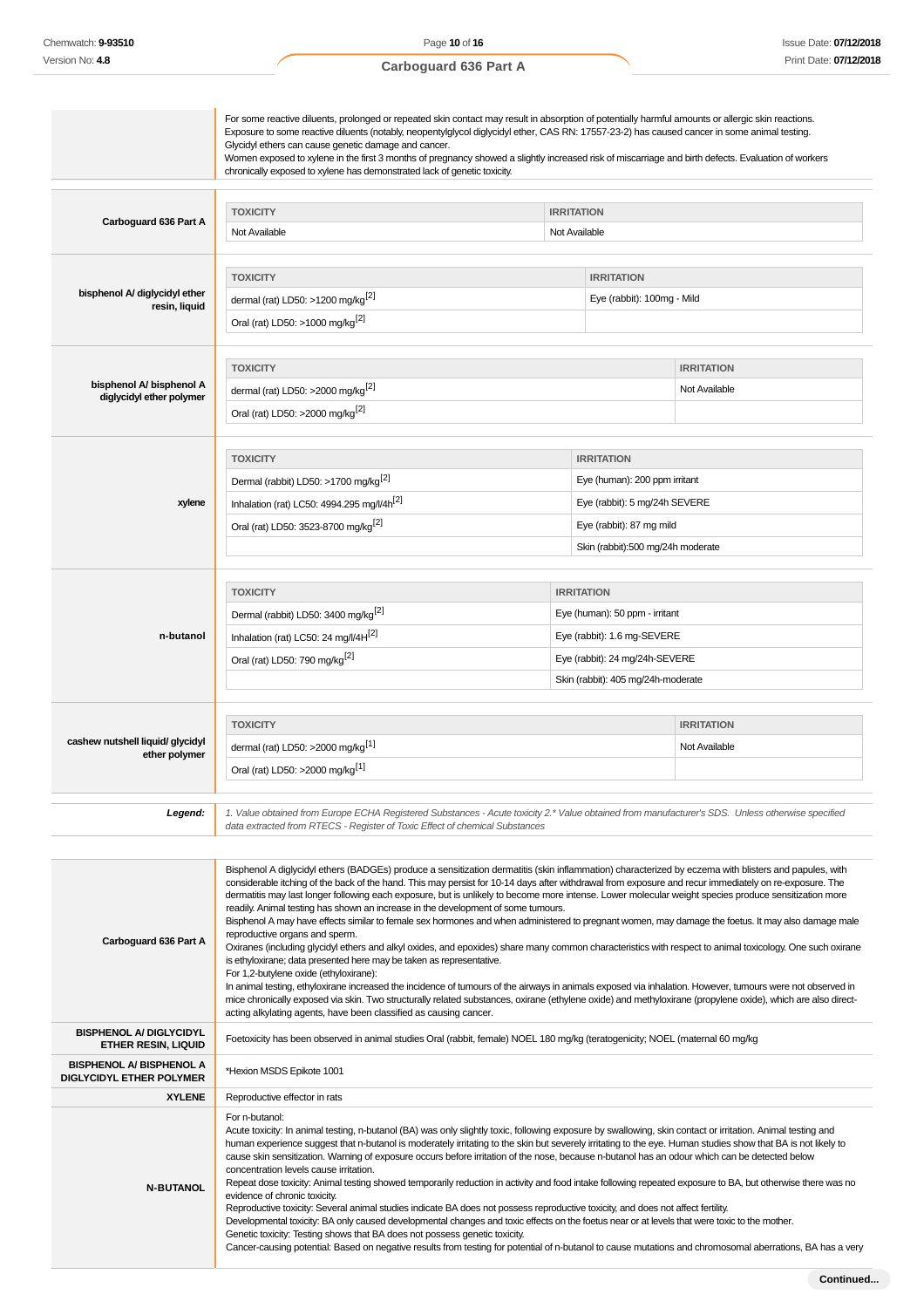| | |
|---|---|
| | For some reactive diluents, prolonged or repeated skin contact may result in absorption of potentially harmful amounts or allergic skin reactions. Exposure to some reactive diluents (notably, neopentylglycol diglycidyl ether, CAS RN: 17557-23-2) has caused cancer in some animal testing. Glycidyl ethers can cause genetic damage and cancer. Women exposed to xylene in the first 3 months of pregnancy showed a slightly increased risk of miscarriage and birth defects. Evaluation of workers chronically exposed to xylene has demonstrated lack of genetic toxicity. |

**Carboguard 636 Part A**

| TOXICITY | IRRITATION |
|---|---|
| Not Available | Not Available |

**bisphenol A/ diglycidyl ether resin, liquid**

| TOXICITY | IRRITATION |
|---|---|
| dermal (rat) LD50: >1200 mg/kg[2] | Eye (rabbit): 100mg - Mild |
| Oral (rat) LD50: >1000 mg/kg[2] | |

**bisphenol A/ bisphenol A diglycidyl ether polymer**

| TOXICITY | IRRITATION |
|---|---|
| dermal (rat) LD50: >2000 mg/kg[2] | Not Available |
| Oral (rat) LD50: >2000 mg/kg[2] | |

**xylene**

| TOXICITY | IRRITATION |
|---|---|
| Dermal (rabbit) LD50: >1700 mg/kg[2] | Eye (human): 200 ppm irritant |
| Inhalation (rat) LC50: 4994.295 mg/l/4h[2] | Eye (rabbit): 5 mg/24h SEVERE |
| Oral (rat) LD50: 3523-8700 mg/kg[2] | Eye (rabbit): 87 mg mild |
| | Skin (rabbit):500 mg/24h moderate |

**n-butanol**

| TOXICITY | IRRITATION |
|---|---|
| Dermal (rabbit) LD50: 3400 mg/kg[2] | Eye (human): 50 ppm - irritant |
| Inhalation (rat) LC50: 24 mg/l/4H[2] | Eye (rabbit): 1.6 mg-SEVERE |
| Oral (rat) LD50: 790 mg/kg[2] | Eye (rabbit): 24 mg/24h-SEVERE |
| | Skin (rabbit): 405 mg/24h-moderate |

**cashew nutshell liquid/ glycidyl ether polymer**

| TOXICITY | IRRITATION |
|---|---|
| dermal (rat) LD50: >2000 mg/kg[1] | Not Available |
| Oral (rat) LD50: >2000 mg/kg[1] | |

***Legend:*** *1. Value obtained from Europe ECHA Registered Substances - Acute toxicity 2.\* Value obtained from manufacturer's SDS. Unless otherwise specified data extracted from RTECS - Register of Toxic Effect of chemical Substances*

| | |
|---|---|
| **Carboguard 636 Part A** | Bisphenol A diglycidyl ethers (BADGEs) produce a sensitization dermatitis (skin inflammation) characterized by eczema with blisters and papules, with considerable itching of the back of the hand. This may persist for 10-14 days after withdrawal from exposure and recur immediately on re-exposure. The dermatitis may last longer following each exposure, but is unlikely to become more intense. Lower molecular weight species produce sensitization more readily. Animal testing has shown an increase in the development of some tumours.<br>Bisphenol A may have effects similar to female sex hormones and when administered to pregnant women, may damage the foetus. It may also damage male reproductive organs and sperm.<br>Oxiranes (including glycidyl ethers and alkyl oxides, and epoxides) share many common characteristics with respect to animal toxicology. One such oxirane is ethyloxirane; data presented here may be taken as representative.<br>For 1,2-butylene oxide (ethyloxirane):<br>In animal testing, ethyloxirane increased the incidence of tumours of the airways in animals exposed via inhalation. However, tumours were not observed in mice chronically exposed via skin. Two structurally related substances, oxirane (ethylene oxide) and methyloxirane (propylene oxide), which are also direct-acting alkylating agents, have been classified as causing cancer. |
| **BISPHENOL A/ DIGLYCIDYL ETHER RESIN, LIQUID** | Foetoxicity has been observed in animal studies Oral (rabbit, female) NOEL 180 mg/kg (teratogenicity; NOEL (maternal 60 mg/kg |
| **BISPHENOL A/ BISPHENOL A DIGLYCIDYL ETHER POLYMER** | \*Hexion MSDS Epikote 1001 |
| **XYLENE** | Reproductive effector in rats |
| **N-BUTANOL** | For n-butanol:<br>Acute toxicity: In animal testing, n-butanol (BA) was only slightly toxic, following exposure by swallowing, skin contact or irritation. Animal testing and human experience suggest that n-butanol is moderately irritating to the skin but severely irritating to the eye. Human studies show that BA is not likely to cause skin sensitization. Warning of exposure occurs before irritation of the nose, because n-butanol has an odour which can be detected below concentration levels cause irritation.<br>Repeat dose toxicity: Animal testing showed temporarily reduction in activity and food intake following repeated exposure to BA, but otherwise there was no evidence of chronic toxicity.<br>Reproductive toxicity: Several animal studies indicate BA does not possess reproductive toxicity, and does not affect fertility.<br>Developmental toxicity: BA only caused developmental changes and toxic effects on the foetus near or at levels that were toxic to the mother.<br>Genetic toxicity: Testing shows that BA does not possess genetic toxicity.<br>Cancer-causing potential: Based on negative results from testing for potential of n-butanol to cause mutations and chromosomal aberrations, BA has a very |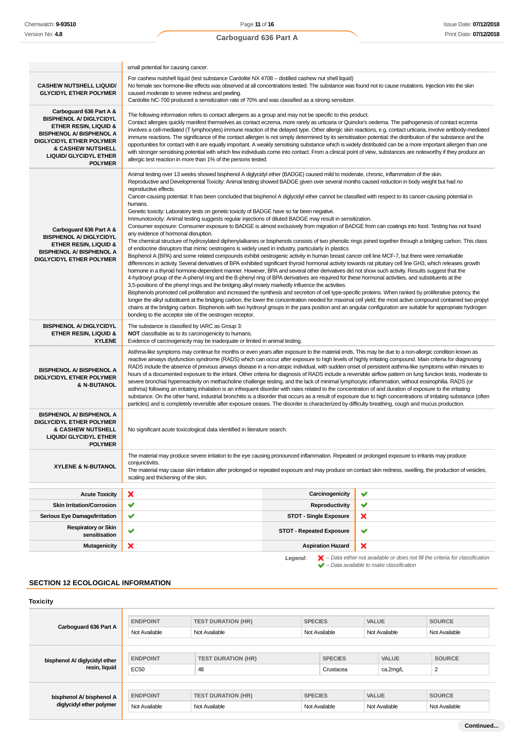| | |
|---|---|
| | small potential for causing cancer. |
| **CASHEW NUTSHELL LIQUID/ GLYCIDYL ETHER POLYMER** | For cashew nutshell liquid (test substance Cardolite NX 4708 – distilled cashew nut shell liquid)<br>No female sex hormone-like effects was observed at all concentrations tested. The substance was found not to cause mutations. Injection into the skin caused moderate to severe redness and peeling.<br>Cardolite NC-700 produced a sensitization rate of 70% and was classified as a strong sensitizer. |
| **Carboguard 636 Part A & BISPHENOL A/ DIGLYCIDYL ETHER RESIN, LIQUID & BISPHENOL A/ BISPHENOL A DIGLYCIDYL ETHER POLYMER & CASHEW NUTSHELL LIQUID/ GLYCIDYL ETHER POLYMER** | The following information refers to contact allergens as a group and may not be specific to this product.<br>Contact allergies quickly manifest themselves as contact eczema, more rarely as urticaria or Quincke's oedema. The pathogenesis of contact eczema involves a cell-mediated (T lymphocytes) immune reaction of the delayed type. Other allergic skin reactions, e.g. contact urticaria, involve antibody-mediated immune reactions. The significance of the contact allergen is not simply determined by its sensitisation potential: the distribution of the substance and the opportunities for contact with it are equally important. A weakly sensitising substance which is widely distributed can be a more important allergen than one with stronger sensitising potential with which few individuals come into contact. From a clinical point of view, substances are noteworthy if they produce an allergic test reaction in more than 1% of the persons tested. |
| **Carboguard 636 Part A & BISPHENOL A/ DIGLYCIDYL ETHER RESIN, LIQUID & BISPHENOL A/ BISPHENOL A DIGLYCIDYL ETHER POLYMER** | Animal testing over 13 weeks showed bisphenol A diglycidyl ether (BADGE) caused mild to moderate, chronic, inflammation of the skin.<br>Reproductive and Developmental Toxicity: Animal testing showed BADGE given over several months caused reduction in body weight but had no reproductive effects.<br>Cancer-causing potential: It has been concluded that bisphenol A diglycidyl ether cannot be classified with respect to its cancer-causing potential in humans.<br>Genetic toxicity: Laboratory tests on genetic toxicity of BADGE have so far been negative.<br>Immunotoxicity: Animal testing suggests regular injections of diluted BADGE may result in sensitization.<br>Consumer exposure: Comsumer exposure to BADGE is almost exclusively from migration of BADGE from can coatings into food. Testing has not found any evidence of hormonal disruption.<br>The chemical structure of hydroxylated diphenylalkanes or bisphenols consists of two phenolic rings joined together through a bridging carbon. This class of endocrine disruptors that mimic oestrogens is widely used in industry, particularly in plastics<br>Bisphenol A (BPA) and some related compounds exhibit oestrogenic activity in human breast cancer cell line MCF-7, but there were remarkable differences in activity. Several derivatives of BPA exhibited significant thyroid hormonal activity towards rat pituitary cell line GH3, which releases growth hormone in a thyroid hormone-dependent manner. However, BPA and several other derivatives did not show such activity. Results suggest that the 4-hydroxyl group of the A-phenyl ring and the B-phenyl ring of BPA derivatives are required for these hormonal activities, and substituents at the 3,5-positions of the phenyl rings and the bridging alkyl moiety markedly influence the activities.<br>Bisphenols promoted cell proliferation and increased the synthesis and secretion of cell type-specific proteins. When ranked by proliferative potency, the longer the alkyl substituent at the bridging carbon, the lower the concentration needed for maximal cell yield; the most active compound contained two propyl chains at the bridging carbon. Bisphenols with two hydroxyl groups in the para position and an angular configuration are suitable for appropriate hydrogen bonding to the acceptor site of the oestrogen receptor. |
| **BISPHENOL A/ DIGLYCIDYL ETHER RESIN, LIQUID & XYLENE** | The substance is classified by IARC as Group 3:<br>**NOT** classifiable as to its carcinogenicity to humans.<br>Evidence of carcinogenicity may be inadequate or limited in animal testing. |
| **BISPHENOL A/ BISPHENOL A DIGLYCIDYL ETHER POLYMER & N-BUTANOL** | Asthma-like symptoms may continue for months or even years after exposure to the material ends. This may be due to a non-allergic condition known as reactive airways dysfunction syndrome (RADS) which can occur after exposure to high levels of highly irritating compound. Main criteria for diagnosing RADS include the absence of previous airways disease in a non-atopic individual, with sudden onset of persistent asthma-like symptoms within minutes to hours of a documented exposure to the irritant. Other criteria for diagnosis of RADS include a reversible airflow pattern on lung function tests, moderate to severe bronchial hyperreactivity on methacholine challenge testing, and the lack of minimal lymphocytic inflammation, without eosinophilia. RADS (or asthma) following an irritating inhalation is an infrequent disorder with rates related to the concentration of and duration of exposure to the irritating substance. On the other hand, industrial bronchitis is a disorder that occurs as a result of exposure due to high concentrations of irritating substance (often particles) and is completely reversible after exposure ceases. The disorder is characterized by difficulty breathing, cough and mucus production. |
| **BISPHENOL A/ BISPHENOL A DIGLYCIDYL ETHER POLYMER & CASHEW NUTSHELL LIQUID/ GLYCIDYL ETHER POLYMER** | No significant acute toxicological data identified in literature search. |
| **XYLENE & N-BUTANOL** | The material may produce severe irritation to the eye causing pronounced inflammation. Repeated or prolonged exposure to irritants may produce conjunctivitis.<br>The material may cause skin irritation after prolonged or repeated exposure and may produce on contact skin redness, swelling, the production of vesicles, scaling and thickening of the skin. |

| | | | |
|---|---|---|---|
| **Acute Toxicity** | ❌ | **Carcinogenicity** | ✔ |
| **Skin Irritation/Corrosion** | ✔ | **Reproductivity** | ✔ |
| **Serious Eye Damage/Irritation** | ✔ | **STOT - Single Exposure** | ❌ |
| **Respiratory or Skin sensitisation** | ✔ | **STOT - Repeated Exposure** | ✔ |
| **Mutagenicity** | ❌ | **Aspiration Hazard** | ❌ |

**Legend:** ❌ *– Data either not available or does not fill the criteria for classification*
✔ *– Data available to make classification*

## SECTION 12 ECOLOGICAL INFORMATION

### Toxicity

**Carboguard 636 Part A**

| ENDPOINT | TEST DURATION (HR) | SPECIES | VALUE | SOURCE |
|---|---|---|---|---|
| Not Available | Not Available | Not Available | Not Available | Not Available |

**bisphenol A/ diglycidyl ether resin, liquid**

| ENDPOINT | TEST DURATION (HR) | SPECIES | VALUE | SOURCE |
|---|---|---|---|---|
| EC50 | 48 | Crustacea | ca.2mg/L | 2 |

**bisphenol A/ bisphenol A diglycidyl ether polymer**

| ENDPOINT | TEST DURATION (HR) | SPECIES | VALUE | SOURCE |
|---|---|---|---|---|
| Not Available | Not Available | Not Available | Not Available | Not Available |

Continued...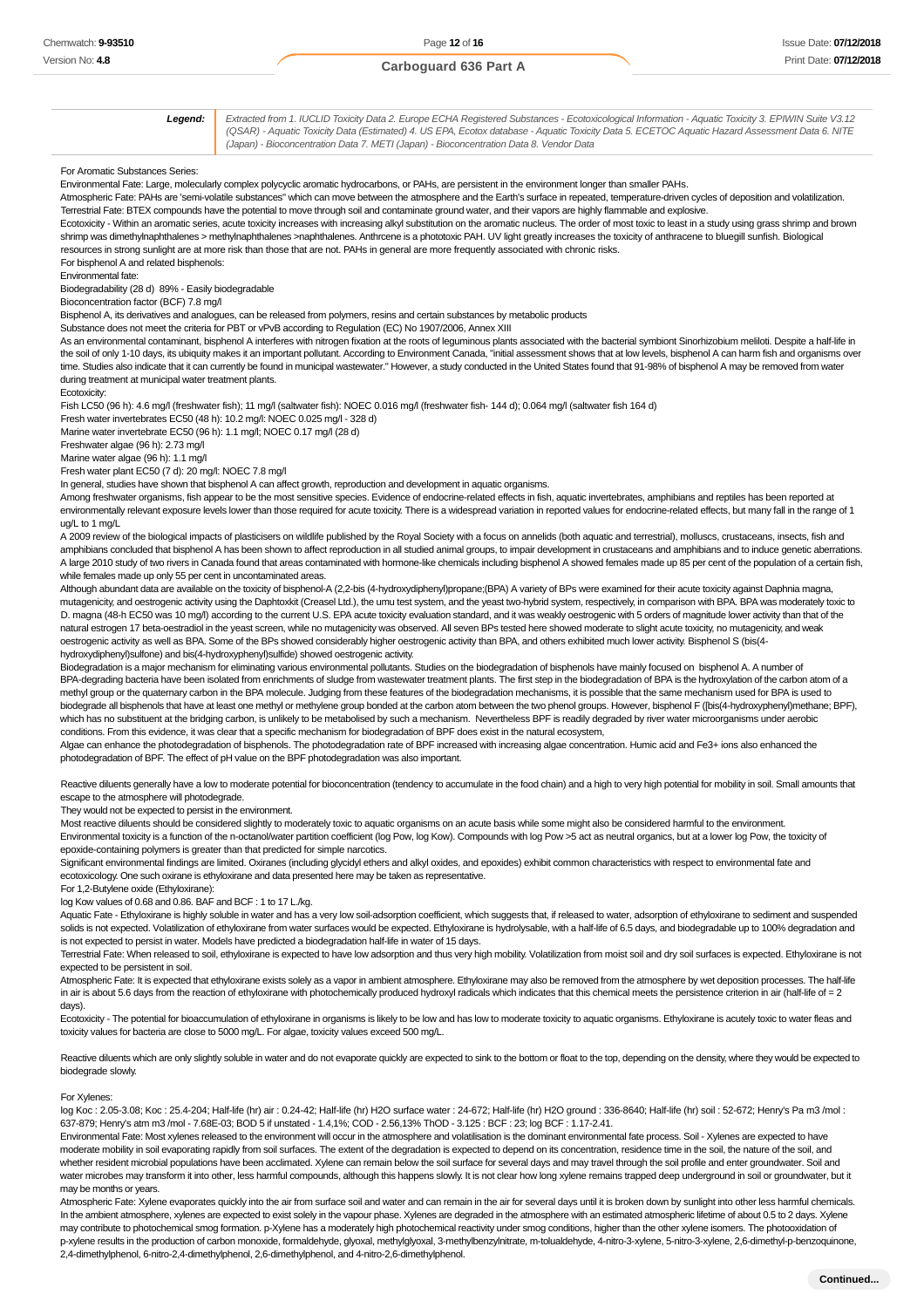| **Legend:** | *Extracted from 1. IUCLID Toxicity Data 2. Europe ECHA Registered Substances - Ecotoxicological Information - Aquatic Toxicity 3. EPIWIN Suite V3.12 (QSAR) - Aquatic Toxicity Data (Estimated) 4. US EPA, Ecotox database - Aquatic Toxicity Data 5. ECETOC Aquatic Hazard Assessment Data 6. NITE (Japan) - Bioconcentration Data 7. METI (Japan) - Bioconcentration Data 8. Vendor Data* |
|---|---|

For Aromatic Substances Series:

Environmental Fate: Large, molecularly complex polycyclic aromatic hydrocarbons, or PAHs, are persistent in the environment longer than smaller PAHs.

Atmospheric Fate: PAHs are 'semi-volatile substances" which can move between the atmosphere and the Earth's surface in repeated, temperature-driven cycles of deposition and volatilization.

Terrestrial Fate: BTEX compounds have the potential to move through soil and contaminate ground water, and their vapors are highly flammable and explosive.

Ecotoxicity - Within an aromatic series, acute toxicity increases with increasing alkyl substitution on the aromatic nucleus. The order of most toxic to least in a study using grass shrimp and brown shrimp was dimethylnaphthalenes > methylnaphthalenes >naphthalenes. Anthrcene is a phototoxic PAH. UV light greatly increases the toxicity of anthracene to bluegill sunfish. Biological resources in strong sunlight are at more risk than those that are not. PAHs in general are more frequently associated with chronic risks.

For bisphenol A and related bisphenols:

Environmental fate:

Biodegradability (28 d) 89% - Easily biodegradable

Bioconcentration factor (BCF) 7.8 mg/l

Bisphenol A, its derivatives and analogues, can be released from polymers, resins and certain substances by metabolic products

Substance does not meet the criteria for PBT or vPvB according to Regulation (EC) No 1907/2006, Annex XIII

As an environmental contaminant, bisphenol A interferes with nitrogen fixation at the roots of leguminous plants associated with the bacterial symbiont Sinorhizobium meliloti. Despite a half-life in the soil of only 1-10 days, its ubiquity makes it an important pollutant. According to Environment Canada, "initial assessment shows that at low levels, bisphenol A can harm fish and organisms over time. Studies also indicate that it can currently be found in municipal wastewater." However, a study conducted in the United States found that 91-98% of bisphenol A may be removed from water during treatment at municipal water treatment plants.

Ecotoxicity:

Fish LC50 (96 h): 4.6 mg/l (freshwater fish); 11 mg/l (saltwater fish): NOEC 0.016 mg/l (freshwater fish- 144 d); 0.064 mg/l (saltwater fish 164 d)

Fresh water invertebrates EC50 (48 h): 10.2 mg/l: NOEC 0.025 mg/l - 328 d)

Marine water invertebrate EC50 (96 h): 1.1 mg/l; NOEC 0.17 mg/l (28 d)

Freshwater algae (96 h): 2.73 mg/l

Marine water algae (96 h): 1.1 mg/l

Fresh water plant EC50 (7 d): 20 mg/l: NOEC 7.8 mg/l

In general, studies have shown that bisphenol A can affect growth, reproduction and development in aquatic organisms.

Among freshwater organisms, fish appear to be the most sensitive species. Evidence of endocrine-related effects in fish, aquatic invertebrates, amphibians and reptiles has been reported at environmentally relevant exposure levels lower than those required for acute toxicity. There is a widespread variation in reported values for endocrine-related effects, but many fall in the range of 1 ug/L to 1 mg/L

A 2009 review of the biological impacts of plasticisers on wildlife published by the Royal Society with a focus on annelids (both aquatic and terrestrial), molluscs, crustaceans, insects, fish and amphibians concluded that bisphenol A has been shown to affect reproduction in all studied animal groups, to impair development in crustaceans and amphibians and to induce genetic aberrations. A large 2010 study of two rivers in Canada found that areas contaminated with hormone-like chemicals including bisphenol A showed females made up 85 per cent of the population of a certain fish, while females made up only 55 per cent in uncontaminated areas.

Although abundant data are available on the toxicity of bisphenol-A (2,2-bis (4-hydroxydiphenyl)propane;(BPA) A variety of BPs were examined for their acute toxicity against Daphnia magna, mutagenicity, and oestrogenic activity using the Daphtoxkit (Creasel Ltd.), the umu test system, and the yeast two-hybrid system, respectively, in comparison with BPA. BPA was moderately toxic to D. magna (48-h EC50 was 10 mg/l) according to the current U.S. EPA acute toxicity evaluation standard, and it was weakly oestrogenic with 5 orders of magnitude lower activity than that of the natural estrogen 17 beta-oestradiol in the yeast screen, while no mutagenicity was observed. All seven BPs tested here showed moderate to slight acute toxicity, no mutagenicity, and weak oestrogenic activity as well as BPA. Some of the BPs showed considerably higher oestrogenic activity than BPA, and others exhibited much lower activity. Bisphenol S (bis(4-hydroxydiphenyl)sulfone) and bis(4-hydroxyphenyl)sulfide) showed oestrogenic activity.

Biodegradation is a major mechanism for eliminating various environmental pollutants. Studies on the biodegradation of bisphenols have mainly focused on bisphenol A. A number of BPA-degrading bacteria have been isolated from enrichments of sludge from wastewater treatment plants. The first step in the biodegradation of BPA is the hydroxylation of the carbon atom of a methyl group or the quaternary carbon in the BPA molecule. Judging from these features of the biodegradation mechanisms, it is possible that the same mechanism used for BPA is used to biodegrade all bisphenols that have at least one methyl or methylene group bonded at the carbon atom between the two phenol groups. However, bisphenol F ([bis(4-hydroxyphenyl)methane; BPF), which has no substituent at the bridging carbon, is unlikely to be metabolised by such a mechanism. Nevertheless BPF is readily degraded by river water microorganisms under aerobic conditions. From this evidence, it was clear that a specific mechanism for biodegradation of BPF does exist in the natural ecosystem,

Algae can enhance the photodegradation of bisphenols. The photodegradation rate of BPF increased with increasing algae concentration. Humic acid and $Fe^{3+}$ ions also enhanced the photodegradation of BPF. The effect of pH value on the BPF photodegradation was also important.

Reactive diluents generally have a low to moderate potential for bioconcentration (tendency to accumulate in the food chain) and a high to very high potential for mobility in soil. Small amounts that escape to the atmosphere will photodegrade.

They would not be expected to persist in the environment.

Most reactive diluents should be considered slightly to moderately toxic to aquatic organisms on an acute basis while some might also be considered harmful to the environment.

Environmental toxicity is a function of the n-octanol/water partition coefficient (log Pow, log Kow). Compounds with log Pow >5 act as neutral organics, but at a lower log Pow, the toxicity of epoxide-containing polymers is greater than that predicted for simple narcotics.

Significant environmental findings are limited. Oxiranes (including glycidyl ethers and alkyl oxides, and epoxides) exhibit common characteristics with respect to environmental fate and ecotoxicology. One such oxirane is ethyloxirane and data presented here may be taken as representative.

For 1,2-Butylene oxide (Ethyloxirane):

log Kow values of 0.68 and 0.86. BAF and BCF : 1 to 17 L/kg.

Aquatic Fate - Ethyloxirane is highly soluble in water and has a very low soil-adsorption coefficient, which suggests that, if released to water, adsorption of ethyloxirane to sediment and suspended solids is not expected. Volatilization of ethyloxirane from water surfaces would be expected. Ethyloxirane is hydrolysable, with a half-life of 6.5 days, and biodegradable up to 100% degradation and is not expected to persist in water. Models have predicted a biodegradation half-life in water of 15 days.

Terrestrial Fate: When released to soil, ethyloxirane is expected to have low adsorption and thus very high mobility. Volatilization from moist soil and dry soil surfaces is expected. Ethyloxirane is not expected to be persistent in soil.

Atmospheric Fate: It is expected that ethyloxirane exists solely as a vapor in ambient atmosphere. Ethyloxirane may also be removed from the atmosphere by wet deposition processes. The half-life in air is about 5.6 days from the reaction of ethyloxirane with photochemically produced hydroxyl radicals which indicates that this chemical meets the persistence criterion in air (half-life of = 2 days).

Ecotoxicity - The potential for bioaccumulation of ethyloxirane in organisms is likely to be low and has low to moderate toxicity to aquatic organisms. Ethyloxirane is acutely toxic to water fleas and toxicity values for bacteria are close to 5000 mg/L. For algae, toxicity values exceed 500 mg/L.

Reactive diluents which are only slightly soluble in water and do not evaporate quickly are expected to sink to the bottom or float to the top, depending on the density, where they would be expected to biodegrade slowly.

For Xylenes:

log Koc : 2.05-3.08; Koc : 25.4-204; Half-life (hr) air : 0.24-42; Half-life (hr) H2O surface water : 24-672; Half-life (hr) H2O ground : 336-8640; Half-life (hr) soil : 52-672; Henry's Pa m3 /mol : 637-879; Henry's atm m3 /mol - 7.68E-03; BOD 5 if unstated - 1.4,1%; COD - 2.56,13% ThOD - 3.125 : BCF : 23; log BCF : 1.17-2.41.

Environmental Fate: Most xylenes released to the environment will occur in the atmosphere and volatilisation is the dominant environmental fate process. Soil - Xylenes are expected to have moderate mobility in soil evaporating rapidly from soil surfaces. The extent of the degradation is expected to depend on its concentration, residence time in the soil, the nature of the soil, and whether resident microbial populations have been acclimated. Xylene can remain below the soil surface for several days and may travel through the soil profile and enter groundwater. Soil and water microbes may transform it into other, less harmful compounds, although this happens slowly. It is not clear how long xylene remains trapped deep underground in soil or groundwater, but it may be months or years.

Atmospheric Fate: Xylene evaporates quickly into the air from surface soil and water and can remain in the air for several days until it is broken down by sunlight into other less harmful chemicals. In the ambient atmosphere, xylenes are expected to exist solely in the vapour phase. Xylenes are degraded in the atmosphere with an estimated atmospheric lifetime of about 0.5 to 2 days. Xylene may contribute to photochemical smog formation. p-Xylene has a moderately high photochemical reactivity under smog conditions, higher than the other xylene isomers. The photooxidation of p-xylene results in the production of carbon monoxide, formaldehyde, glyoxal, methylglyoxal, 3-methylbenzylnitrate, m-tolualdehyde, 4-nitro-3-xylene, 5-nitro-3-xylene, 2,6-dimethyl-p-benzoquinone, 2,4-dimethylphenol, 6-nitro-2,4-dimethylphenol, 2,6-dimethylphenol, and 4-nitro-2,6-dimethylphenol.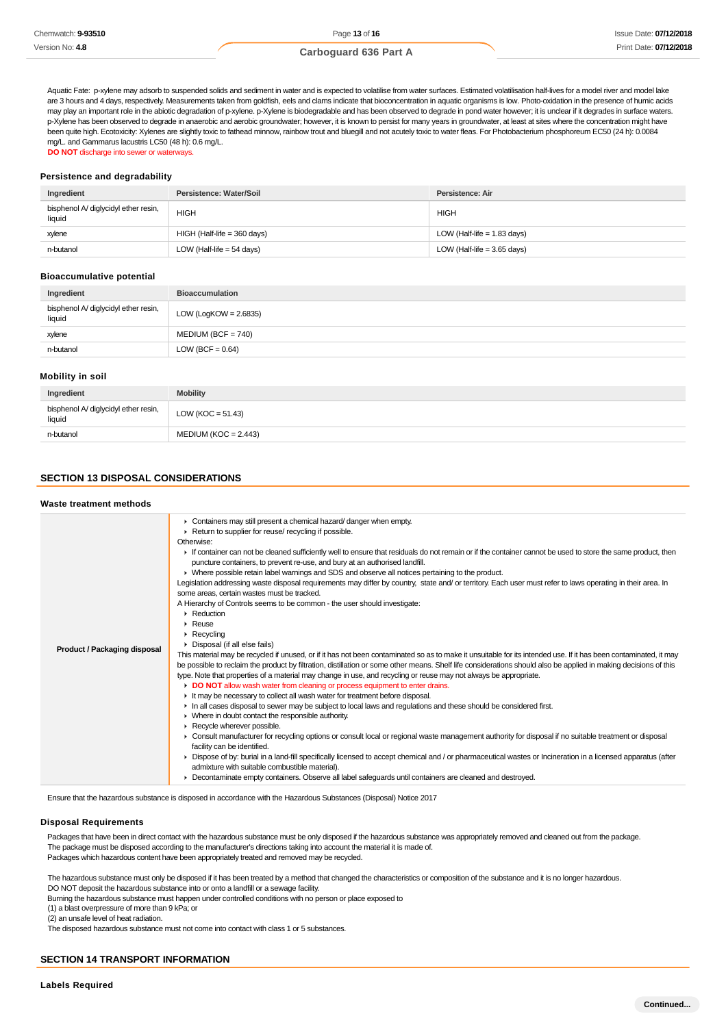Aquatic Fate: p-xylene may adsorb to suspended solids and sediment in water and is expected to volatilise from water surfaces. Estimated volatilisation half-lives for a model river and model lake are 3 hours and 4 days, respectively. Measurements taken from goldfish, eels and clams indicate that bioconcentration in aquatic organisms is low. Photo-oxidation in the presence of humic acids may play an important role in the abiotic degradation of p-xylene. p-Xylene is biodegradable and has been observed to degrade in pond water however; it is unclear if it degrades in surface waters. p-Xylene has been observed to degrade in anaerobic and aerobic groundwater; however, it is known to persist for many years in groundwater, at least at sites where the concentration might have been quite high. Ecotoxicity: Xylenes are slightly toxic to fathead minnow, rainbow trout and bluegill and not acutely toxic to water fleas. For Photobacterium phosphoreum EC50 (24 h): 0.0084 mg/L. and Gammarus lacustris LC50 (48 h): 0.6 mg/L.
**DO NOT** discharge into sewer or waterways.

### Persistence and degradability

| Ingredient | Persistence: Water/Soil | Persistence: Air |
|---|---|---|
| bisphenol A/ diglycidyl ether resin, liquid | HIGH | HIGH |
| xylene | HIGH (Half-life = 360 days) | LOW (Half-life = 1.83 days) |
| n-butanol | LOW (Half-life = 54 days) | LOW (Half-life = 3.65 days) |

### Bioaccumulative potential

| Ingredient | Bioaccumulation |
|---|---|
| bisphenol A/ diglycidyl ether resin, liquid | LOW (LogKOW = 2.6835) |
| xylene | MEDIUM (BCF = 740) |
| n-butanol | LOW (BCF = 0.64) |

### Mobility in soil

| Ingredient | Mobility |
|---|---|
| bisphenol A/ diglycidyl ether resin, liquid | LOW (KOC = 51.43) |
| n-butanol | MEDIUM (KOC = 2.443) |

## SECTION 13 DISPOSAL CONSIDERATIONS

### Waste treatment methods

| | |
|---|---|
| **Product / Packaging disposal** | ▸ Containers may still present a chemical hazard/ danger when empty.<br>▸ Return to supplier for reuse/ recycling if possible.<br>Otherwise:<br>▸ If container can not be cleaned sufficiently well to ensure that residuals do not remain or if the container cannot be used to store the same product, then puncture containers, to prevent re-use, and bury at an authorised landfill.<br>▸ Where possible retain label warnings and SDS and observe all notices pertaining to the product.<br>Legislation addressing waste disposal requirements may differ by country, state and/ or territory. Each user must refer to laws operating in their area. In some areas, certain wastes must be tracked.<br>A Hierarchy of Controls seems to be common - the user should investigate:<br>▸ Reduction<br>▸ Reuse<br>▸ Recycling<br>▸ Disposal (if all else fails)<br>This material may be recycled if unused, or if it has not been contaminated so as to make it unsuitable for its intended use. If it has been contaminated, it may be possible to reclaim the product by filtration, distillation or some other means. Shelf life considerations should also be applied in making decisions of this type. Note that properties of a material may change in use, and recycling or reuse may not always be appropriate.<br>▸ **DO NOT** allow wash water from cleaning or process equipment to enter drains.<br>▸ It may be necessary to collect all wash water for treatment before disposal.<br>▸ In all cases disposal to sewer may be subject to local laws and regulations and these should be considered first.<br>▸ Where in doubt contact the responsible authority.<br>▸ Recycle wherever possible.<br>▸ Consult manufacturer for recycling options or consult local or regional waste management authority for disposal if no suitable treatment or disposal facility can be identified.<br>▸ Dispose of by: burial in a land-fill specifically licensed to accept chemical and / or pharmaceutical wastes or Incineration in a licensed apparatus (after admixture with suitable combustible material).<br>▸ Decontaminate empty containers. Observe all label safeguards until containers are cleaned and destroyed. |

Ensure that the hazardous substance is disposed in accordance with the Hazardous Substances (Disposal) Notice 2017

### Disposal Requirements

Packages that have been in direct contact with the hazardous substance must be only disposed if the hazardous substance was appropriately removed and cleaned out from the package.
The package must be disposed according to the manufacturer's directions taking into account the material it is made of.
Packages which hazardous content have been appropriately treated and removed may be recycled.

The hazardous substance must only be disposed if it has been treated by a method that changed the characteristics or composition of the substance and it is no longer hazardous.
DO NOT deposit the hazardous substance into or onto a landfill or a sewage facility.
Burning the hazardous substance must happen under controlled conditions with no person or place exposed to
(1) a blast overpressure of more than 9 kPa; or
(2) an unsafe level of heat radiation.
The disposed hazardous substance must not come into contact with class 1 or 5 substances.

## SECTION 14 TRANSPORT INFORMATION

### Labels Required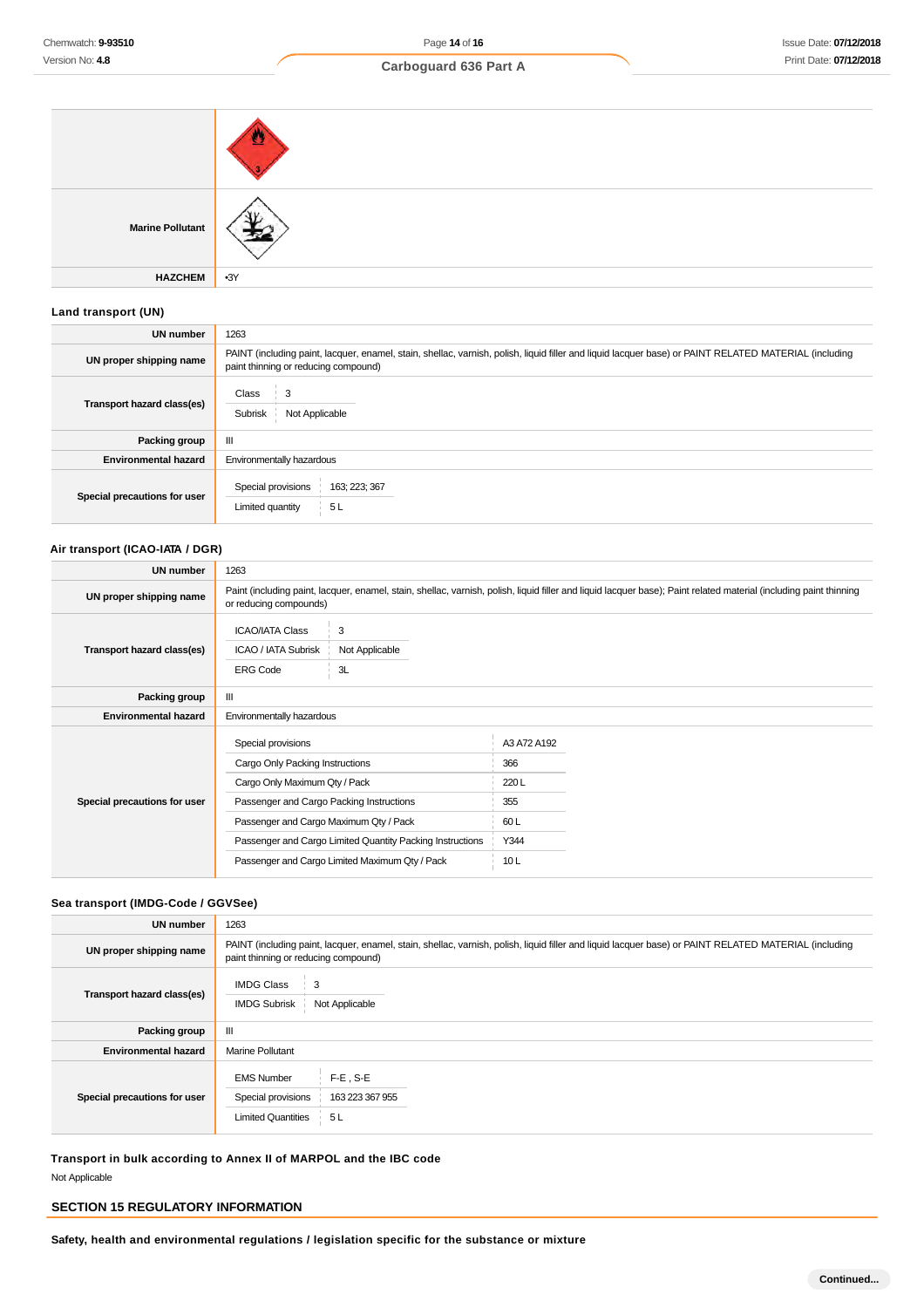| | |
|---|---|
| | |
| **Marine Pollutant** | |
| **HAZCHEM** | •3Y |

### Land transport (UN)

| | |
|---|---|
| **UN number** | 1263 |
| **UN proper shipping name** | PAINT (including paint, lacquer, enamel, stain, shellac, varnish, polish, liquid filler and liquid lacquer base) or PAINT RELATED MATERIAL (including paint thinning or reducing compound) |
| **Transport hazard class(es)** | Class: 3<br>Subrisk: Not Applicable |
| **Packing group** | III |
| **Environmental hazard** | Environmentally hazardous |
| **Special precautions for user** | Special provisions: 163; 223; 367<br>Limited quantity: 5 L |

### Air transport (ICAO-IATA / DGR)

| | |
|---|---|
| **UN number** | 1263 |
| **UN proper shipping name** | Paint (including paint, lacquer, enamel, stain, shellac, varnish, polish, liquid filler and liquid lacquer base); Paint related material (including paint thinning or reducing compounds) |
| **Transport hazard class(es)** | ICAO/IATA Class: 3<br>ICAO / IATA Subrisk: Not Applicable<br>ERG Code: 3L |
| **Packing group** | III |
| **Environmental hazard** | Environmentally hazardous |
| **Special precautions for user** | Special provisions: A3 A72 A192<br>Cargo Only Packing Instructions: 366<br>Cargo Only Maximum Qty / Pack: 220 L<br>Passenger and Cargo Packing Instructions: 355<br>Passenger and Cargo Maximum Qty / Pack: 60 L<br>Passenger and Cargo Limited Quantity Packing Instructions: Y344<br>Passenger and Cargo Limited Maximum Qty / Pack: 10 L |

### Sea transport (IMDG-Code / GGVSee)

| | |
|---|---|
| **UN number** | 1263 |
| **UN proper shipping name** | PAINT (including paint, lacquer, enamel, stain, shellac, varnish, polish, liquid filler and liquid lacquer base) or PAINT RELATED MATERIAL (including paint thinning or reducing compound) |
| **Transport hazard class(es)** | IMDG Class: 3<br>IMDG Subrisk: Not Applicable |
| **Packing group** | III |
| **Environmental hazard** | Marine Pollutant |
| **Special precautions for user** | EMS Number: F-E , S-E<br>Special provisions: 163 223 367 955<br>Limited Quantities: 5 L |

### Transport in bulk according to Annex II of MARPOL and the IBC code

Not Applicable

## SECTION 15 REGULATORY INFORMATION

### Safety, health and environmental regulations / legislation specific for the substance or mixture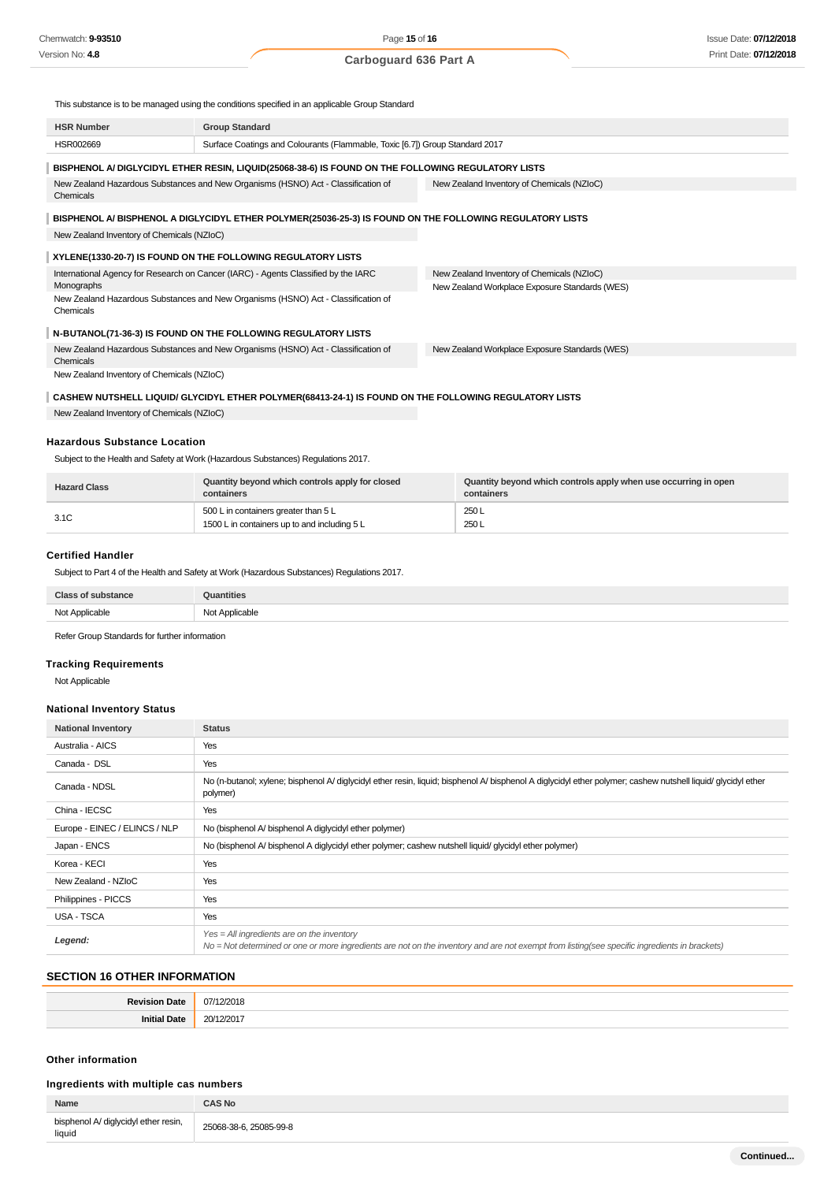This substance is to be managed using the conditions specified in an applicable Group Standard

| HSR Number | Group Standard |
| --- | --- |
| HSR002669 | Surface Coatings and Colourants (Flammable, Toxic [6.7]) Group Standard 2017 |

**BISPHENOL A/ DIGLYCIDYL ETHER RESIN, LIQUID(25068-38-6) IS FOUND ON THE FOLLOWING REGULATORY LISTS**

| | |
| --- | --- |
| New Zealand Hazardous Substances and New Organisms (HSNO) Act - Classification of Chemicals | New Zealand Inventory of Chemicals (NZIoC) |

**BISPHENOL A/ BISPHENOL A DIGLYCIDYL ETHER POLYMER(25036-25-3) IS FOUND ON THE FOLLOWING REGULATORY LISTS**

New Zealand Inventory of Chemicals (NZIoC)

**XYLENE(1330-20-7) IS FOUND ON THE FOLLOWING REGULATORY LISTS**

| | |
| --- | --- |
| International Agency for Research on Cancer (IARC) - Agents Classified by the IARC Monographs | New Zealand Inventory of Chemicals (NZIoC) |
| New Zealand Hazardous Substances and New Organisms (HSNO) Act - Classification of Chemicals | New Zealand Workplace Exposure Standards (WES) |

**N-BUTANOL(71-36-3) IS FOUND ON THE FOLLOWING REGULATORY LISTS**

| | |
| --- | --- |
| New Zealand Hazardous Substances and New Organisms (HSNO) Act - Classification of Chemicals | New Zealand Workplace Exposure Standards (WES) |
| New Zealand Inventory of Chemicals (NZIoC) | |

**CASHEW NUTSHELL LIQUID/ GLYCIDYL ETHER POLYMER(68413-24-1) IS FOUND ON THE FOLLOWING REGULATORY LISTS**

New Zealand Inventory of Chemicals (NZIoC)

### Hazardous Substance Location

Subject to the Health and Safety at Work (Hazardous Substances) Regulations 2017.

| Hazard Class | Quantity beyond which controls apply for closed containers | Quantity beyond which controls apply when use occurring in open containers |
| --- | --- | --- |
| 3.1C | 500 L in containers greater than 5 L<br>1500 L in containers up to and including 5 L | 250 L<br>250 L |

### Certified Handler

Subject to Part 4 of the Health and Safety at Work (Hazardous Substances) Regulations 2017.

| Class of substance | Quantities |
| --- | --- |
| Not Applicable | Not Applicable |

Refer Group Standards for further information

### Tracking Requirements

Not Applicable

### National Inventory Status

| National Inventory | Status |
| --- | --- |
| Australia - AICS | Yes |
| Canada - DSL | Yes |
| Canada - NDSL | No (n-butanol; xylene; bisphenol A/ diglycidyl ether resin, liquid; bisphenol A/ bisphenol A diglycidyl ether polymer; cashew nutshell liquid/ glycidyl ether polymer) |
| China - IECSC | Yes |
| Europe - EINEC / ELINCS / NLP | No (bisphenol A/ bisphenol A diglycidyl ether polymer) |
| Japan - ENCS | No (bisphenol A/ bisphenol A diglycidyl ether polymer; cashew nutshell liquid/ glycidyl ether polymer) |
| Korea - KECI | Yes |
| New Zealand - NZIoC | Yes |
| Philippines - PICCS | Yes |
| USA - TSCA | Yes |
| ***Legend:*** | *Yes = All ingredients are on the inventory*<br>*No = Not determined or one or more ingredients are not on the inventory and are not exempt from listing(see specific ingredients in brackets)* |

## SECTION 16 OTHER INFORMATION

| | |
| --- | --- |
| **Revision Date** | 07/12/2018 |
| **Initial Date** | 20/12/2017 |

### Other information

### Ingredients with multiple cas numbers

| Name | CAS No |
| --- | --- |
| bisphenol A/ diglycidyl ether resin, liquid | 25068-38-6, 25085-99-8 |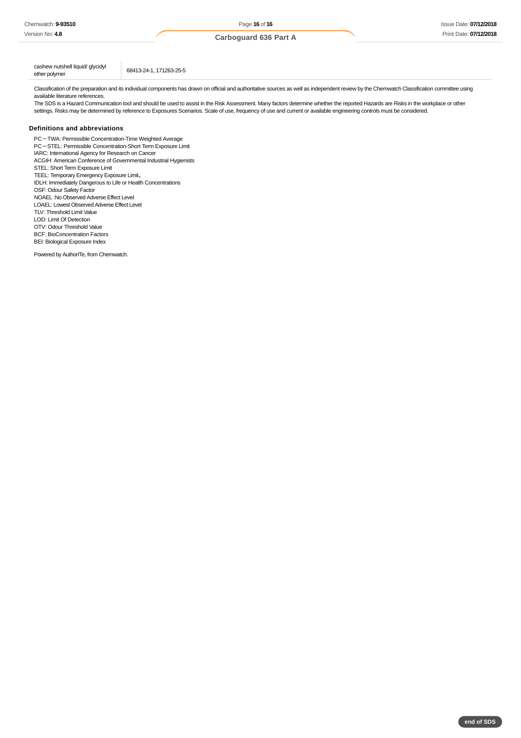| cashew nutshell liquid/ glycidyl ether polymer | 68413-24-1, 171263-25-5 |
| --- | --- |

Classification of the preparation and its individual components has drawn on official and authoritative sources as well as independent review by the Chemwatch Classification committee using available literature references.

The SDS is a Hazard Communication tool and should be used to assist in the Risk Assessment. Many factors determine whether the reported Hazards are Risks in the workplace or other settings. Risks may be determined by reference to Exposures Scenarios. Scale of use, frequency of use and current or available engineering controls must be considered.

### Definitions and abbreviations

PC－TWA: Permissible Concentration-Time Weighted Average
PC－STEL: Permissible Concentration-Short Term Exposure Limit
IARC: International Agency for Research on Cancer
ACGIH: American Conference of Governmental Industrial Hygienists
STEL: Short Term Exposure Limit
TEEL: Temporary Emergency Exposure Limit。
IDLH: Immediately Dangerous to Life or Health Concentrations
OSF: Odour Safety Factor
NOAEL :No Observed Adverse Effect Level
LOAEL: Lowest Observed Adverse Effect Level
TLV: Threshold Limit Value
LOD: Limit Of Detection
OTV: Odour Threshold Value
BCF: BioConcentration Factors
BEI: Biological Exposure Index

Powered by AuthorITe, from Chemwatch.

end of SDS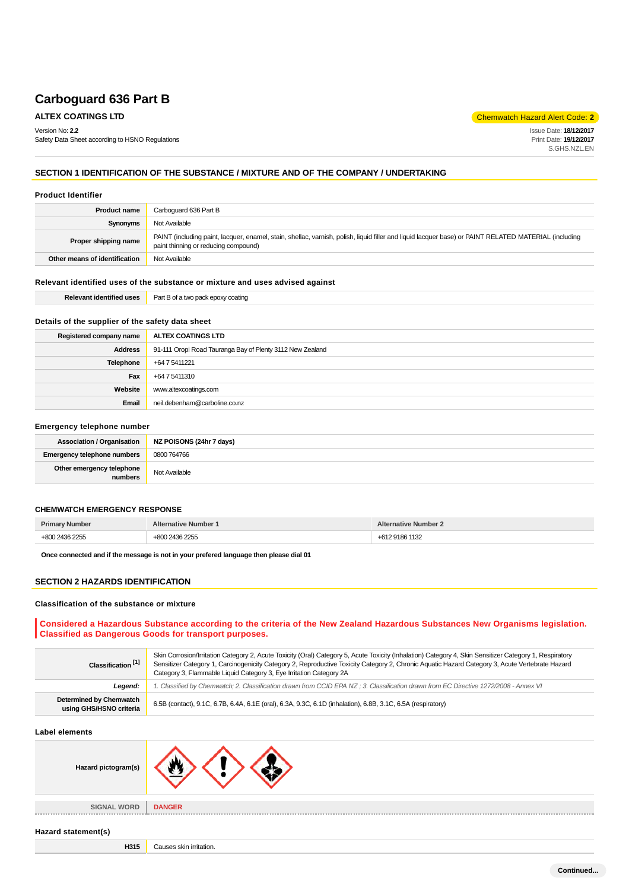# Carboguard 636 Part B

**ALTEX COATINGS LTD**

Chemwatch Hazard Alert Code: **2**

Version No: **2.2**
Safety Data Sheet according to HSNO Regulations

Issue Date: **18/12/2017**
Print Date: **19/12/2017**
S.GHS.NZL.EN

## SECTION 1 IDENTIFICATION OF THE SUBSTANCE / MIXTURE AND OF THE COMPANY / UNDERTAKING

### Product Identifier

| | |
|---|---|
| **Product name** | Carboguard 636 Part B |
| **Synonyms** | Not Available |
| **Proper shipping name** | PAINT (including paint, lacquer, enamel, stain, shellac, varnish, polish, liquid filler and liquid lacquer base) or PAINT RELATED MATERIAL (including paint thinning or reducing compound) |
| **Other means of identification** | Not Available |

### Relevant identified uses of the substance or mixture and uses advised against

| | |
|---|---|
| **Relevant identified uses** | Part B of a two pack epoxy coating |

### Details of the supplier of the safety data sheet

| | |
|---|---|
| **Registered company name** | **ALTEX COATINGS LTD** |
| **Address** | 91-111 Oropi Road Tauranga Bay of Plenty 3112 New Zealand |
| **Telephone** | +64 7 5411221 |
| **Fax** | +64 7 5411310 |
| **Website** | www.altexcoatings.com |
| **Email** | neil.debenham@carboline.co.nz |

### Emergency telephone number

| | |
|---|---|
| **Association / Organisation** | **NZ POISONS (24hr 7 days)** |
| **Emergency telephone numbers** | 0800 764766 |
| **Other emergency telephone numbers** | Not Available |

### CHEMWATCH EMERGENCY RESPONSE

| Primary Number | Alternative Number 1 | Alternative Number 2 |
|---|---|---|
| +800 2436 2255 | +800 2436 2255 | +612 9186 1132 |

**Once connected and if the message is not in your prefered language then please dial 01**

## SECTION 2 HAZARDS IDENTIFICATION

### Classification of the substance or mixture

**Considered a Hazardous Substance according to the criteria of the New Zealand Hazardous Substances New Organisms legislation. Classified as Dangerous Goods for transport purposes.**

| | |
|---|---|
| **Classification [1]** | Skin Corrosion/Irritation Category 2, Acute Toxicity (Oral) Category 5, Acute Toxicity (Inhalation) Category 4, Skin Sensitizer Category 1, Respiratory Sensitizer Category 1, Carcinogenicity Category 2, Reproductive Toxicity Category 2, Chronic Aquatic Hazard Category 3, Acute Vertebrate Hazard Category 3, Flammable Liquid Category 3, Eye Irritation Category 2A |
| ***Legend:*** | *1. Classified by Chemwatch; 2. Classification drawn from CCID EPA NZ ; 3. Classification drawn from EC Directive 1272/2008 - Annex VI* |
| **Determined by Chemwatch using GHS/HSNO criteria** | 6.5B (contact), 9.1C, 6.7B, 6.4A, 6.1E (oral), 6.3A, 9.3C, 6.1D (inhalation), 6.8B, 3.1C, 6.5A (respiratory) |

### Label elements

| | |
|---|---|
| **Hazard pictogram(s)** | |
| **SIGNAL WORD** | **DANGER** |

### Hazard statement(s)

| | |
|---|---|
| **H315** | Causes skin irritation. |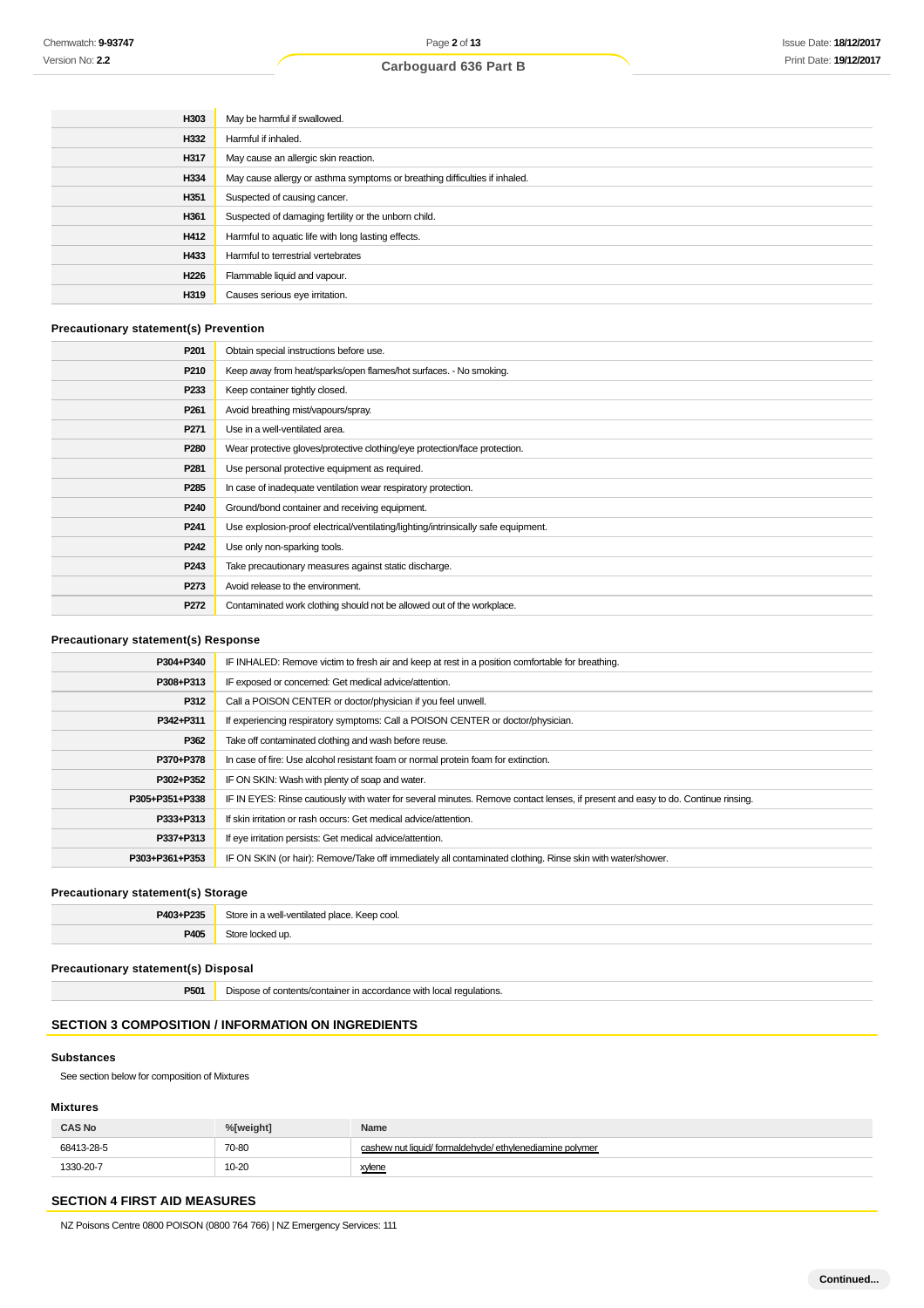| | |
|---|---|
| **H303** | May be harmful if swallowed. |
| **H332** | Harmful if inhaled. |
| **H317** | May cause an allergic skin reaction. |
| **H334** | May cause allergy or asthma symptoms or breathing difficulties if inhaled. |
| **H351** | Suspected of causing cancer. |
| **H361** | Suspected of damaging fertility or the unborn child. |
| **H412** | Harmful to aquatic life with long lasting effects. |
| **H433** | Harmful to terrestrial vertebrates |
| **H226** | Flammable liquid and vapour. |
| **H319** | Causes serious eye irritation. |

### Precautionary statement(s) Prevention

| | |
|---|---|
| **P201** | Obtain special instructions before use. |
| **P210** | Keep away from heat/sparks/open flames/hot surfaces. - No smoking. |
| **P233** | Keep container tightly closed. |
| **P261** | Avoid breathing mist/vapours/spray. |
| **P271** | Use in a well-ventilated area. |
| **P280** | Wear protective gloves/protective clothing/eye protection/face protection. |
| **P281** | Use personal protective equipment as required. |
| **P285** | In case of inadequate ventilation wear respiratory protection. |
| **P240** | Ground/bond container and receiving equipment. |
| **P241** | Use explosion-proof electrical/ventilating/lighting/intrinsically safe equipment. |
| **P242** | Use only non-sparking tools. |
| **P243** | Take precautionary measures against static discharge. |
| **P273** | Avoid release to the environment. |
| **P272** | Contaminated work clothing should not be allowed out of the workplace. |

### Precautionary statement(s) Response

| | |
|---|---|
| **P304+P340** | IF INHALED: Remove victim to fresh air and keep at rest in a position comfortable for breathing. |
| **P308+P313** | IF exposed or concerned: Get medical advice/attention. |
| **P312** | Call a POISON CENTER or doctor/physician if you feel unwell. |
| **P342+P311** | If experiencing respiratory symptoms: Call a POISON CENTER or doctor/physician. |
| **P362** | Take off contaminated clothing and wash before reuse. |
| **P370+P378** | In case of fire: Use alcohol resistant foam or normal protein foam for extinction. |
| **P302+P352** | IF ON SKIN: Wash with plenty of soap and water. |
| **P305+P351+P338** | IF IN EYES: Rinse cautiously with water for several minutes. Remove contact lenses, if present and easy to do. Continue rinsing. |
| **P333+P313** | If skin irritation or rash occurs: Get medical advice/attention. |
| **P337+P313** | If eye irritation persists: Get medical advice/attention. |
| **P303+P361+P353** | IF ON SKIN (or hair): Remove/Take off immediately all contaminated clothing. Rinse skin with water/shower. |

### Precautionary statement(s) Storage

| | |
|---|---|
| **P403+P235** | Store in a well-ventilated place. Keep cool. |
| **P405** | Store locked up. |

### Precautionary statement(s) Disposal

| | |
|---|---|
| **P501** | Dispose of contents/container in accordance with local regulations. |

## SECTION 3 COMPOSITION / INFORMATION ON INGREDIENTS

### Substances

See section below for composition of Mixtures

### Mixtures

| CAS No | %[weight] | Name |
|---|---|---|
| 68413-28-5 | 70-80 | cashew nut liquid/ formaldehyde/ ethylenediamine polymer |
| 1330-20-7 | 10-20 | xylene |

## SECTION 4 FIRST AID MEASURES

NZ Poisons Centre 0800 POISON (0800 764 766) | NZ Emergency Services: 111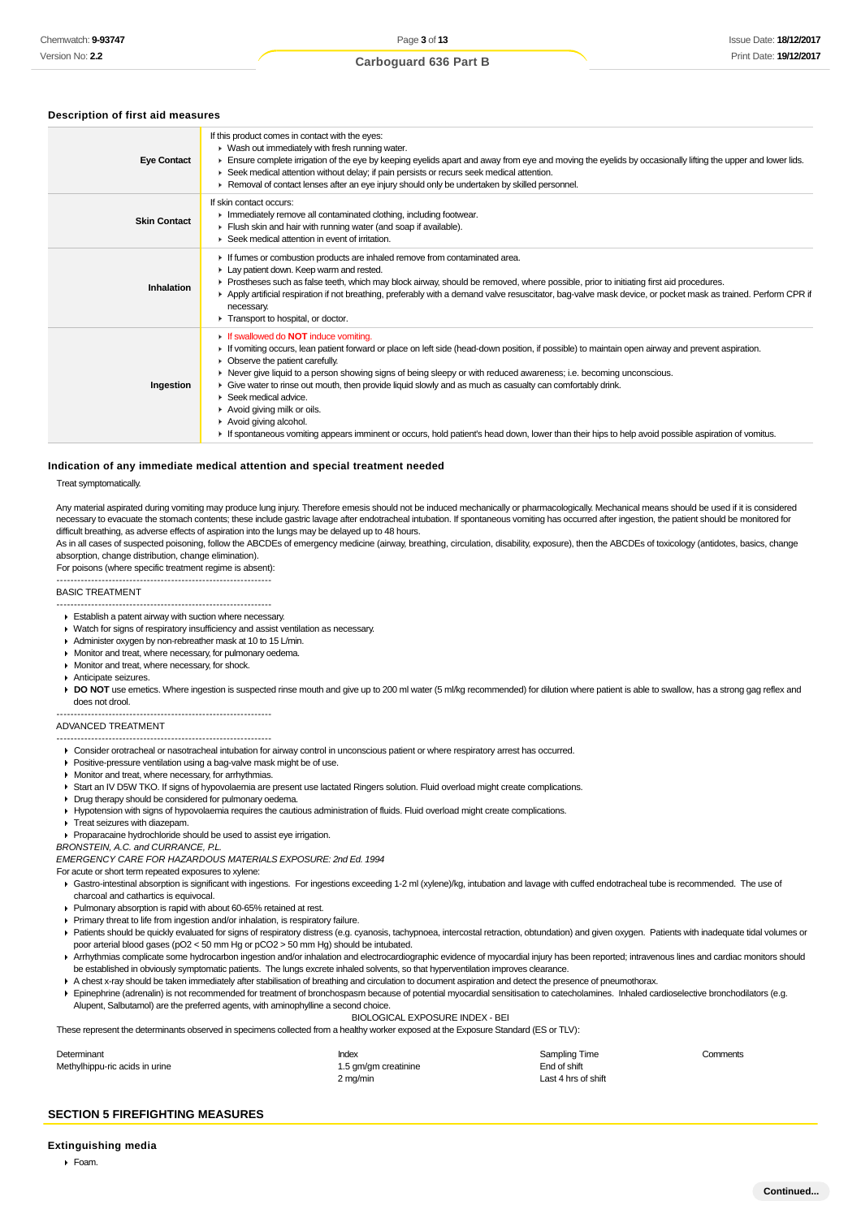### Description of first aid measures

| | |
|---|---|
| **Eye Contact** | If this product comes in contact with the eyes:<br>▸ Wash out immediately with fresh running water.<br>▸ Ensure complete irrigation of the eye by keeping eyelids apart and away from eye and moving the eyelids by occasionally lifting the upper and lower lids.<br>▸ Seek medical attention without delay; if pain persists or recurs seek medical attention.<br>▸ Removal of contact lenses after an eye injury should only be undertaken by skilled personnel. |
| **Skin Contact** | If skin contact occurs:<br>▸ Immediately remove all contaminated clothing, including footwear.<br>▸ Flush skin and hair with running water (and soap if available).<br>▸ Seek medical attention in event of irritation. |
| **Inhalation** | ▸ If fumes or combustion products are inhaled remove from contaminated area.<br>▸ Lay patient down. Keep warm and rested.<br>▸ Prostheses such as false teeth, which may block airway, should be removed, where possible, prior to initiating first aid procedures.<br>▸ Apply artificial respiration if not breathing, preferably with a demand valve resuscitator, bag-valve mask device, or pocket mask as trained. Perform CPR if necessary.<br>▸ Transport to hospital, or doctor. |
| **Ingestion** | ▸ If swallowed do **NOT** induce vomiting.<br>▸ If vomiting occurs, lean patient forward or place on left side (head-down position, if possible) to maintain open airway and prevent aspiration.<br>▸ Observe the patient carefully.<br>▸ Never give liquid to a person showing signs of being sleepy or with reduced awareness; i.e. becoming unconscious.<br>▸ Give water to rinse out mouth, then provide liquid slowly and as much as casualty can comfortably drink.<br>▸ Seek medical advice.<br>▸ Avoid giving milk or oils.<br>▸ Avoid giving alcohol.<br>▸ If spontaneous vomiting appears imminent or occurs, hold patient's head down, lower than their hips to help avoid possible aspiration of vomitus. |

### Indication of any immediate medical attention and special treatment needed

Treat symptomatically.

Any material aspirated during vomiting may produce lung injury. Therefore emesis should not be induced mechanically or pharmacologically. Mechanical means should be used if it is considered necessary to evacuate the stomach contents; these include gastric lavage after endotracheal intubation. If spontaneous vomiting has occurred after ingestion, the patient should be monitored for difficult breathing, as adverse effects of aspiration into the lungs may be delayed up to 48 hours.

As in all cases of suspected poisoning, follow the ABCDEs of emergency medicine (airway, breathing, circulation, disability, exposure), then the ABCDEs of toxicology (antidotes, basics, change absorption, change distribution, change elimination).

For poisons (where specific treatment regime is absent):

--------------------------------------------------------------

BASIC TREATMENT

--------------------------------------------------------------

- Establish a patent airway with suction where necessary.
- Watch for signs of respiratory insufficiency and assist ventilation as necessary.
- Administer oxygen by non-rebreather mask at 10 to 15 L/min.
- Monitor and treat, where necessary, for pulmonary oedema.
- Monitor and treat, where necessary, for shock.
- Anticipate seizures.
- **DO NOT** use emetics. Where ingestion is suspected rinse mouth and give up to 200 ml water (5 ml/kg recommended) for dilution where patient is able to swallow, has a strong gag reflex and does not drool.

--------------------------------------------------------------

ADVANCED TREATMENT

--------------------------------------------------------------

- Consider orotracheal or nasotracheal intubation for airway control in unconscious patient or where respiratory arrest has occurred.
- Positive-pressure ventilation using a bag-valve mask might be of use.
- Monitor and treat, where necessary, for arrhythmias.
- Start an IV D5W TKO. If signs of hypovolaemia are present use lactated Ringers solution. Fluid overload might create complications.
- Drug therapy should be considered for pulmonary oedema.
- Hypotension with signs of hypovolaemia requires the cautious administration of fluids. Fluid overload might create complications.
- Treat seizures with diazepam.
- Proparacaine hydrochloride should be used to assist eye irrigation.

*BRONSTEIN, A.C. and CURRANCE, P.L.*
*EMERGENCY CARE FOR HAZARDOUS MATERIALS EXPOSURE: 2nd Ed. 1994*

For acute or short term repeated exposures to xylene:

- Gastro-intestinal absorption is significant with ingestions. For ingestions exceeding 1-2 ml (xylene)/kg, intubation and lavage with cuffed endotracheal tube is recommended. The use of charcoal and cathartics is equivocal.
- Pulmonary absorption is rapid with about 60-65% retained at rest.
- Primary threat to life from ingestion and/or inhalation, is respiratory failure.
- Patients should be quickly evaluated for signs of respiratory distress (e.g. cyanosis, tachypnoea, intercostal retraction, obtundation) and given oxygen. Patients with inadequate tidal volumes or poor arterial blood gases ($pO_2$ < 50 mm Hg or $pCO_2$ > 50 mm Hg) should be intubated.
- Arrhythmias complicate some hydrocarbon ingestion and/or inhalation and electrocardiographic evidence of myocardial injury has been reported; intravenous lines and cardiac monitors should be established in obviously symptomatic patients. The lungs excrete inhaled solvents, so that hyperventilation improves clearance.
- A chest x-ray should be taken immediately after stabilisation of breathing and circulation to document aspiration and detect the presence of pneumothorax.
- Epinephrine (adrenalin) is not recommended for treatment of bronchospasm because of potential myocardial sensitisation to catecholamines. Inhaled cardioselective bronchodilators (e.g. Alupent, Salbutamol) are the preferred agents, with aminophylline a second choice.

BIOLOGICAL EXPOSURE INDEX - BEI

These represent the determinants observed in specimens collected from a healthy worker exposed at the Exposure Standard (ES or TLV):

| Determinant | Index | Sampling Time | Comments |
|---|---|---|---|
| Methylhippu-ric acids in urine | 1.5 gm/gm creatinine | End of shift | |
| | 2 mg/min | Last 4 hrs of shift | |

## SECTION 5 FIREFIGHTING MEASURES

### Extinguishing media

- Foam.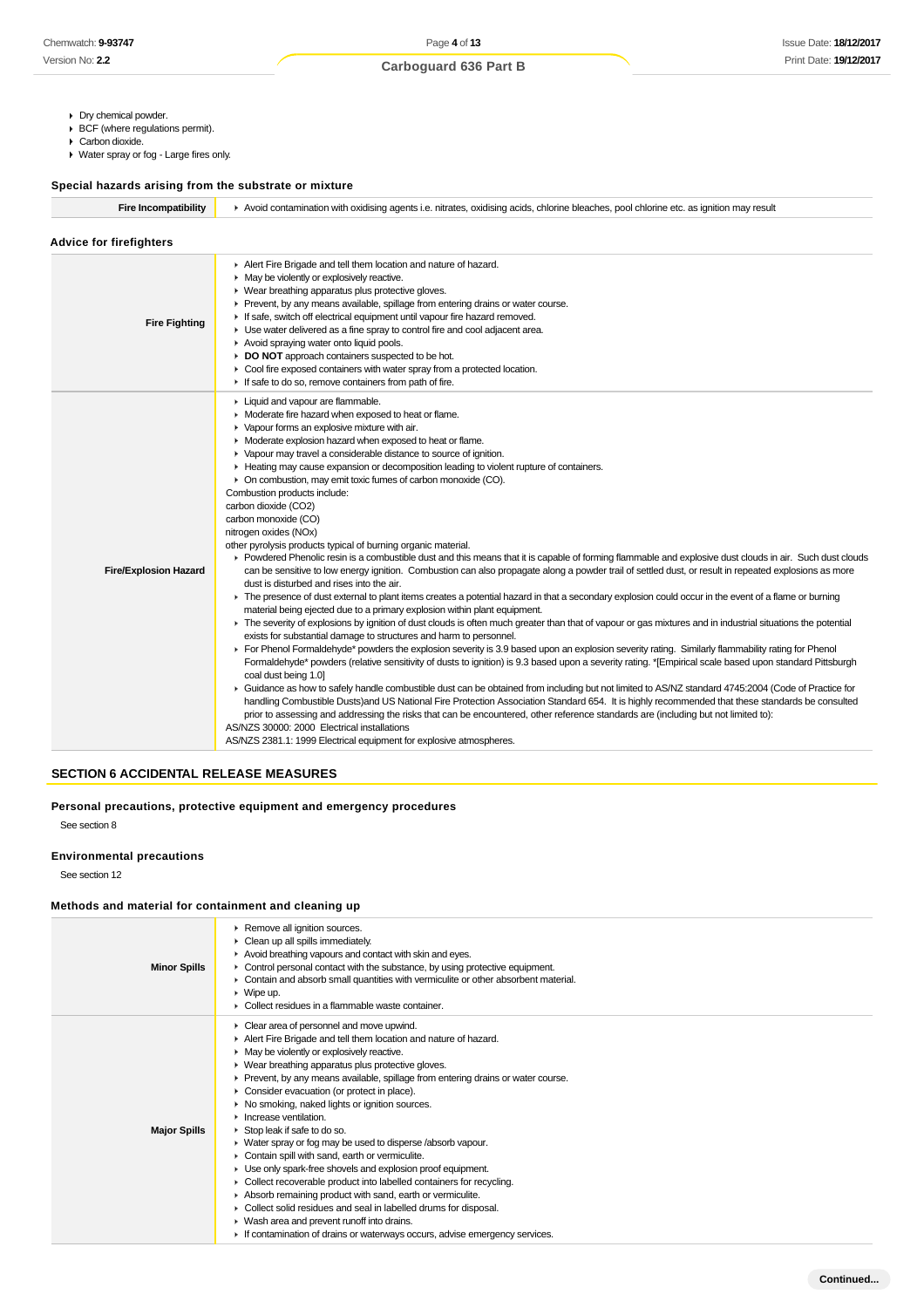- Dry chemical powder.
- BCF (where regulations permit).
- Carbon dioxide.
- Water spray or fog - Large fires only.

### Special hazards arising from the substrate or mixture

| Fire Incompatibility | Avoid contamination with oxidising agents i.e. nitrates, oxidising acids, chlorine bleaches, pool chlorine etc. as ignition may result |
|---|---|

### Advice for firefighters

| | |
|---|---|
| **Fire Fighting** | - Alert Fire Brigade and tell them location and nature of hazard.<br>- May be violently or explosively reactive.<br>- Wear breathing apparatus plus protective gloves.<br>- Prevent, by any means available, spillage from entering drains or water course.<br>- If safe, switch off electrical equipment until vapour fire hazard removed.<br>- Use water delivered as a fine spray to control fire and cool adjacent area.<br>- Avoid spraying water onto liquid pools.<br>- **DO NOT** approach containers suspected to be hot.<br>- Cool fire exposed containers with water spray from a protected location.<br>- If safe to do so, remove containers from path of fire. |
| **Fire/Explosion Hazard** | - Liquid and vapour are flammable.<br>- Moderate fire hazard when exposed to heat or flame.<br>- Vapour forms an explosive mixture with air.<br>- Moderate explosion hazard when exposed to heat or flame.<br>- Vapour may travel a considerable distance to source of ignition.<br>- Heating may cause expansion or decomposition leading to violent rupture of containers.<br>- On combustion, may emit toxic fumes of carbon monoxide (CO).<br>Combustion products include:<br>carbon dioxide ($CO_2$)<br>carbon monoxide (CO)<br>nitrogen oxides ($NO_x$)<br>other pyrolysis products typical of burning organic material.<br>- Powdered Phenolic resin is a combustible dust and this means that it is capable of forming flammable and explosive dust clouds in air. Such dust clouds can be sensitive to low energy ignition. Combustion can also propagate along a powder trail of settled dust, or result in repeated explosions as more dust is disturbed and rises into the air.<br>- The presence of dust external to plant items creates a potential hazard in that a secondary explosion could occur in the event of a flame or burning material being ejected due to a primary explosion within plant equipment.<br>- The severity of explosions by ignition of dust clouds is often much greater than that of vapour or gas mixtures and in industrial situations the potential exists for substantial damage to structures and harm to personnel.<br>- For Phenol Formaldehyde* powders the explosion severity is 3.9 based upon an explosion severity rating. Similarly flammability rating for Phenol Formaldehyde* powders (relative sensitivity of dusts to ignition) is 9.3 based upon a severity rating. *[Empirical scale based upon standard Pittsburgh coal dust being 1.0]<br>- Guidance as how to safely handle combustible dust can be obtained from including but not limited to AS/NZ standard 4745:2004 (Code of Practice for handling Combustible Dusts)and US National Fire Protection Association Standard 654. It is highly recommended that these standards be consulted prior to assessing and addressing the risks that can be encountered, other reference standards are (including but not limited to):<br>AS/NZS 30000: 2000 Electrical installations<br>AS/NZS 2381.1: 1999 Electrical equipment for explosive atmospheres. |

## SECTION 6 ACCIDENTAL RELEASE MEASURES

### Personal precautions, protective equipment and emergency procedures

See section 8

### Environmental precautions

See section 12

### Methods and material for containment and cleaning up

| | |
|---|---|
| **Minor Spills** | - Remove all ignition sources.<br>- Clean up all spills immediately.<br>- Avoid breathing vapours and contact with skin and eyes.<br>- Control personal contact with the substance, by using protective equipment.<br>- Contain and absorb small quantities with vermiculite or other absorbent material.<br>- Wipe up.<br>- Collect residues in a flammable waste container. |
| **Major Spills** | - Clear area of personnel and move upwind.<br>- Alert Fire Brigade and tell them location and nature of hazard.<br>- May be violently or explosively reactive.<br>- Wear breathing apparatus plus protective gloves.<br>- Prevent, by any means available, spillage from entering drains or water course.<br>- Consider evacuation (or protect in place).<br>- No smoking, naked lights or ignition sources.<br>- Increase ventilation.<br>- Stop leak if safe to do so.<br>- Water spray or fog may be used to disperse /absorb vapour.<br>- Contain spill with sand, earth or vermiculite.<br>- Use only spark-free shovels and explosion proof equipment.<br>- Collect recoverable product into labelled containers for recycling.<br>- Absorb remaining product with sand, earth or vermiculite.<br>- Collect solid residues and seal in labelled drums for disposal.<br>- Wash area and prevent runoff into drains.<br>- If contamination of drains or waterways occurs, advise emergency services. |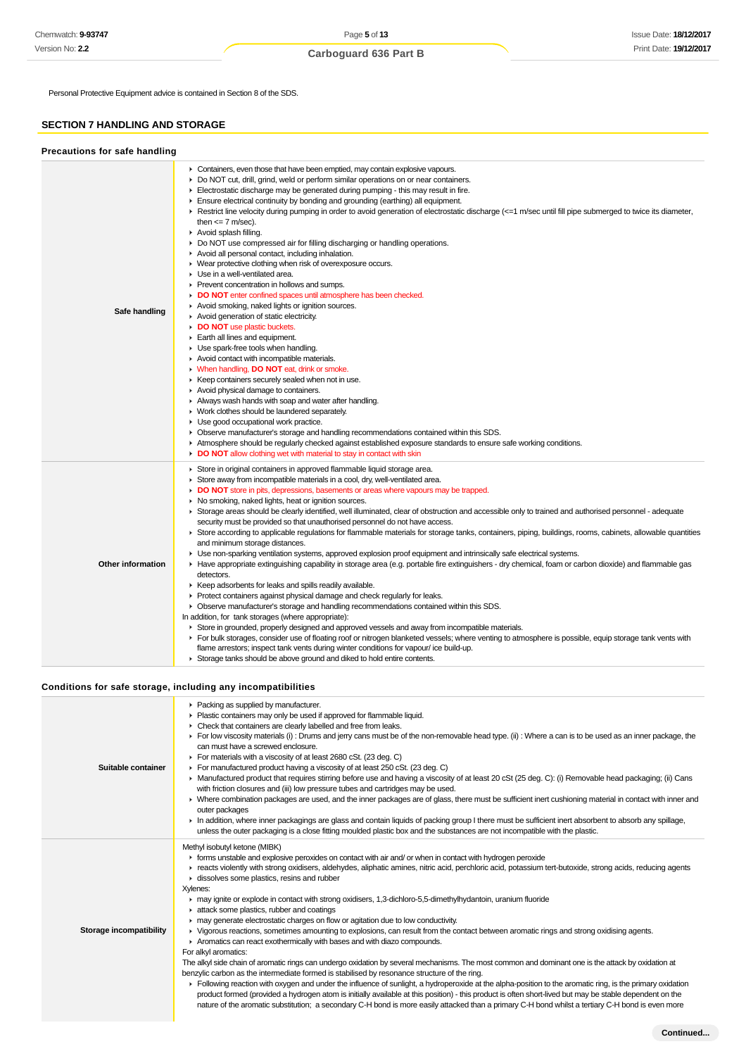Personal Protective Equipment advice is contained in Section 8 of the SDS.

## SECTION 7 HANDLING AND STORAGE

### Precautions for safe handling

| | |
|---|---|
| **Safe handling** | - Containers, even those that have been emptied, may contain explosive vapours.<br>- Do NOT cut, drill, grind, weld or perform similar operations on or near containers.<br>- Electrostatic discharge may be generated during pumping - this may result in fire.<br>- Ensure electrical continuity by bonding and grounding (earthing) all equipment.<br>- Restrict line velocity during pumping in order to avoid generation of electrostatic discharge (<=1 m/sec until fill pipe submerged to twice its diameter, then <= 7 m/sec).<br>- Avoid splash filling.<br>- Do NOT use compressed air for filling discharging or handling operations.<br>- Avoid all personal contact, including inhalation.<br>- Wear protective clothing when risk of overexposure occurs.<br>- Use in a well-ventilated area.<br>- Prevent concentration in hollows and sumps.<br>- **DO NOT** enter confined spaces until atmosphere has been checked.<br>- Avoid smoking, naked lights or ignition sources.<br>- Avoid generation of static electricity.<br>- **DO NOT** use plastic buckets.<br>- Earth all lines and equipment.<br>- Use spark-free tools when handling.<br>- Avoid contact with incompatible materials.<br>- When handling, **DO NOT** eat, drink or smoke.<br>- Keep containers securely sealed when not in use.<br>- Avoid physical damage to containers.<br>- Always wash hands with soap and water after handling.<br>- Work clothes should be laundered separately.<br>- Use good occupational work practice.<br>- Observe manufacturer's storage and handling recommendations contained within this SDS.<br>- Atmosphere should be regularly checked against established exposure standards to ensure safe working conditions.<br>- **DO NOT** allow clothing wet with material to stay in contact with skin |
| **Other information** | - Store in original containers in approved flammable liquid storage area.<br>- Store away from incompatible materials in a cool, dry, well-ventilated area.<br>- **DO NOT** store in pits, depressions, basements or areas where vapours may be trapped.<br>- No smoking, naked lights, heat or ignition sources.<br>- Storage areas should be clearly identified, well illuminated, clear of obstruction and accessible only to trained and authorised personnel - adequate security must be provided so that unauthorised personnel do not have access.<br>- Store according to applicable regulations for flammable materials for storage tanks, containers, piping, buildings, rooms, cabinets, allowable quantities and minimum storage distances.<br>- Use non-sparking ventilation systems, approved explosion proof equipment and intrinsically safe electrical systems.<br>- Have appropriate extinguishing capability in storage area (e.g. portable fire extinguishers - dry chemical, foam or carbon dioxide) and flammable gas detectors.<br>- Keep adsorbents for leaks and spills readily available.<br>- Protect containers against physical damage and check regularly for leaks.<br>- Observe manufacturer's storage and handling recommendations contained within this SDS.<br>In addition, for tank storages (where appropriate):<br>- Store in grounded, properly designed and approved vessels and away from incompatible materials.<br>- For bulk storages, consider use of floating roof or nitrogen blanketed vessels; where venting to atmosphere is possible, equip storage tank vents with flame arrestors; inspect tank vents during winter conditions for vapour/ ice build-up.<br>- Storage tanks should be above ground and diked to hold entire contents. |

### Conditions for safe storage, including any incompatibilities

| | |
|---|---|
| **Suitable container** | - Packing as supplied by manufacturer.<br>- Plastic containers may only be used if approved for flammable liquid.<br>- Check that containers are clearly labelled and free from leaks.<br>- For low viscosity materials (i) : Drums and jerry cans must be of the non-removable head type. (ii) : Where a can is to be used as an inner package, the can must have a screwed enclosure.<br>- For materials with a viscosity of at least 2680 cSt. (23 deg. C)<br>- For manufactured product having a viscosity of at least 250 cSt. (23 deg. C)<br>- Manufactured product that requires stirring before use and having a viscosity of at least 20 cSt (25 deg. C): (i) Removable head packaging; (ii) Cans with friction closures and (iii) low pressure tubes and cartridges may be used.<br>- Where combination packages are used, and the inner packages are of glass, there must be sufficient inert cushioning material in contact with inner and outer packages<br>- In addition, where inner packagings are glass and contain liquids of packing group I there must be sufficient inert absorbent to absorb any spillage, unless the outer packaging is a close fitting moulded plastic box and the substances are not incompatible with the plastic. |
| **Storage incompatibility** | Methyl isobutyl ketone (MIBK)<br>- forms unstable and explosive peroxides on contact with air and/ or when in contact with hydrogen peroxide<br>- reacts violently with strong oxidisers, aldehydes, aliphatic amines, nitric acid, perchloric acid, potassium tert-butoxide, strong acids, reducing agents<br>- dissolves some plastics, resins and rubber<br>Xylenes:<br>- may ignite or explode in contact with strong oxidisers, 1,3-dichloro-5,5-dimethylhydantoin, uranium fluoride<br>- attack some plastics, rubber and coatings<br>- may generate electrostatic charges on flow or agitation due to low conductivity.<br>- Vigorous reactions, sometimes amounting to explosions, can result from the contact between aromatic rings and strong oxidising agents.<br>- Aromatics can react exothermically with bases and with diazo compounds.<br>For alkyl aromatics:<br>The alkyl side chain of aromatic rings can undergo oxidation by several mechanisms. The most common and dominant one is the attack by oxidation at benzylic carbon as the intermediate formed is stabilised by resonance structure of the ring.<br>- Following reaction with oxygen and under the influence of sunlight, a hydroperoxide at the alpha-position to the aromatic ring, is the primary oxidation product formed (provided a hydrogen atom is initially available at this position) - this product is often short-lived but may be stable dependent on the nature of the aromatic substitution; a secondary C-H bond is more easily attacked than a primary C-H bond whilst a tertiary C-H bond is even more |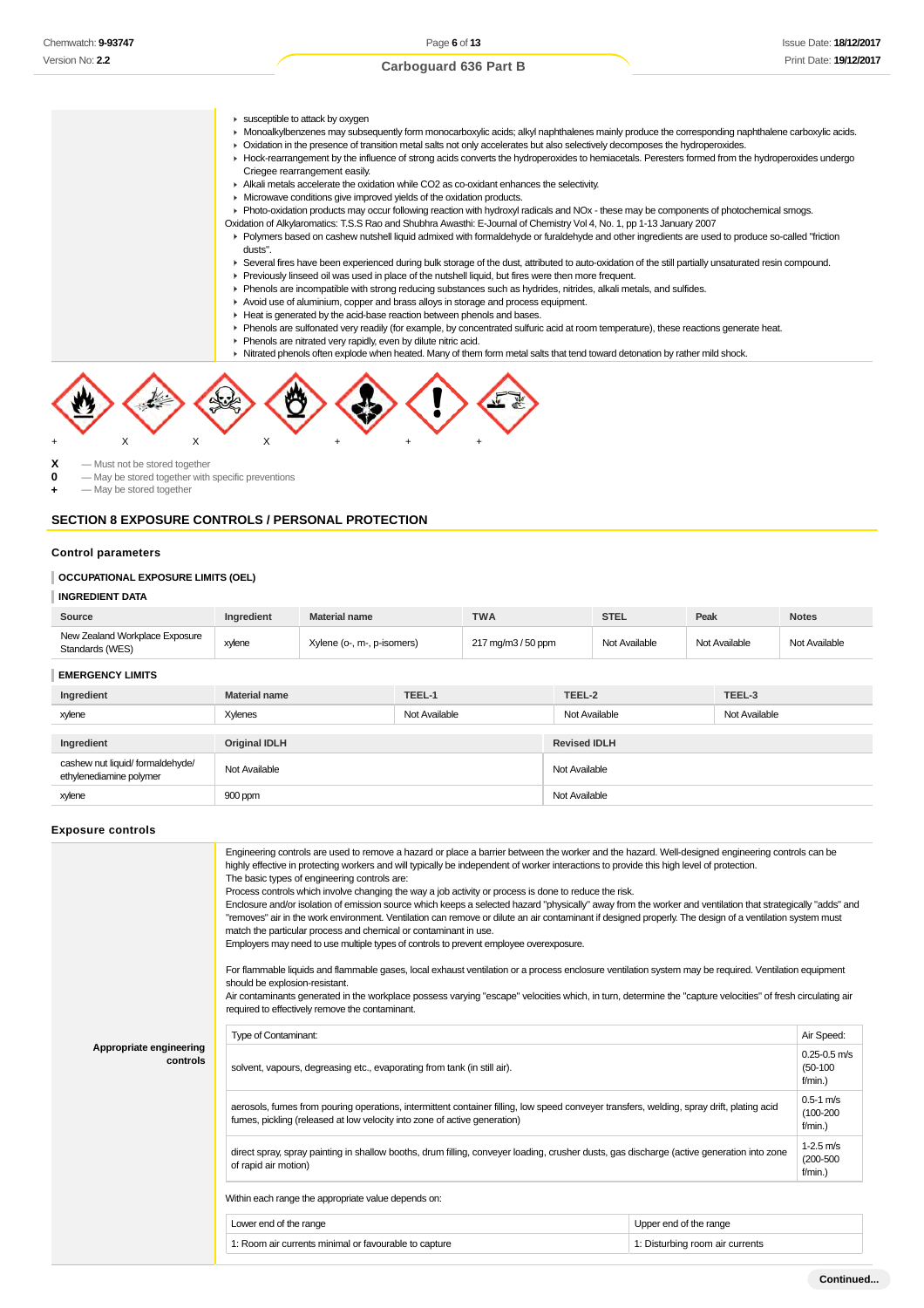- susceptible to attack by oxygen
- Monoalkylbenzenes may subsequently form monocarboxylic acids; alkyl naphthalenes mainly produce the corresponding naphthalene carboxylic acids.
- Oxidation in the presence of transition metal salts not only accelerates but also selectively decomposes the hydroperoxides.
- Hock-rearrangement by the influence of strong acids converts the hydroperoxides to hemiacetals. Peresters formed from the hydroperoxides undergo Criegee rearrangement easily.
- Alkali metals accelerate the oxidation while CO2 as co-oxidant enhances the selectivity.
- Microwave conditions give improved yields of the oxidation products.
- Photo-oxidation products may occur following reaction with hydroxyl radicals and NOx - these may be components of photochemical smogs.

Oxidation of Alkylaromatics: T.S.S Rao and Shubhra Awasthi: E-Journal of Chemistry Vol 4, No. 1, pp 1-13 January 2007

- Polymers based on cashew nutshell liquid admixed with formaldehyde or furaldehyde and other ingredients are used to produce so-called "friction dusts".
- Several fires have been experienced during bulk storage of the dust, attributed to auto-oxidation of the still partially unsaturated resin compound.
- Previously linseed oil was used in place of the nutshell liquid, but fires were then more frequent.
- Phenols are incompatible with strong reducing substances such as hydrides, nitrides, alkali metals, and sulfides.
- Avoid use of aluminium, copper and brass alloys in storage and process equipment.
- Heat is generated by the acid-base reaction between phenols and bases.
- Phenols are sulfonated very readily (for example, by concentrated sulfuric acid at room temperature), these reactions generate heat.
- Phenols are nitrated very rapidly, even by dilute nitric acid.
- Nitrated phenols often explode when heated. Many of them form metal salts that tend toward detonation by rather mild shock.

+ X X X + + +

**X** — Must not be stored together
**0** — May be stored together with specific preventions
**+** — May be stored together

## SECTION 8 EXPOSURE CONTROLS / PERSONAL PROTECTION

### Control parameters

#### OCCUPATIONAL EXPOSURE LIMITS (OEL)

#### INGREDIENT DATA

| Source | Ingredient | Material name | TWA | STEL | Peak | Notes |
|---|---|---|---|---|---|---|
| New Zealand Workplace Exposure Standards (WES) | xylene | Xylene (o-, m-, p-isomers) | 217 mg/m3 / 50 ppm | Not Available | Not Available | Not Available |

#### EMERGENCY LIMITS

| Ingredient | Material name | TEEL-1 | TEEL-2 | TEEL-3 |
|---|---|---|---|---|
| xylene | Xylenes | Not Available | Not Available | Not Available |

| Ingredient | Original IDLH | Revised IDLH |
|---|---|---|
| cashew nut liquid/ formaldehyde/ ethylenediamine polymer | Not Available | Not Available |
| xylene | 900 ppm | Not Available |

### Exposure controls

**Appropriate engineering controls**

Engineering controls are used to remove a hazard or place a barrier between the worker and the hazard. Well-designed engineering controls can be highly effective in protecting workers and will typically be independent of worker interactions to provide this high level of protection.
The basic types of engineering controls are:
Process controls which involve changing the way a job activity or process is done to reduce the risk.
Enclosure and/or isolation of emission source which keeps a selected hazard "physically" away from the worker and ventilation that strategically "adds" and "removes" air in the work environment. Ventilation can remove or dilute an air contaminant if designed properly. The design of a ventilation system must match the particular process and chemical or contaminant in use.
Employers may need to use multiple types of controls to prevent employee overexposure.

For flammable liquids and flammable gases, local exhaust ventilation or a process enclosure ventilation system may be required. Ventilation equipment should be explosion-resistant.
Air contaminants generated in the workplace possess varying "escape" velocities which, in turn, determine the "capture velocities" of fresh circulating air required to effectively remove the contaminant.

| Type of Contaminant: | Air Speed: |
|---|---|
| solvent, vapours, degreasing etc., evaporating from tank (in still air). | 0.25-0.5 m/s (50-100 f/min.) |
| aerosols, fumes from pouring operations, intermittent container filling, low speed conveyer transfers, welding, spray drift, plating acid fumes, pickling (released at low velocity into zone of active generation) | 0.5-1 m/s (100-200 f/min.) |
| direct spray, spray painting in shallow booths, drum filling, conveyer loading, crusher dusts, gas discharge (active generation into zone of rapid air motion) | 1-2.5 m/s (200-500 f/min.) |

Within each range the appropriate value depends on:

| Lower end of the range | Upper end of the range |
|---|---|
| 1: Room air currents minimal or favourable to capture | 1: Disturbing room air currents |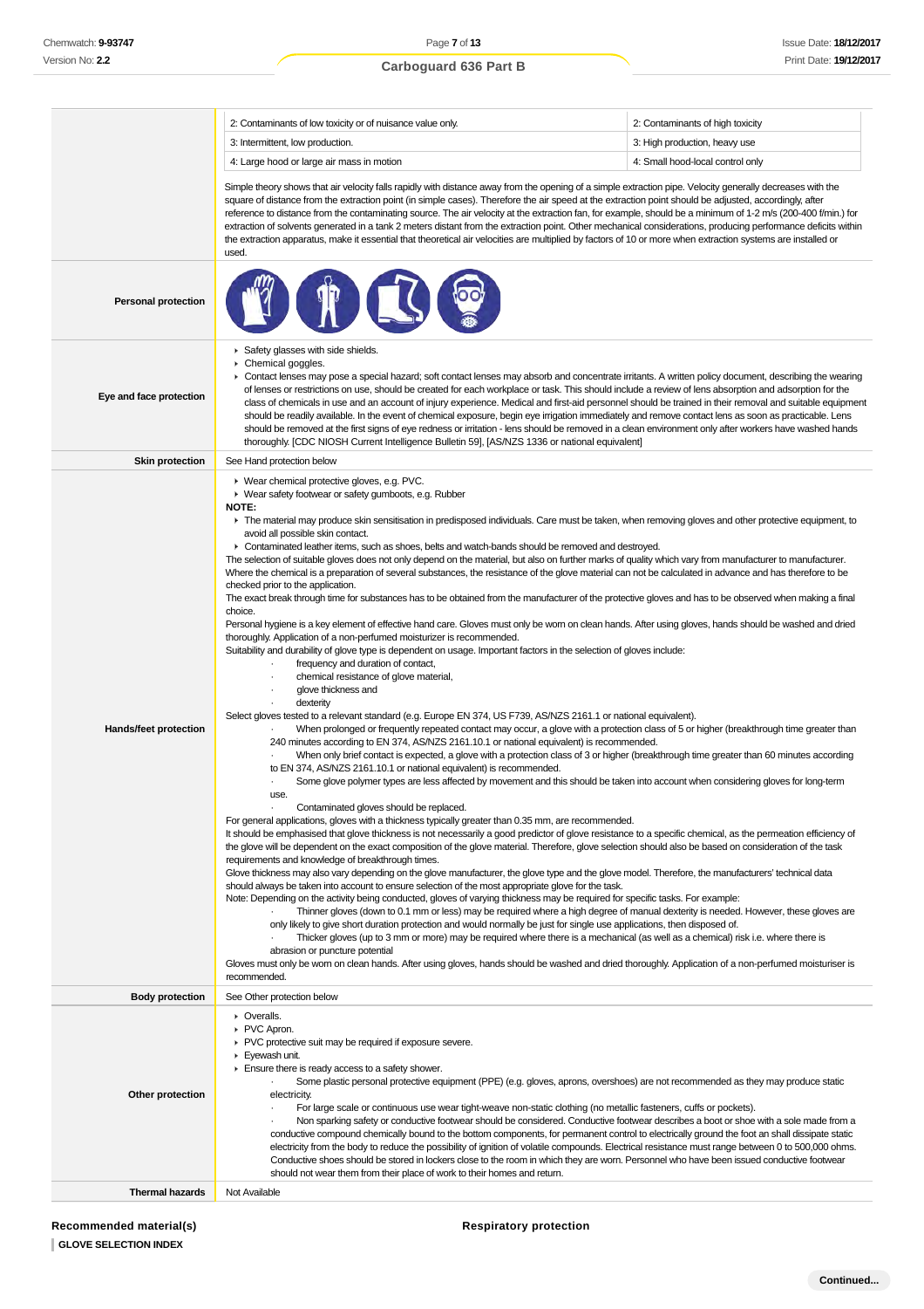| | | |
|---|---|---|
| | 2: Contaminants of low toxicity or of nuisance value only. | 2: Contaminants of high toxicity |
| | 3: Intermittent, low production. | 3: High production, heavy use |
| | 4: Large hood or large air mass in motion | 4: Small hood-local control only |

Simple theory shows that air velocity falls rapidly with distance away from the opening of a simple extraction pipe. Velocity generally decreases with the square of distance from the extraction point (in simple cases). Therefore the air speed at the extraction point should be adjusted, accordingly, after reference to distance from the contaminating source. The air velocity at the extraction fan, for example, should be a minimum of 1-2 m/s (200-400 f/min.) for extraction of solvents generated in a tank 2 meters distant from the extraction point. Other mechanical considerations, producing performance deficits within the extraction apparatus, make it essential that theoretical air velocities are multiplied by factors of 10 or more when extraction systems are installed or used.

**Personal protection**

**Eye and face protection**

- Safety glasses with side shields.
- Chemical goggles.
- Contact lenses may pose a special hazard; soft contact lenses may absorb and concentrate irritants. A written policy document, describing the wearing of lenses or restrictions on use, should be created for each workplace or task. This should include a review of lens absorption and adsorption for the class of chemicals in use and an account of injury experience. Medical and first-aid personnel should be trained in their removal and suitable equipment should be readily available. In the event of chemical exposure, begin eye irrigation immediately and remove contact lens as soon as practicable. Lens should be removed at the first signs of eye redness or irritation - lens should be removed in a clean environment only after workers have washed hands thoroughly. [CDC NIOSH Current Intelligence Bulletin 59], [AS/NZS 1336 or national equivalent]

**Skin protection**

See Hand protection below

**Hands/feet protection**

- Wear chemical protective gloves, e.g. PVC.
- Wear safety footwear or safety gumboots, e.g. Rubber

**NOTE:**

- The material may produce skin sensitisation in predisposed individuals. Care must be taken, when removing gloves and other protective equipment, to avoid all possible skin contact.
- Contaminated leather items, such as shoes, belts and watch-bands should be removed and destroyed.

The selection of suitable gloves does not only depend on the material, but also on further marks of quality which vary from manufacturer to manufacturer. Where the chemical is a preparation of several substances, the resistance of the glove material can not be calculated in advance and has therefore to be checked prior to the application.

The exact break through time for substances has to be obtained from the manufacturer of the protective gloves and has to be observed when making a final choice.

Personal hygiene is a key element of effective hand care. Gloves must only be worn on clean hands. After using gloves, hands should be washed and dried thoroughly. Application of a non-perfumed moisturizer is recommended.

Suitability and durability of glove type is dependent on usage. Important factors in the selection of gloves include:

- frequency and duration of contact,
- chemical resistance of glove material,
- glove thickness and
- dexterity

Select gloves tested to a relevant standard (e.g. Europe EN 374, US F739, AS/NZS 2161.1 or national equivalent).

- When prolonged or frequently repeated contact may occur, a glove with a protection class of 5 or higher (breakthrough time greater than 240 minutes according to EN 374, AS/NZS 2161.10.1 or national equivalent) is recommended.
- When only brief contact is expected, a glove with a protection class of 3 or higher (breakthrough time greater than 60 minutes according to EN 374, AS/NZS 2161.10.1 or national equivalent) is recommended.
- Some glove polymer types are less affected by movement and this should be taken into account when considering gloves for long-term use.
- Contaminated gloves should be replaced.

For general applications, gloves with a thickness typically greater than 0.35 mm, are recommended.

It should be emphasised that glove thickness is not necessarily a good predictor of glove resistance to a specific chemical, as the permeation efficiency of the glove will be dependent on the exact composition of the glove material. Therefore, glove selection should also be based on consideration of the task requirements and knowledge of breakthrough times.

Glove thickness may also vary depending on the glove manufacturer, the glove type and the glove model. Therefore, the manufacturers' technical data should always be taken into account to ensure selection of the most appropriate glove for the task.

Note: Depending on the activity being conducted, gloves of varying thickness may be required for specific tasks. For example:

- Thinner gloves (down to 0.1 mm or less) may be required where a high degree of manual dexterity is needed. However, these gloves are only likely to give short duration protection and would normally be just for single use applications, then disposed of.
- Thicker gloves (up to 3 mm or more) may be required where there is a mechanical (as well as a chemical) risk i.e. where there is abrasion or puncture potential

Gloves must only be worn on clean hands. After using gloves, hands should be washed and dried thoroughly. Application of a non-perfumed moisturiser is recommended.

**Body protection**

See Other protection below

**Other protection**

- Overalls.
- PVC Apron.
- PVC protective suit may be required if exposure severe.
- Eyewash unit.
- Ensure there is ready access to a safety shower.
  - Some plastic personal protective equipment (PPE) (e.g. gloves, aprons, overshoes) are not recommended as they may produce static electricity.
  - For large scale or continuous use wear tight-weave non-static clothing (no metallic fasteners, cuffs or pockets).
  - Non sparking safety or conductive footwear should be considered. Conductive footwear describes a boot or shoe with a sole made from a conductive compound chemically bound to the bottom components, for permanent control to electrically ground the foot an shall dissipate static electricity from the body to reduce the possibility of ignition of volatile compounds. Electrical resistance must range between 0 to 500,000 ohms. Conductive shoes should be stored in lockers close to the room in which they are worn. Personnel who have been issued conductive footwear should not wear them from their place of work to their homes and return.

**Thermal hazards**

Not Available

### Recommended material(s)

**GLOVE SELECTION INDEX**

### Respiratory protection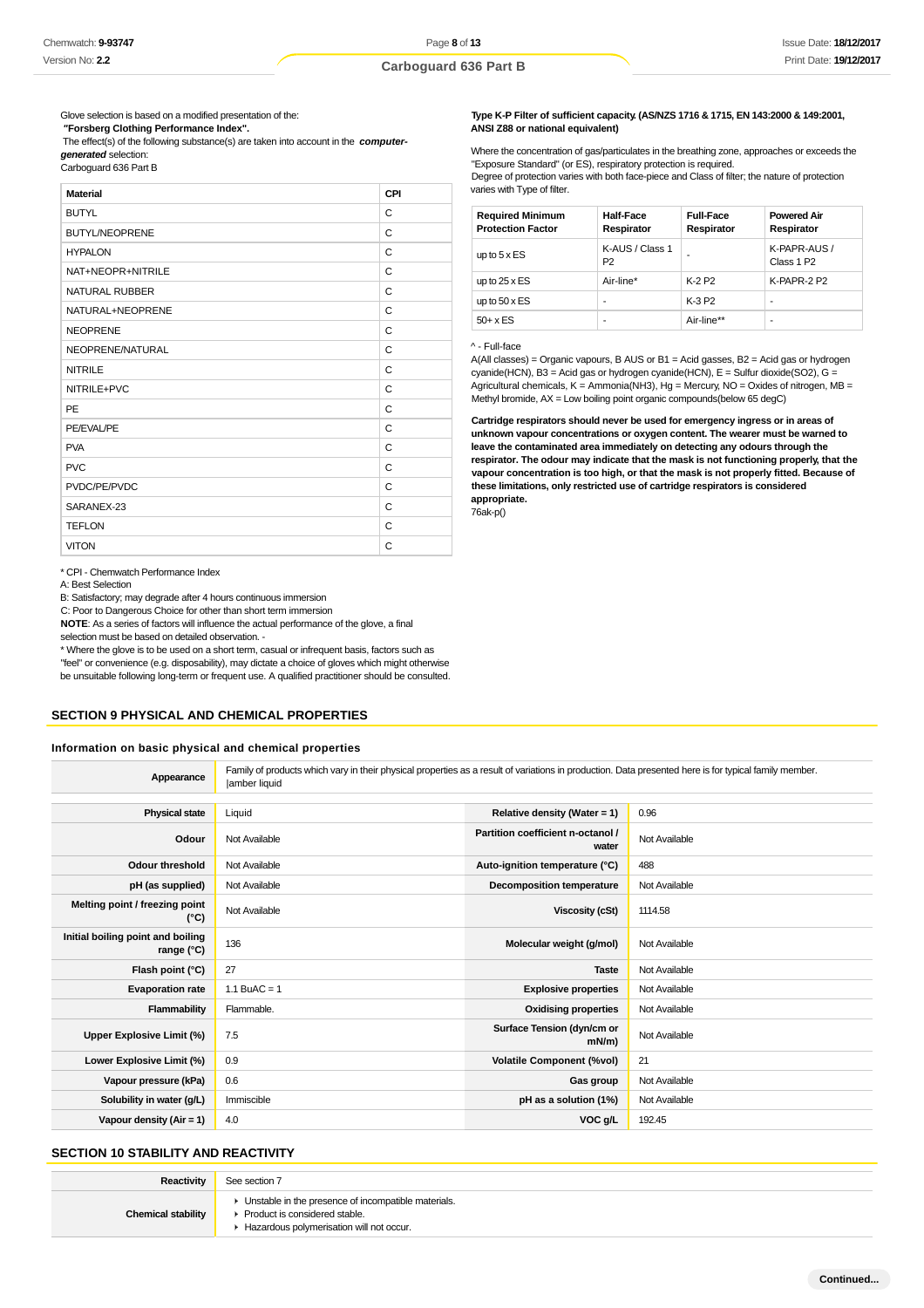Glove selection is based on a modified presentation of the:

**"Forsberg Clothing Performance Index".**

The effect(s) of the following substance(s) are taken into account in the ***computer-generated*** selection:

Carboguard 636 Part B

| Material | CPI |
|---|---|
| BUTYL | C |
| BUTYL/NEOPRENE | C |
| HYPALON | C |
| NAT+NEOPR+NITRILE | C |
| NATURAL RUBBER | C |
| NATURAL+NEOPRENE | C |
| NEOPRENE | C |
| NEOPRENE/NATURAL | C |
| NITRILE | C |
| NITRILE+PVC | C |
| PE | C |
| PE/EVAL/PE | C |
| PVA | C |
| PVC | C |
| PVDC/PE/PVDC | C |
| SARANEX-23 | C |
| TEFLON | C |
| VITON | C |

* CPI - Chemwatch Performance Index

A: Best Selection

B: Satisfactory; may degrade after 4 hours continuous immersion

C: Poor to Dangerous Choice for other than short term immersion

**NOTE**: As a series of factors will influence the actual performance of the glove, a final selection must be based on detailed observation. -

* Where the glove is to be used on a short term, casual or infrequent basis, factors such as "feel" or convenience (e.g. disposability), may dictate a choice of gloves which might otherwise be unsuitable following long-term or frequent use. A qualified practitioner should be consulted.

**Type K-P Filter of sufficient capacity. (AS/NZS 1716 & 1715, EN 143:2000 & 149:2001, ANSI Z88 or national equivalent)**

Where the concentration of gas/particulates in the breathing zone, approaches or exceeds the "Exposure Standard" (or ES), respiratory protection is required.

Degree of protection varies with both face-piece and Class of filter; the nature of protection varies with Type of filter.

| Required Minimum Protection Factor | Half-Face Respirator | Full-Face Respirator | Powered Air Respirator |
|---|---|---|---|
| up to 5 x ES | K-AUS / Class 1 P2 | - | K-PAPR-AUS / Class 1 P2 |
| up to 25 x ES | Air-line* | K-2 P2 | K-PAPR-2 P2 |
| up to 50 x ES | - | K-3 P2 | - |
| 50+ x ES | - | Air-line** | - |

^ - Full-face

A(All classes) = Organic vapours, B AUS or B1 = Acid gasses, B2 = Acid gas or hydrogen cyanide(HCN), B3 = Acid gas or hydrogen cyanide(HCN), E = Sulfur dioxide(SO2), G = Agricultural chemicals, K = Ammonia(NH3), Hg = Mercury, NO = Oxides of nitrogen, MB = Methyl bromide, AX = Low boiling point organic compounds(below 65 degC)

**Cartridge respirators should never be used for emergency ingress or in areas of unknown vapour concentrations or oxygen content. The wearer must be warned to leave the contaminated area immediately on detecting any odours through the respirator. The odour may indicate that the mask is not functioning properly, that the vapour concentration is too high, or that the mask is not properly fitted. Because of these limitations, only restricted use of cartridge respirators is considered appropriate.**

76ak-p()

## SECTION 9 PHYSICAL AND CHEMICAL PROPERTIES

### Information on basic physical and chemical properties

| **Appearance** | Family of products which vary in their physical properties as a result of variations in production. Data presented here is for typical family member. \|amber liquid | | |
|---|---|---|---|
| **Physical state** | Liquid | **Relative density (Water = 1)** | 0.96 |
| **Odour** | Not Available | **Partition coefficient n-octanol / water** | Not Available |
| **Odour threshold** | Not Available | **Auto-ignition temperature (°C)** | 488 |
| **pH (as supplied)** | Not Available | **Decomposition temperature** | Not Available |
| **Melting point / freezing point (°C)** | Not Available | **Viscosity (cSt)** | 1114.58 |
| **Initial boiling point and boiling range (°C)** | 136 | **Molecular weight (g/mol)** | Not Available |
| **Flash point (°C)** | 27 | **Taste** | Not Available |
| **Evaporation rate** | 1.1 BuAC = 1 | **Explosive properties** | Not Available |
| **Flammability** | Flammable. | **Oxidising properties** | Not Available |
| **Upper Explosive Limit (%)** | 7.5 | **Surface Tension (dyn/cm or mN/m)** | Not Available |
| **Lower Explosive Limit (%)** | 0.9 | **Volatile Component (%vol)** | 21 |
| **Vapour pressure (kPa)** | 0.6 | **Gas group** | Not Available |
| **Solubility in water (g/L)** | Immiscible | **pH as a solution (1%)** | Not Available |
| **Vapour density (Air = 1)** | 4.0 | **VOC g/L** | 192.45 |

## SECTION 10 STABILITY AND REACTIVITY

| **Reactivity** | See section 7 |
|---|---|
| **Chemical stability** | ▸ Unstable in the presence of incompatible materials.<br>▸ Product is considered stable.<br>▸ Hazardous polymerisation will not occur. |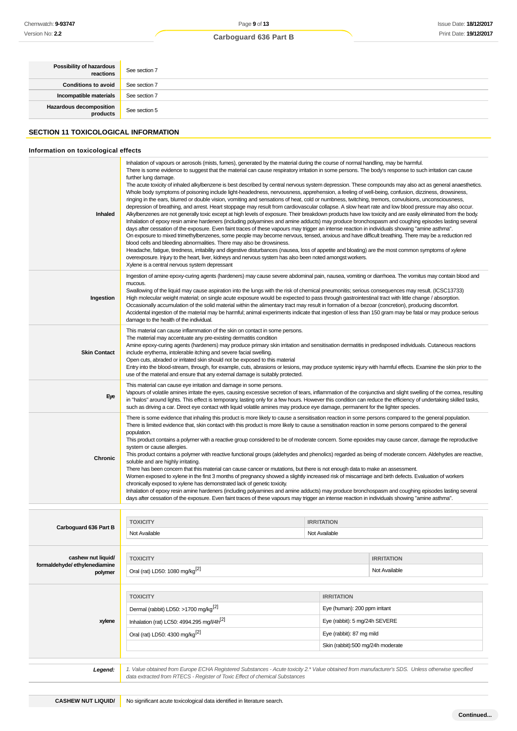| | |
|---|---|
| **Possibility of hazardous reactions** | See section 7 |
| **Conditions to avoid** | See section 7 |
| **Incompatible materials** | See section 7 |
| **Hazardous decomposition products** | See section 5 |

## SECTION 11 TOXICOLOGICAL INFORMATION

### Information on toxicological effects

| | |
|---|---|
| **Inhaled** | Inhalation of vapours or aerosols (mists, fumes), generated by the material during the course of normal handling, may be harmful.<br>There is some evidence to suggest that the material can cause respiratory irritation in some persons. The body's response to such irritation can cause further lung damage.<br>The acute toxicity of inhaled alkylbenzene is best described by central nervous system depression. These compounds may also act as general anaesthetics. Whole body symptoms of poisoning include light-headedness, nervousness, apprehension, a feeling of well-being, confusion, dizziness, drowsiness, ringing in the ears, blurred or double vision, vomiting and sensations of heat, cold or numbness, twitching, tremors, convulsions, unconsciousness, depression of breathing, and arrest. Heart stoppage may result from cardiovascular collapse. A slow heart rate and low blood pressure may also occur.<br>Alkylbenzenes are not generally toxic except at high levels of exposure. Their breakdown products have low toxicity and are easily eliminated from the body.<br>Inhalation of epoxy resin amine hardeners (including polyamines and amine adducts) may produce bronchospasm and coughing episodes lasting several days after cessation of the exposure. Even faint traces of these vapours may trigger an intense reaction in individuals showing "amine asthma".<br>On exposure to mixed trimethylbenzenes, some people may become nervous, tensed, anxious and have difficult breathing. There may be a reduction red blood cells and bleeding abnormalities. There may also be drowsiness.<br>Headache, fatigue, tiredness, irritability and digestive disturbances (nausea, loss of appetite and bloating) are the most common symptoms of xylene overexposure. Injury to the heart, liver, kidneys and nervous system has also been noted amongst workers.<br>Xylene is a central nervous system depressant |
| **Ingestion** | Ingestion of amine epoxy-curing agents (hardeners) may cause severe abdominal pain, nausea, vomiting or diarrhoea. The vomitus may contain blood and mucous.<br>Swallowing of the liquid may cause aspiration into the lungs with the risk of chemical pneumonitis; serious consequences may result. (ICSC13733)<br>High molecular weight material; on single acute exposure would be expected to pass through gastrointestinal tract with little change / absorption. Occasionally accumulation of the solid material within the alimentary tract may result in formation of a bezoar (concretion), producing discomfort.<br>Accidental ingestion of the material may be harmful; animal experiments indicate that ingestion of less than 150 gram may be fatal or may produce serious damage to the health of the individual. |
| **Skin Contact** | This material can cause inflammation of the skin on contact in some persons.<br>The material may accentuate any pre-existing dermatitis condition<br>Amine epoxy-curing agents (hardeners) may produce primary skin irritation and sensitisation dermatitis in predisposed individuals. Cutaneous reactions include erythema, intolerable itching and severe facial swelling.<br>Open cuts, abraded or irritated skin should not be exposed to this material<br>Entry into the blood-stream, through, for example, cuts, abrasions or lesions, may produce systemic injury with harmful effects. Examine the skin prior to the use of the material and ensure that any external damage is suitably protected. |
| **Eye** | This material can cause eye irritation and damage in some persons.<br>Vapours of volatile amines irritate the eyes, causing excessive secretion of tears, inflammation of the conjunctiva and slight swelling of the cornea, resulting in "halos" around lights. This effect is temporary, lasting only for a few hours. However this condition can reduce the efficiency of undertaking skilled tasks, such as driving a car. Direct eye contact with liquid volatile amines may produce eye damage, permanent for the lighter species. |
| **Chronic** | There is some evidence that inhaling this product is more likely to cause a sensitisation reaction in some persons compared to the general population.<br>There is limited evidence that, skin contact with this product is more likely to cause a sensitisation reaction in some persons compared to the general population.<br>This product contains a polymer with a reactive group considered to be of moderate concern. Some epoxides may cause cancer, damage the reproductive system or cause allergies.<br>This product contains a polymer with reactive functional groups (aldehydes and phenolics) regarded as being of moderate concern. Aldehydes are reactive, soluble and are highly irritating.<br>There has been concern that this material can cause cancer or mutations, but there is not enough data to make an assessment.<br>Women exposed to xylene in the first 3 months of pregnancy showed a slightly increased risk of miscarriage and birth defects. Evaluation of workers chronically exposed to xylene has demonstrated lack of genetic toxicity.<br>Inhalation of epoxy resin amine hardeners (including polyamines and amine adducts) may produce bronchospasm and coughing episodes lasting several days after cessation of the exposure. Even faint traces of these vapours may trigger an intense reaction in individuals showing "amine asthma". |

| **Carboguard 636 Part B** | TOXICITY | IRRITATION |
|---|---|---|
| | Not Available | Not Available |

| **cashew nut liquid/ formaldehyde/ ethylenediamine polymer** | TOXICITY | IRRITATION |
|---|---|---|
| | Oral (rat) LD50: 1080 mg/kg[2] | Not Available |

| **xylene** | TOXICITY | IRRITATION |
|---|---|---|
| | Dermal (rabbit) LD50: >1700 mg/kg[2] | Eye (human): 200 ppm irritant |
| | Inhalation (rat) LC50: 4994.295 mg/l/4h[2] | Eye (rabbit): 5 mg/24h SEVERE |
| | Oral (rat) LD50: 4300 mg/kg[2] | Eye (rabbit): 87 mg mild |
| | | Skin (rabbit):500 mg/24h moderate |

| | |
|---|---|
| ***Legend:*** | *1. Value obtained from Europe ECHA Registered Substances - Acute toxicity 2.\* Value obtained from manufacturer's SDS. Unless otherwise specified data extracted from RTECS - Register of Toxic Effect of chemical Substances* |

| | |
|---|---|
| **CASHEW NUT LIQUID/** | No significant acute toxicological data identified in literature search. |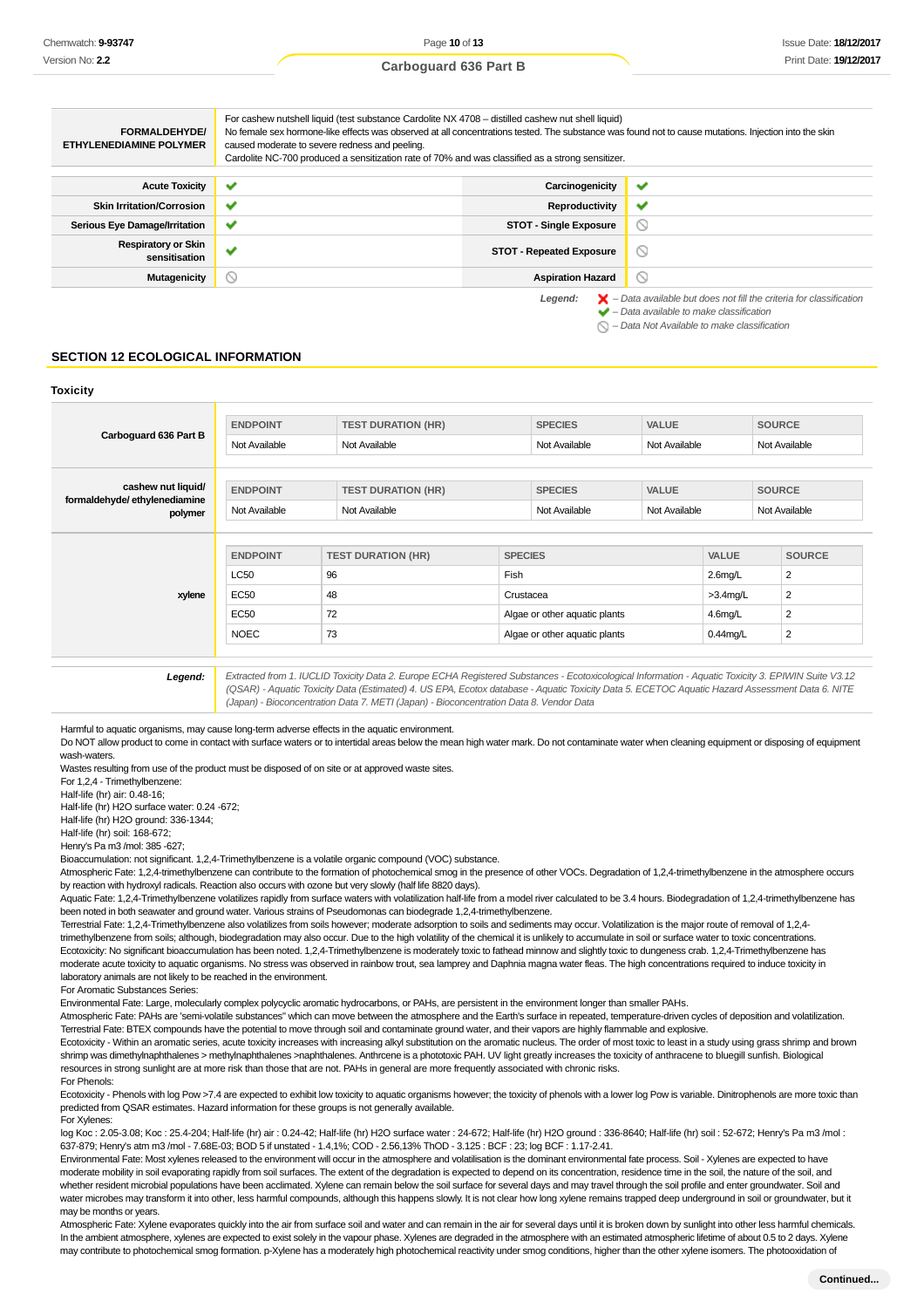| FORMALDEHYDE/ ETHYLENEDIAMINE POLYMER | For cashew nutshell liquid (test substance Cardolite NX 4708 – distilled cashew nut shell liquid) No female sex hormone-like effects was observed at all concentrations tested. The substance was found not to cause mutations. Injection into the skin caused moderate to severe redness and peeling. Cardolite NC-700 produced a sensitization rate of 70% and was classified as a strong sensitizer. |
|---|---|

| | | | |
|---|---|---|---|
| **Acute Toxicity** | ✔ | **Carcinogenicity** | ✔ |
| **Skin Irritation/Corrosion** | ✔ | **Reproductivity** | ✔ |
| **Serious Eye Damage/Irritation** | ✔ | **STOT - Single Exposure** | ⃠ |
| **Respiratory or Skin sensitisation** | ✔ | **STOT - Repeated Exposure** | ⃠ |
| **Mutagenicity** | ⃠ | **Aspiration Hazard** | ⃠ |

*Legend:* ✘ *– Data available but does not fill the criteria for classification*
✔ *– Data available to make classification*
⃠ *– Data Not Available to make classification*

## SECTION 12 ECOLOGICAL INFORMATION

### Toxicity

| | ENDPOINT | TEST DURATION (HR) | SPECIES | VALUE | SOURCE |
|---|---|---|---|---|---|
| **Carboguard 636 Part B** | Not Available | Not Available | Not Available | Not Available | Not Available |
| **cashew nut liquid/ formaldehyde/ ethylenediamine polymer** | Not Available | Not Available | Not Available | Not Available | Not Available |
| **xylene** | LC50 | 96 | Fish | 2.6mg/L | 2 |
| | EC50 | 48 | Crustacea | >3.4mg/L | 2 |
| | EC50 | 72 | Algae or other aquatic plants | 4.6mg/L | 2 |
| | NOEC | 73 | Algae or other aquatic plants | 0.44mg/L | 2 |

***Legend:*** *Extracted from 1. IUCLID Toxicity Data 2. Europe ECHA Registered Substances - Ecotoxicological Information - Aquatic Toxicity 3. EPIWIN Suite V3.12 (QSAR) - Aquatic Toxicity Data (Estimated) 4. US EPA, Ecotox database - Aquatic Toxicity Data 5. ECETOC Aquatic Hazard Assessment Data 6. NITE (Japan) - Bioconcentration Data 7. METI (Japan) - Bioconcentration Data 8. Vendor Data*

Harmful to aquatic organisms, may cause long-term adverse effects in the aquatic environment.
Do NOT allow product to come in contact with surface waters or to intertidal areas below the mean high water mark. Do not contaminate water when cleaning equipment or disposing of equipment wash-waters.
Wastes resulting from use of the product must be disposed of on site or at approved waste sites.
For 1,2,4 - Trimethylbenzene:
Half-life (hr) air: 0.48-16;
Half-life (hr) H2O surface water: 0.24 -672;
Half-life (hr) H2O ground: 336-1344;
Half-life (hr) soil: 168-672;
Henry's Pa m3 /mol: 385 -627;
Bioaccumulation: not significant. 1,2,4-Trimethylbenzene is a volatile organic compound (VOC) substance.
Atmospheric Fate: 1,2,4-trimethylbenzene can contribute to the formation of photochemical smog in the presence of other VOCs. Degradation of 1,2,4-trimethylbenzene in the atmosphere occurs by reaction with hydroxyl radicals. Reaction also occurs with ozone but very slowly (half life 8820 days).
Aquatic Fate: 1,2,4-Trimethylbenzene volatilizes rapidly from surface waters with volatilization half-life from a model river calculated to be 3.4 hours. Biodegradation of 1,2,4-trimethylbenzene has been noted in both seawater and ground water. Various strains of Pseudomonas can biodegrade 1,2,4-trimethylbenzene.
Terrestrial Fate: 1,2,4-Trimethylbenzene also volatilizes from soils however; moderate adsorption to soils and sediments may occur. Volatilization is the major route of removal of 1,2,4-trimethylbenzene from soils; although, biodegradation may also occur. Due to the high volatility of the chemical it is unlikely to accumulate in soil or surface water to toxic concentrations.
Ecotoxicity: No significant bioaccumulation has been noted. 1,2,4-Trimethylbenzene is moderately toxic to fathead minnow and slightly toxic to dungeness crab. 1,2,4-Trimethylbenzene has moderate acute toxicity to aquatic organisms. No stress was observed in rainbow trout, sea lamprey and Daphnia magna water fleas. The high concentrations required to induce toxicity in laboratory animals are not likely to be reached in the environment.
For Aromatic Substances Series:
Environmental Fate: Large, molecularly complex polycyclic aromatic hydrocarbons, or PAHs, are persistent in the environment longer than smaller PAHs.
Atmospheric Fate: PAHs are 'semi-volatile substances" which can move between the atmosphere and the Earth's surface in repeated, temperature-driven cycles of deposition and volatilization.
Terrestrial Fate: BTEX compounds have the potential to move through soil and contaminate ground water, and their vapors are highly flammable and explosive.
Ecotoxicity - Within an aromatic series, acute toxicity increases with increasing alkyl substitution on the aromatic nucleus. The order of most toxic to least in a study using grass shrimp and brown shrimp was dimethylnaphthalenes > methylnaphthalenes >naphthalenes. Anthrcene is a phototoxic PAH. UV light greatly increases the toxicity of anthracene to bluegill sunfish. Biological resources in strong sunlight are at more risk than those that are not. PAHs in general are more frequently associated with chronic risks.
For Phenols:
Ecotoxicity - Phenols with log Pow >7.4 are expected to exhibit low toxicity to aquatic organisms however; the toxicity of phenols with a lower log Pow is variable. Dinitrophenols are more toxic than predicted from QSAR estimates. Hazard information for these groups is not generally available.
For Xylenes:
log Koc : 2.05-3.08; Koc : 25.4-204; Half-life (hr) air : 0.24-42; Half-life (hr) H2O surface water : 24-672; Half-life (hr) H2O ground : 336-8640; Half-life (hr) soil : 52-672; Henry's Pa m3 /mol : 637-879; Henry's atm m3 /mol - 7.68E-03; BOD 5 if unstated - 1.4,1%; COD - 2.56,13% ThOD - 3.125 : BCF : 23; log BCF : 1.17-2.41.
Environmental Fate: Most xylenes released to the environment will occur in the atmosphere and volatilisation is the dominant environmental fate process. Soil - Xylenes are expected to have moderate mobility in soil evaporating rapidly from soil surfaces. The extent of the degradation is expected to depend on its concentration, residence time in the soil, the nature of the soil, and whether resident microbial populations have been acclimated. Xylene can remain below the soil surface for several days and may travel through the soil profile and enter groundwater. Soil and water microbes may transform it into other, less harmful compounds, although this happens slowly. It is not clear how long xylene remains trapped deep underground in soil or groundwater, but it may be months or years.
Atmospheric Fate: Xylene evaporates quickly into the air from surface soil and water and can remain in the air for several days until it is broken down by sunlight into other less harmful chemicals. In the ambient atmosphere, xylenes are expected to exist solely in the vapour phase. Xylenes are degraded in the atmosphere with an estimated atmospheric lifetime of about 0.5 to 2 days. Xylene may contribute to photochemical smog formation. p-Xylene has a moderately high photochemical reactivity under smog conditions, higher than the other xylene isomers. The photooxidation of

**Continued...**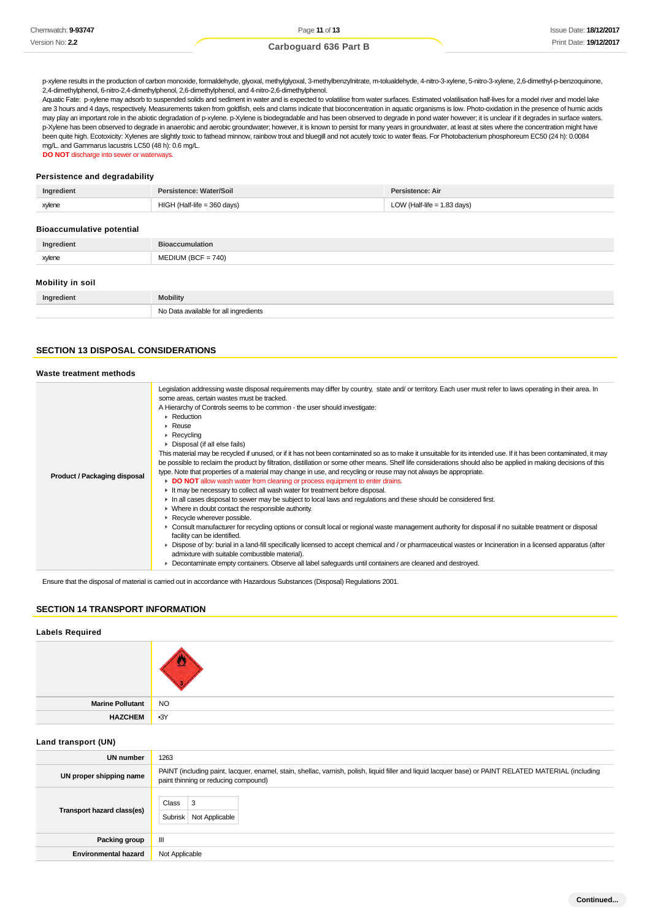p-xylene results in the production of carbon monoxide, formaldehyde, glyoxal, methylglyoxal, 3-methylbenzylnitrate, m-tolualdehyde, 4-nitro-3-xylene, 5-nitro-3-xylene, 2,6-dimethyl-p-benzoquinone, 2,4-dimethylphenol, 6-nitro-2,4-dimethylphenol, 2,6-dimethylphenol, and 4-nitro-2,6-dimethylphenol.
Aquatic Fate: p-xylene may adsorb to suspended solids and sediment in water and is expected to volatilise from water surfaces. Estimated volatilisation half-lives for a model river and model lake are 3 hours and 4 days, respectively. Measurements taken from goldfish, eels and clams indicate that bioconcentration in aquatic organisms is low. Photo-oxidation in the presence of humic acids may play an important role in the abiotic degradation of p-xylene. p-Xylene is biodegradable and has been observed to degrade in pond water however; it is unclear if it degrades in surface waters. p-Xylene has been observed to degrade in anaerobic and aerobic groundwater; however, it is known to persist for many years in groundwater, at least at sites where the concentration might have been quite high. Ecotoxicity: Xylenes are slightly toxic to fathead minnow, rainbow trout and bluegill and not acutely toxic to water fleas. For Photobacterium phosphoreum EC50 (24 h): 0.0084 mg/L. and Gammarus lacustris LC50 (48 h): 0.6 mg/L.
**DO NOT** discharge into sewer or waterways.

### Persistence and degradability

| Ingredient | Persistence: Water/Soil | Persistence: Air |
|---|---|---|
| xylene | HIGH (Half-life = 360 days) | LOW (Half-life = 1.83 days) |

### Bioaccumulative potential

| Ingredient | Bioaccumulation |
|---|---|
| xylene | MEDIUM (BCF = 740) |

### Mobility in soil

| Ingredient | Mobility |
|---|---|
| | No Data available for all ingredients |

## SECTION 13 DISPOSAL CONSIDERATIONS

### Waste treatment methods

| | |
|---|---|
| **Product / Packaging disposal** | Legislation addressing waste disposal requirements may differ by country, state and/ or territory. Each user must refer to laws operating in their area. In some areas, certain wastes must be tracked.<br>A Hierarchy of Controls seems to be common - the user should investigate:<br>▸ Reduction<br>▸ Reuse<br>▸ Recycling<br>▸ Disposal (if all else fails)<br>This material may be recycled if unused, or if it has not been contaminated so as to make it unsuitable for its intended use. If it has been contaminated, it may be possible to reclaim the product by filtration, distillation or some other means. Shelf life considerations should also be applied in making decisions of this type. Note that properties of a material may change in use, and recycling or reuse may not always be appropriate.<br>▸ **DO NOT** allow wash water from cleaning or process equipment to enter drains.<br>▸ It may be necessary to collect all wash water for treatment before disposal.<br>▸ In all cases disposal to sewer may be subject to local laws and regulations and these should be considered first.<br>▸ Where in doubt contact the responsible authority.<br>▸ Recycle wherever possible.<br>▸ Consult manufacturer for recycling options or consult local or regional waste management authority for disposal if no suitable treatment or disposal facility can be identified.<br>▸ Dispose of by: burial in a land-fill specifically licensed to accept chemical and / or pharmaceutical wastes or Incineration in a licensed apparatus (after admixture with suitable combustible material).<br>▸ Decontaminate empty containers. Observe all label safeguards until containers are cleaned and destroyed. |

Ensure that the disposal of material is carried out in accordance with Hazardous Substances (Disposal) Regulations 2001.

## SECTION 14 TRANSPORT INFORMATION

### Labels Required

| | |
|---|---|
| | |
| **Marine Pollutant** | NO |
| **HAZCHEM** | •3Y |

### Land transport (UN)

| | |
|---|---|
| **UN number** | 1263 |
| **UN proper shipping name** | PAINT (including paint, lacquer, enamel, stain, shellac, varnish, polish, liquid filler and liquid lacquer base) or PAINT RELATED MATERIAL (including paint thinning or reducing compound) |
| **Transport hazard class(es)** | Class: 3<br>Subrisk: Not Applicable |
| **Packing group** | III |
| **Environmental hazard** | Not Applicable |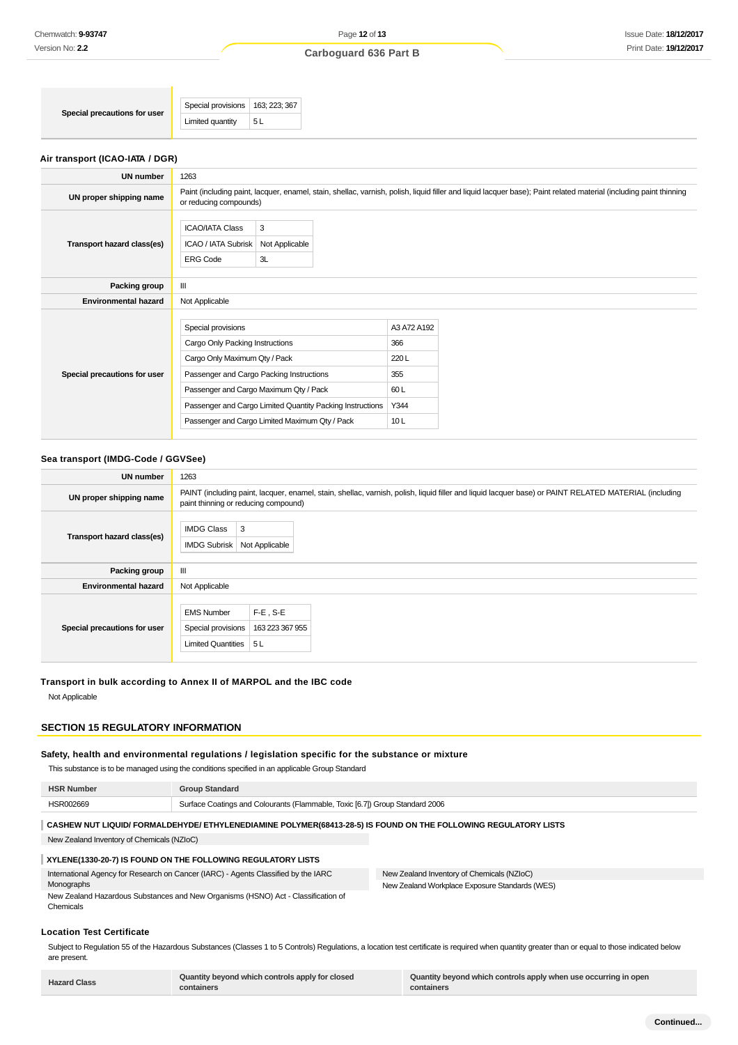| | |
|---|---|
| **Special precautions for user** | Special provisions: 163; 223; 367<br>Limited quantity: 5 L |

### Air transport (ICAO-IATA / DGR)

| | |
|---|---|
| **UN number** | 1263 |
| **UN proper shipping name** | Paint (including paint, lacquer, enamel, stain, shellac, varnish, polish, liquid filler and liquid lacquer base); Paint related material (including paint thinning or reducing compounds) |
| **Transport hazard class(es)** | ICAO/IATA Class: 3<br>ICAO / IATA Subrisk: Not Applicable<br>ERG Code: 3L |
| **Packing group** | III |
| **Environmental hazard** | Not Applicable |
| **Special precautions for user** | Special provisions: A3 A72 A192<br>Cargo Only Packing Instructions: 366<br>Cargo Only Maximum Qty / Pack: 220 L<br>Passenger and Cargo Packing Instructions: 355<br>Passenger and Cargo Maximum Qty / Pack: 60 L<br>Passenger and Cargo Limited Quantity Packing Instructions: Y344<br>Passenger and Cargo Limited Maximum Qty / Pack: 10 L |

### Sea transport (IMDG-Code / GGVSee)

| | |
|---|---|
| **UN number** | 1263 |
| **UN proper shipping name** | PAINT (including paint, lacquer, enamel, stain, shellac, varnish, polish, liquid filler and liquid lacquer base) or PAINT RELATED MATERIAL (including paint thinning or reducing compound) |
| **Transport hazard class(es)** | IMDG Class: 3<br>IMDG Subrisk: Not Applicable |
| **Packing group** | III |
| **Environmental hazard** | Not Applicable |
| **Special precautions for user** | EMS Number: F-E , S-E<br>Special provisions: 163 223 367 955<br>Limited Quantities: 5 L |

### Transport in bulk according to Annex II of MARPOL and the IBC code

Not Applicable

## SECTION 15 REGULATORY INFORMATION

### Safety, health and environmental regulations / legislation specific for the substance or mixture

This substance is to be managed using the conditions specified in an applicable Group Standard

| HSR Number | Group Standard |
|---|---|
| HSR002669 | Surface Coatings and Colourants (Flammable, Toxic [6.7]) Group Standard 2006 |

**CASHEW NUT LIQUID/ FORMALDEHYDE/ ETHYLENEDIAMINE POLYMER(68413-28-5) IS FOUND ON THE FOLLOWING REGULATORY LISTS**

New Zealand Inventory of Chemicals (NZIoC)

**XYLENE(1330-20-7) IS FOUND ON THE FOLLOWING REGULATORY LISTS**

- International Agency for Research on Cancer (IARC) - Agents Classified by the IARC Monographs
- New Zealand Hazardous Substances and New Organisms (HSNO) Act - Classification of Chemicals
- New Zealand Inventory of Chemicals (NZIoC)
- New Zealand Workplace Exposure Standards (WES)

### Location Test Certificate

Subject to Regulation 55 of the Hazardous Substances (Classes 1 to 5 Controls) Regulations, a location test certificate is required when quantity greater than or equal to those indicated below are present.

| Hazard Class | Quantity beyond which controls apply for closed containers | Quantity beyond which controls apply when use occurring in open containers |
|---|---|---|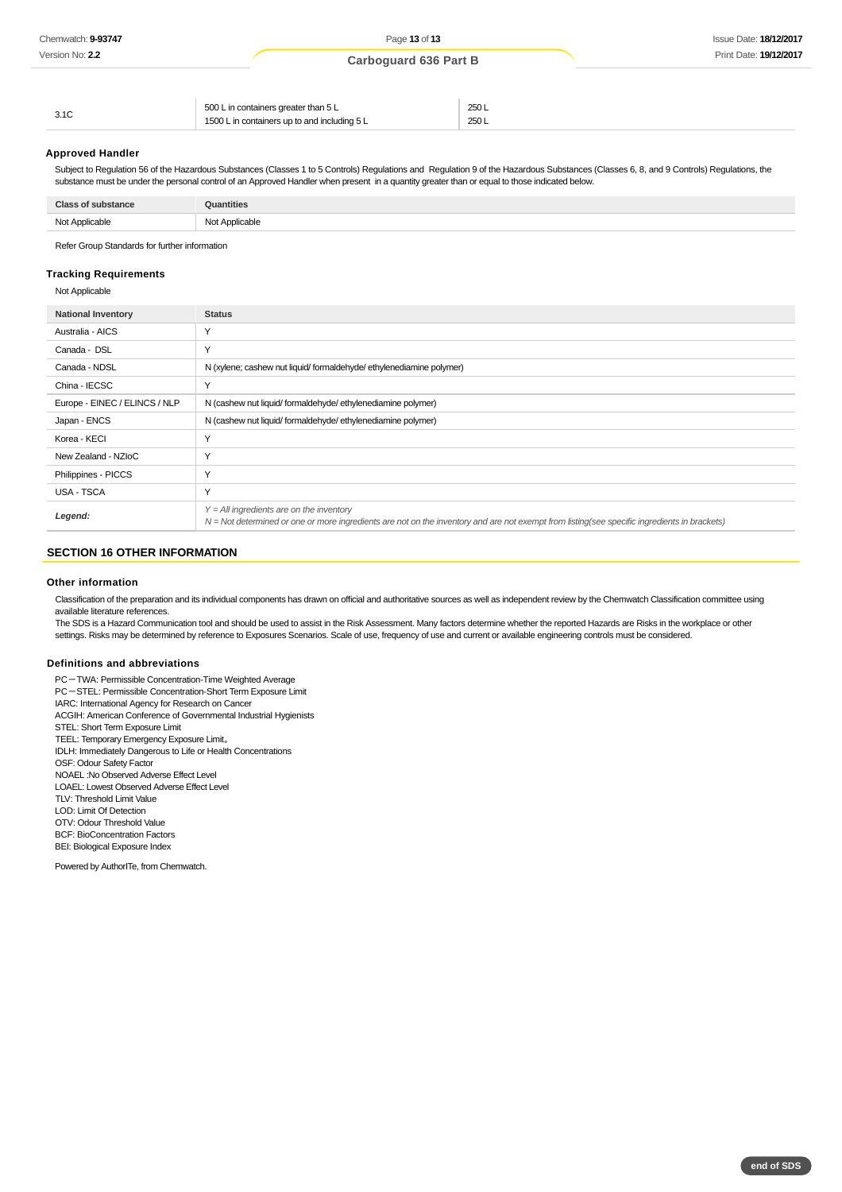| | | |
|---|---|---|
| 3.1C | 500 L in containers greater than 5 L<br>1500 L in containers up to and including 5 L | 250 L<br>250 L |

### Approved Handler

Subject to Regulation 56 of the Hazardous Substances (Classes 1 to 5 Controls) Regulations and Regulation 9 of the Hazardous Substances (Classes 6, 8, and 9 Controls) Regulations, the substance must be under the personal control of an Approved Handler when present in a quantity greater than or equal to those indicated below.

| Class of substance | Quantities |
|---|---|
| Not Applicable | Not Applicable |

Refer Group Standards for further information

### Tracking Requirements

Not Applicable

| National Inventory | Status |
|---|---|
| Australia - AICS | Y |
| Canada - DSL | Y |
| Canada - NDSL | N (xylene; cashew nut liquid/ formaldehyde/ ethylenediamine polymer) |
| China - IECSC | Y |
| Europe - EINEC / ELINCS / NLP | N (cashew nut liquid/ formaldehyde/ ethylenediamine polymer) |
| Japan - ENCS | N (cashew nut liquid/ formaldehyde/ ethylenediamine polymer) |
| Korea - KECI | Y |
| New Zealand - NZIoC | Y |
| Philippines - PICCS | Y |
| USA - TSCA | Y |
| ***Legend:*** | *Y = All ingredients are on the inventory*<br>*N = Not determined or one or more ingredients are not on the inventory and are not exempt from listing(see specific ingredients in brackets)* |

## SECTION 16 OTHER INFORMATION

### Other information

Classification of the preparation and its individual components has drawn on official and authoritative sources as well as independent review by the Chemwatch Classification committee using available literature references.

The SDS is a Hazard Communication tool and should be used to assist in the Risk Assessment. Many factors determine whether the reported Hazards are Risks in the workplace or other settings. Risks may be determined by reference to Exposures Scenarios. Scale of use, frequency of use and current or available engineering controls must be considered.

### Definitions and abbreviations

PC－TWA: Permissible Concentration-Time Weighted Average
PC－STEL: Permissible Concentration-Short Term Exposure Limit
IARC: International Agency for Research on Cancer
ACGIH: American Conference of Governmental Industrial Hygienists
STEL: Short Term Exposure Limit
TEEL: Temporary Emergency Exposure Limit。
IDLH: Immediately Dangerous to Life or Health Concentrations
OSF: Odour Safety Factor
NOAEL :No Observed Adverse Effect Level
LOAEL: Lowest Observed Adverse Effect Level
TLV: Threshold Limit Value
LOD: Limit Of Detection
OTV: Odour Threshold Value
BCF: BioConcentration Factors
BEI: Biological Exposure Index

Powered by AuthorITe, from Chemwatch.

end of SDS